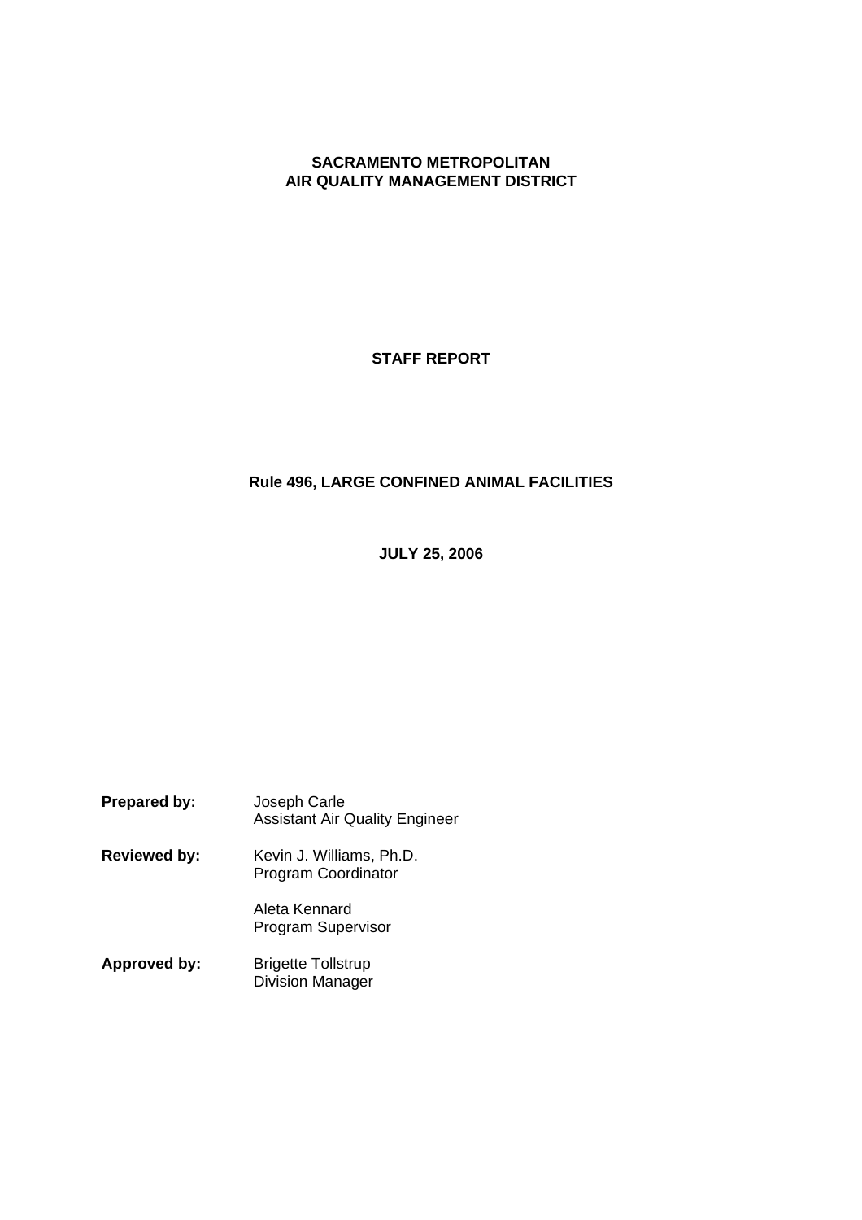**SACRAMENTO METROPOLITAN**
**AIR QUALITY MANAGEMENT DISTRICT**

# STAFF REPORT

## Rule 496, LARGE CONFINED ANIMAL FACILITIES

**JULY 25, 2006**

**Prepared by:** Joseph Carle
Assistant Air Quality Engineer

**Reviewed by:** Kevin J. Williams, Ph.D.
Program Coordinator

Aleta Kennard
Program Supervisor

**Approved by:** Brigette Tollstrup
Division Manager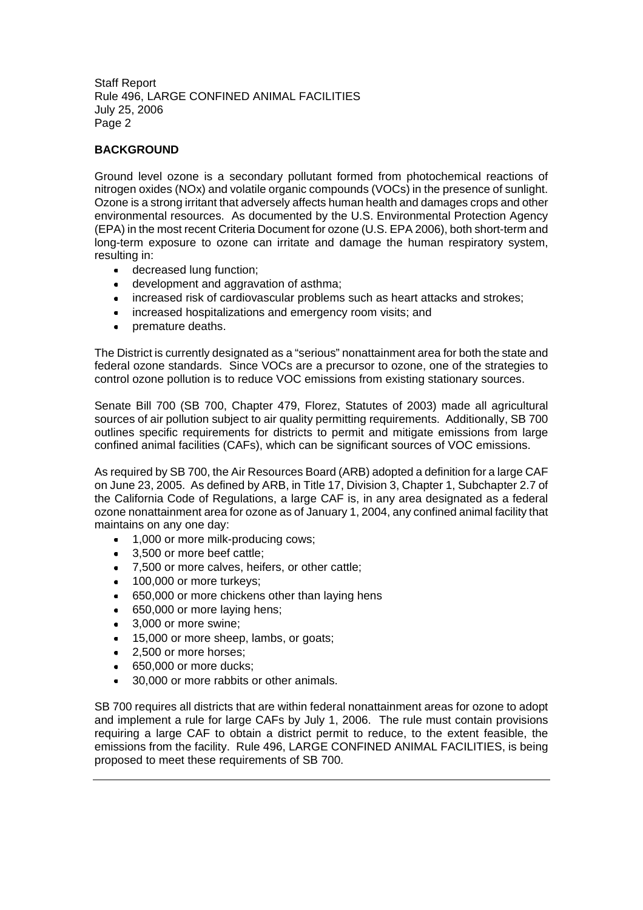## BACKGROUND

Ground level ozone is a secondary pollutant formed from photochemical reactions of nitrogen oxides (NOx) and volatile organic compounds (VOCs) in the presence of sunlight. Ozone is a strong irritant that adversely affects human health and damages crops and other environmental resources. As documented by the U.S. Environmental Protection Agency (EPA) in the most recent Criteria Document for ozone (U.S. EPA 2006), both short-term and long-term exposure to ozone can irritate and damage the human respiratory system, resulting in:

- decreased lung function;
- development and aggravation of asthma;
- increased risk of cardiovascular problems such as heart attacks and strokes;
- increased hospitalizations and emergency room visits; and
- premature deaths.

The District is currently designated as a "serious" nonattainment area for both the state and federal ozone standards. Since VOCs are a precursor to ozone, one of the strategies to control ozone pollution is to reduce VOC emissions from existing stationary sources.

Senate Bill 700 (SB 700, Chapter 479, Florez, Statutes of 2003) made all agricultural sources of air pollution subject to air quality permitting requirements. Additionally, SB 700 outlines specific requirements for districts to permit and mitigate emissions from large confined animal facilities (CAFs), which can be significant sources of VOC emissions.

As required by SB 700, the Air Resources Board (ARB) adopted a definition for a large CAF on June 23, 2005. As defined by ARB, in Title 17, Division 3, Chapter 1, Subchapter 2.7 of the California Code of Regulations, a large CAF is, in any area designated as a federal ozone nonattainment area for ozone as of January 1, 2004, any confined animal facility that maintains on any one day:

- 1,000 or more milk-producing cows;
- 3,500 or more beef cattle;
- 7,500 or more calves, heifers, or other cattle;
- 100,000 or more turkeys;
- 650,000 or more chickens other than laying hens
- 650,000 or more laying hens;
- 3,000 or more swine;
- 15,000 or more sheep, lambs, or goats;
- 2,500 or more horses;
- 650,000 or more ducks;
- 30,000 or more rabbits or other animals.

SB 700 requires all districts that are within federal nonattainment areas for ozone to adopt and implement a rule for large CAFs by July 1, 2006. The rule must contain provisions requiring a large CAF to obtain a district permit to reduce, to the extent feasible, the emissions from the facility. Rule 496, LARGE CONFINED ANIMAL FACILITIES, is being proposed to meet these requirements of SB 700.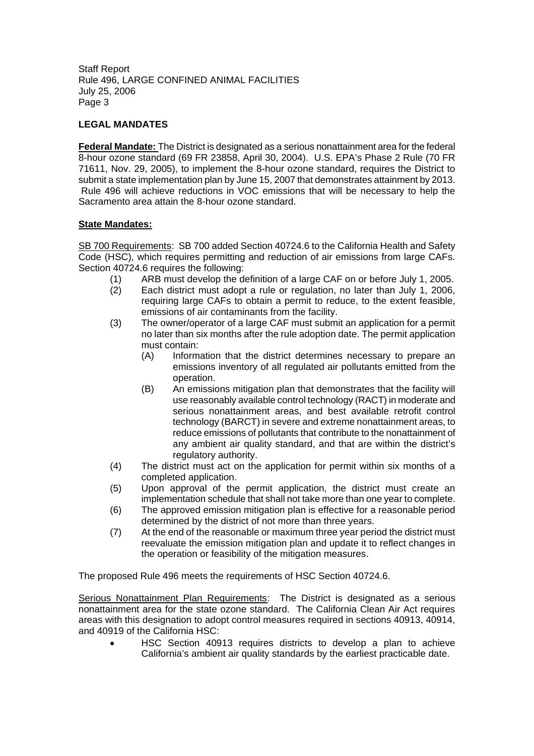## LEGAL MANDATES

**Federal Mandate:** The District is designated as a serious nonattainment area for the federal 8-hour ozone standard (69 FR 23858, April 30, 2004). U.S. EPA's Phase 2 Rule (70 FR 71611, Nov. 29, 2005), to implement the 8-hour ozone standard, requires the District to submit a state implementation plan by June 15, 2007 that demonstrates attainment by 2013. Rule 496 will achieve reductions in VOC emissions that will be necessary to help the Sacramento area attain the 8-hour ozone standard.

**State Mandates:**

SB 700 Requirements: SB 700 added Section 40724.6 to the California Health and Safety Code (HSC), which requires permitting and reduction of air emissions from large CAFs. Section 40724.6 requires the following:

(1) ARB must develop the definition of a large CAF on or before July 1, 2005.

(2) Each district must adopt a rule or regulation, no later than July 1, 2006, requiring large CAFs to obtain a permit to reduce, to the extent feasible, emissions of air contaminants from the facility.

(3) The owner/operator of a large CAF must submit an application for a permit no later than six months after the rule adoption date. The permit application must contain:

   (A) Information that the district determines necessary to prepare an emissions inventory of all regulated air pollutants emitted from the operation.

   (B) An emissions mitigation plan that demonstrates that the facility will use reasonably available control technology (RACT) in moderate and serious nonattainment areas, and best available retrofit control technology (BARCT) in severe and extreme nonattainment areas, to reduce emissions of pollutants that contribute to the nonattainment of any ambient air quality standard, and that are within the district's regulatory authority.

(4) The district must act on the application for permit within six months of a completed application.

(5) Upon approval of the permit application, the district must create an implementation schedule that shall not take more than one year to complete.

(6) The approved emission mitigation plan is effective for a reasonable period determined by the district of not more than three years.

(7) At the end of the reasonable or maximum three year period the district must reevaluate the emission mitigation plan and update it to reflect changes in the operation or feasibility of the mitigation measures.

The proposed Rule 496 meets the requirements of HSC Section 40724.6.

Serious Nonattainment Plan Requirements: The District is designated as a serious nonattainment area for the state ozone standard. The California Clean Air Act requires areas with this designation to adopt control measures required in sections 40913, 40914, and 40919 of the California HSC:

- HSC Section 40913 requires districts to develop a plan to achieve California's ambient air quality standards by the earliest practicable date.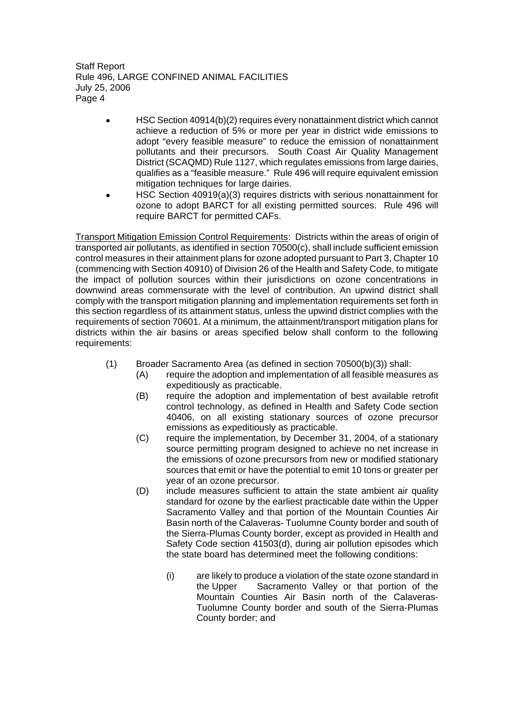- HSC Section 40914(b)(2) requires every nonattainment district which cannot achieve a reduction of 5% or more per year in district wide emissions to adopt "every feasible measure" to reduce the emission of nonattainment pollutants and their precursors. South Coast Air Quality Management District (SCAQMD) Rule 1127, which regulates emissions from large dairies, qualifies as a "feasible measure." Rule 496 will require equivalent emission mitigation techniques for large dairies.
- HSC Section 40919(a)(3) requires districts with serious nonattainment for ozone to adopt BARCT for all existing permitted sources. Rule 496 will require BARCT for permitted CAFs.

<u>Transport Mitigation Emission Control Requirements</u>: Districts within the areas of origin of transported air pollutants, as identified in section 70500(c), shall include sufficient emission control measures in their attainment plans for ozone adopted pursuant to Part 3, Chapter 10 (commencing with Section 40910) of Division 26 of the Health and Safety Code, to mitigate the impact of pollution sources within their jurisdictions on ozone concentrations in downwind areas commensurate with the level of contribution. An upwind district shall comply with the transport mitigation planning and implementation requirements set forth in this section regardless of its attainment status, unless the upwind district complies with the requirements of section 70601. At a minimum, the attainment/transport mitigation plans for districts within the air basins or areas specified below shall conform to the following requirements:

(1) Broader Sacramento Area (as defined in section 70500(b)(3)) shall:

(A) require the adoption and implementation of all feasible measures as expeditiously as practicable.

(B) require the adoption and implementation of best available retrofit control technology, as defined in Health and Safety Code section 40406, on all existing stationary sources of ozone precursor emissions as expeditiously as practicable.

(C) require the implementation, by December 31, 2004, of a stationary source permitting program designed to achieve no net increase in the emissions of ozone precursors from new or modified stationary sources that emit or have the potential to emit 10 tons or greater per year of an ozone precursor.

(D) include measures sufficient to attain the state ambient air quality standard for ozone by the earliest practicable date within the Upper Sacramento Valley and that portion of the Mountain Counties Air Basin north of the Calaveras- Tuolumne County border and south of the Sierra-Plumas County border, except as provided in Health and Safety Code section 41503(d), during air pollution episodes which the state board has determined meet the following conditions:

(i) are likely to produce a violation of the state ozone standard in the Upper Sacramento Valley or that portion of the Mountain Counties Air Basin north of the Calaveras-Tuolumne County border and south of the Sierra-Plumas County border; and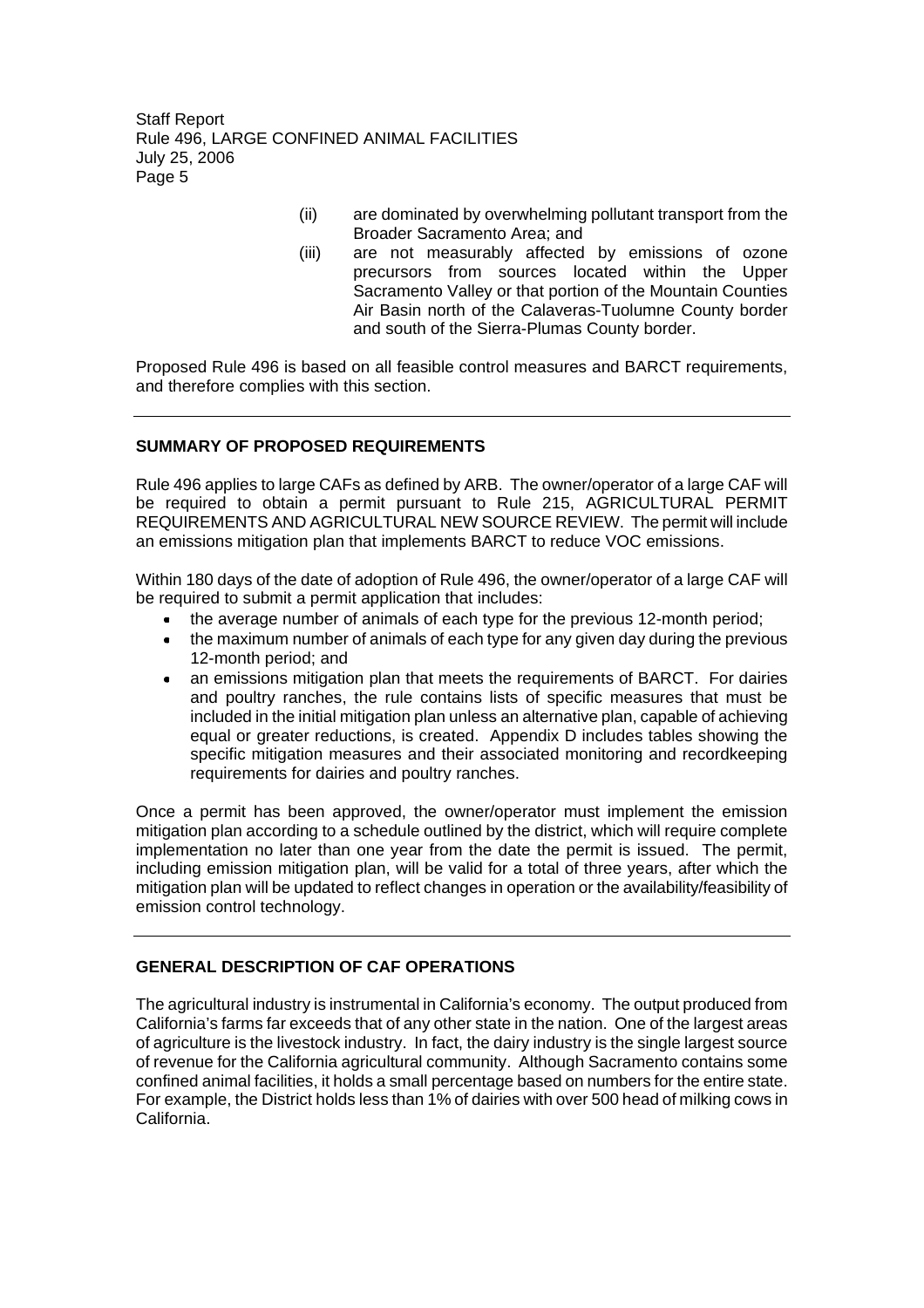(ii) are dominated by overwhelming pollutant transport from the Broader Sacramento Area; and

(iii) are not measurably affected by emissions of ozone precursors from sources located within the Upper Sacramento Valley or that portion of the Mountain Counties Air Basin north of the Calaveras-Tuolumne County border and south of the Sierra-Plumas County border.

Proposed Rule 496 is based on all feasible control measures and BARCT requirements, and therefore complies with this section.

---

## SUMMARY OF PROPOSED REQUIREMENTS

Rule 496 applies to large CAFs as defined by ARB. The owner/operator of a large CAF will be required to obtain a permit pursuant to Rule 215, AGRICULTURAL PERMIT REQUIREMENTS AND AGRICULTURAL NEW SOURCE REVIEW. The permit will include an emissions mitigation plan that implements BARCT to reduce VOC emissions.

Within 180 days of the date of adoption of Rule 496, the owner/operator of a large CAF will be required to submit a permit application that includes:

- the average number of animals of each type for the previous 12-month period;
- the maximum number of animals of each type for any given day during the previous 12-month period; and
- an emissions mitigation plan that meets the requirements of BARCT. For dairies and poultry ranches, the rule contains lists of specific measures that must be included in the initial mitigation plan unless an alternative plan, capable of achieving equal or greater reductions, is created. Appendix D includes tables showing the specific mitigation measures and their associated monitoring and recordkeeping requirements for dairies and poultry ranches.

Once a permit has been approved, the owner/operator must implement the emission mitigation plan according to a schedule outlined by the district, which will require complete implementation no later than one year from the date the permit is issued. The permit, including emission mitigation plan, will be valid for a total of three years, after which the mitigation plan will be updated to reflect changes in operation or the availability/feasibility of emission control technology.

---

## GENERAL DESCRIPTION OF CAF OPERATIONS

The agricultural industry is instrumental in California's economy. The output produced from California's farms far exceeds that of any other state in the nation. One of the largest areas of agriculture is the livestock industry. In fact, the dairy industry is the single largest source of revenue for the California agricultural community. Although Sacramento contains some confined animal facilities, it holds a small percentage based on numbers for the entire state. For example, the District holds less than 1% of dairies with over 500 head of milking cows in California.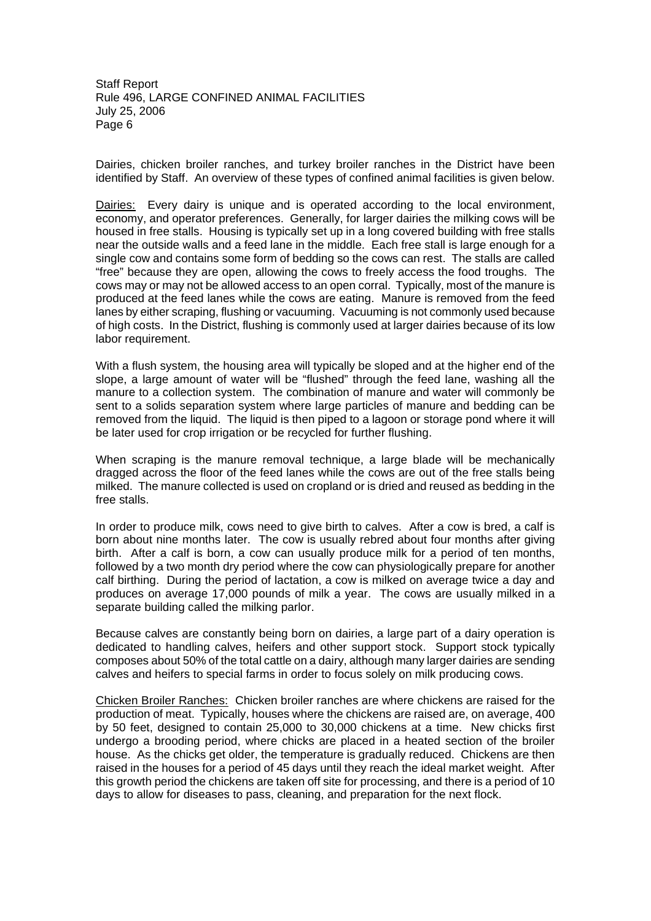Dairies, chicken broiler ranches, and turkey broiler ranches in the District have been identified by Staff. An overview of these types of confined animal facilities is given below.

Dairies: Every dairy is unique and is operated according to the local environment, economy, and operator preferences. Generally, for larger dairies the milking cows will be housed in free stalls. Housing is typically set up in a long covered building with free stalls near the outside walls and a feed lane in the middle. Each free stall is large enough for a single cow and contains some form of bedding so the cows can rest. The stalls are called "free" because they are open, allowing the cows to freely access the food troughs. The cows may or may not be allowed access to an open corral. Typically, most of the manure is produced at the feed lanes while the cows are eating. Manure is removed from the feed lanes by either scraping, flushing or vacuuming. Vacuuming is not commonly used because of high costs. In the District, flushing is commonly used at larger dairies because of its low labor requirement.

With a flush system, the housing area will typically be sloped and at the higher end of the slope, a large amount of water will be "flushed" through the feed lane, washing all the manure to a collection system. The combination of manure and water will commonly be sent to a solids separation system where large particles of manure and bedding can be removed from the liquid. The liquid is then piped to a lagoon or storage pond where it will be later used for crop irrigation or be recycled for further flushing.

When scraping is the manure removal technique, a large blade will be mechanically dragged across the floor of the feed lanes while the cows are out of the free stalls being milked. The manure collected is used on cropland or is dried and reused as bedding in the free stalls.

In order to produce milk, cows need to give birth to calves. After a cow is bred, a calf is born about nine months later. The cow is usually rebred about four months after giving birth. After a calf is born, a cow can usually produce milk for a period of ten months, followed by a two month dry period where the cow can physiologically prepare for another calf birthing. During the period of lactation, a cow is milked on average twice a day and produces on average 17,000 pounds of milk a year. The cows are usually milked in a separate building called the milking parlor.

Because calves are constantly being born on dairies, a large part of a dairy operation is dedicated to handling calves, heifers and other support stock. Support stock typically composes about 50% of the total cattle on a dairy, although many larger dairies are sending calves and heifers to special farms in order to focus solely on milk producing cows.

Chicken Broiler Ranches: Chicken broiler ranches are where chickens are raised for the production of meat. Typically, houses where the chickens are raised are, on average, 400 by 50 feet, designed to contain 25,000 to 30,000 chickens at a time. New chicks first undergo a brooding period, where chicks are placed in a heated section of the broiler house. As the chicks get older, the temperature is gradually reduced. Chickens are then raised in the houses for a period of 45 days until they reach the ideal market weight. After this growth period the chickens are taken off site for processing, and there is a period of 10 days to allow for diseases to pass, cleaning, and preparation for the next flock.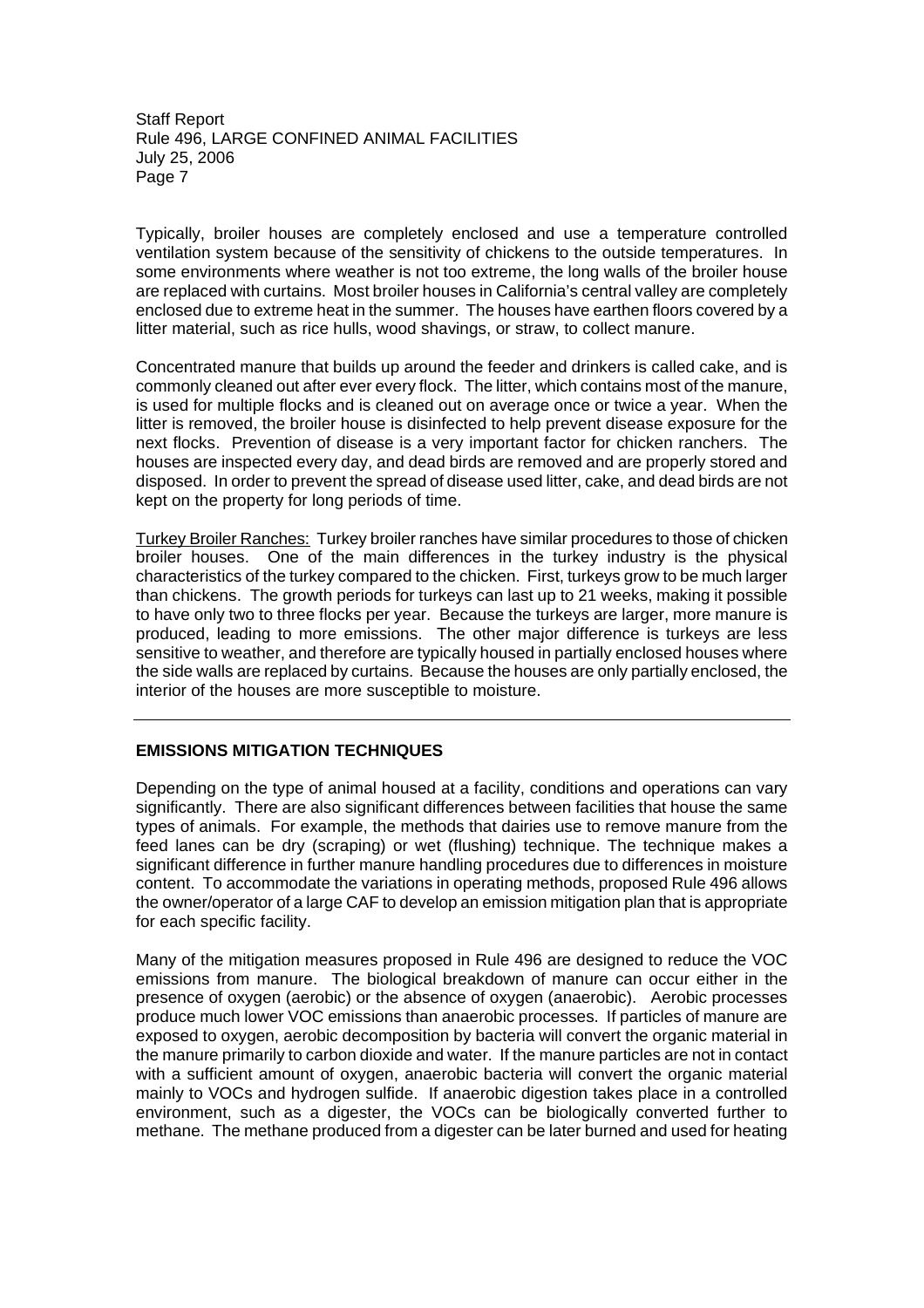Typically, broiler houses are completely enclosed and use a temperature controlled ventilation system because of the sensitivity of chickens to the outside temperatures. In some environments where weather is not too extreme, the long walls of the broiler house are replaced with curtains. Most broiler houses in California's central valley are completely enclosed due to extreme heat in the summer. The houses have earthen floors covered by a litter material, such as rice hulls, wood shavings, or straw, to collect manure.

Concentrated manure that builds up around the feeder and drinkers is called cake, and is commonly cleaned out after ever every flock. The litter, which contains most of the manure, is used for multiple flocks and is cleaned out on average once or twice a year. When the litter is removed, the broiler house is disinfected to help prevent disease exposure for the next flocks. Prevention of disease is a very important factor for chicken ranchers. The houses are inspected every day, and dead birds are removed and are properly stored and disposed. In order to prevent the spread of disease used litter, cake, and dead birds are not kept on the property for long periods of time.

Turkey Broiler Ranches: Turkey broiler ranches have similar procedures to those of chicken broiler houses. One of the main differences in the turkey industry is the physical characteristics of the turkey compared to the chicken. First, turkeys grow to be much larger than chickens. The growth periods for turkeys can last up to 21 weeks, making it possible to have only two to three flocks per year. Because the turkeys are larger, more manure is produced, leading to more emissions. The other major difference is turkeys are less sensitive to weather, and therefore are typically housed in partially enclosed houses where the side walls are replaced by curtains. Because the houses are only partially enclosed, the interior of the houses are more susceptible to moisture.

---

## EMISSIONS MITIGATION TECHNIQUES

Depending on the type of animal housed at a facility, conditions and operations can vary significantly. There are also significant differences between facilities that house the same types of animals. For example, the methods that dairies use to remove manure from the feed lanes can be dry (scraping) or wet (flushing) technique. The technique makes a significant difference in further manure handling procedures due to differences in moisture content. To accommodate the variations in operating methods, proposed Rule 496 allows the owner/operator of a large CAF to develop an emission mitigation plan that is appropriate for each specific facility.

Many of the mitigation measures proposed in Rule 496 are designed to reduce the VOC emissions from manure. The biological breakdown of manure can occur either in the presence of oxygen (aerobic) or the absence of oxygen (anaerobic). Aerobic processes produce much lower VOC emissions than anaerobic processes. If particles of manure are exposed to oxygen, aerobic decomposition by bacteria will convert the organic material in the manure primarily to carbon dioxide and water. If the manure particles are not in contact with a sufficient amount of oxygen, anaerobic bacteria will convert the organic material mainly to VOCs and hydrogen sulfide. If anaerobic digestion takes place in a controlled environment, such as a digester, the VOCs can be biologically converted further to methane. The methane produced from a digester can be later burned and used for heating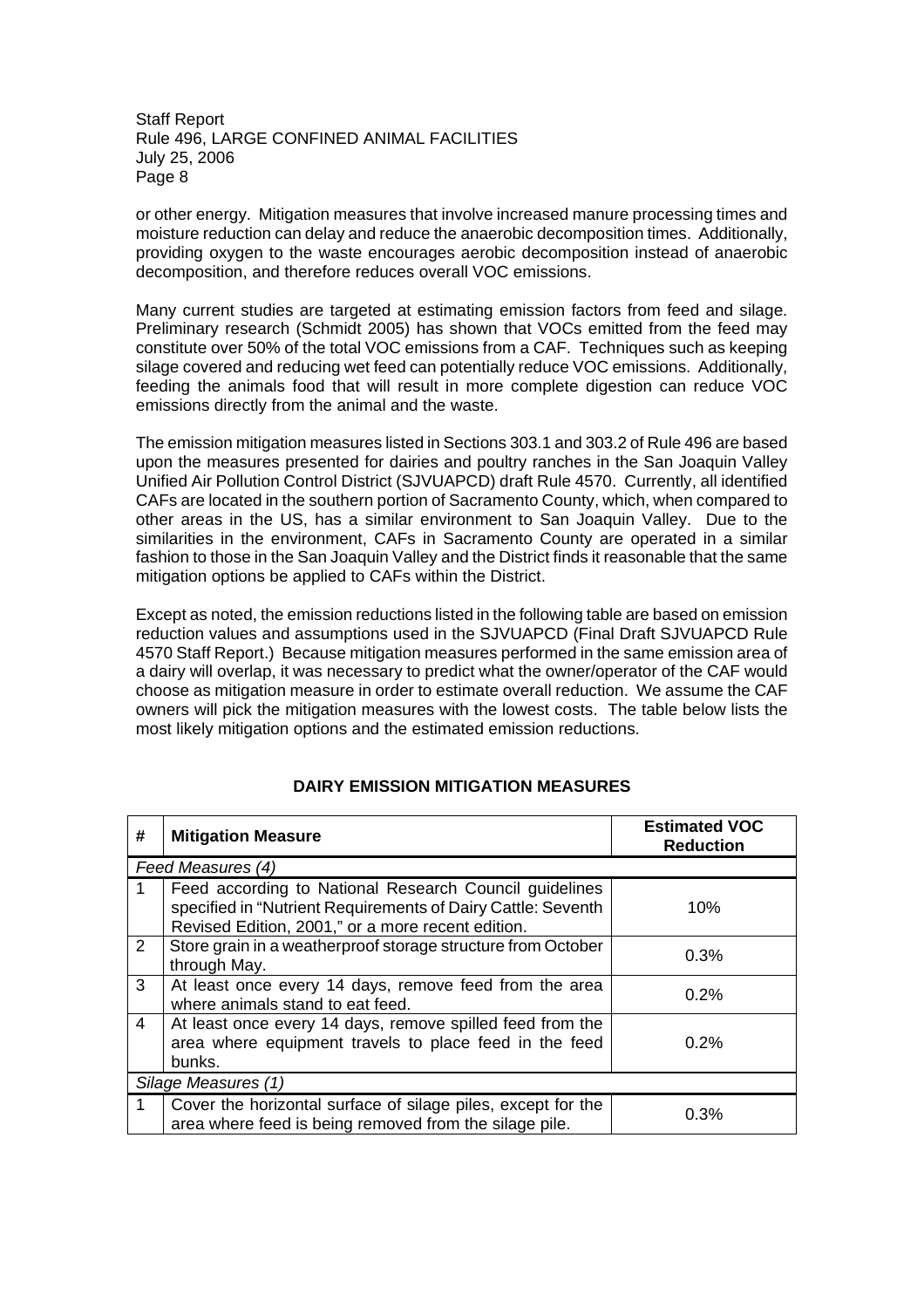or other energy. Mitigation measures that involve increased manure processing times and moisture reduction can delay and reduce the anaerobic decomposition times. Additionally, providing oxygen to the waste encourages aerobic decomposition instead of anaerobic decomposition, and therefore reduces overall VOC emissions.

Many current studies are targeted at estimating emission factors from feed and silage. Preliminary research (Schmidt 2005) has shown that VOCs emitted from the feed may constitute over 50% of the total VOC emissions from a CAF. Techniques such as keeping silage covered and reducing wet feed can potentially reduce VOC emissions. Additionally, feeding the animals food that will result in more complete digestion can reduce VOC emissions directly from the animal and the waste.

The emission mitigation measures listed in Sections 303.1 and 303.2 of Rule 496 are based upon the measures presented for dairies and poultry ranches in the San Joaquin Valley Unified Air Pollution Control District (SJVUAPCD) draft Rule 4570. Currently, all identified CAFs are located in the southern portion of Sacramento County, which, when compared to other areas in the US, has a similar environment to San Joaquin Valley. Due to the similarities in the environment, CAFs in Sacramento County are operated in a similar fashion to those in the San Joaquin Valley and the District finds it reasonable that the same mitigation options be applied to CAFs within the District.

Except as noted, the emission reductions listed in the following table are based on emission reduction values and assumptions used in the SJVUAPCD (Final Draft SJVUAPCD Rule 4570 Staff Report.) Because mitigation measures performed in the same emission area of a dairy will overlap, it was necessary to predict what the owner/operator of the CAF would choose as mitigation measure in order to estimate overall reduction. We assume the CAF owners will pick the mitigation measures with the lowest costs. The table below lists the most likely mitigation options and the estimated emission reductions.

**DAIRY EMISSION MITIGATION MEASURES**

| # | Mitigation Measure | Estimated VOC Reduction |
|---|---|---|
| *Feed Measures (4)* | | |
| 1 | Feed according to National Research Council guidelines specified in "Nutrient Requirements of Dairy Cattle: Seventh Revised Edition, 2001," or a more recent edition. | 10% |
| 2 | Store grain in a weatherproof storage structure from October through May. | 0.3% |
| 3 | At least once every 14 days, remove feed from the area where animals stand to eat feed. | 0.2% |
| 4 | At least once every 14 days, remove spilled feed from the area where equipment travels to place feed in the feed bunks. | 0.2% |
| *Silage Measures (1)* | | |
| 1 | Cover the horizontal surface of silage piles, except for the area where feed is being removed from the silage pile. | 0.3% |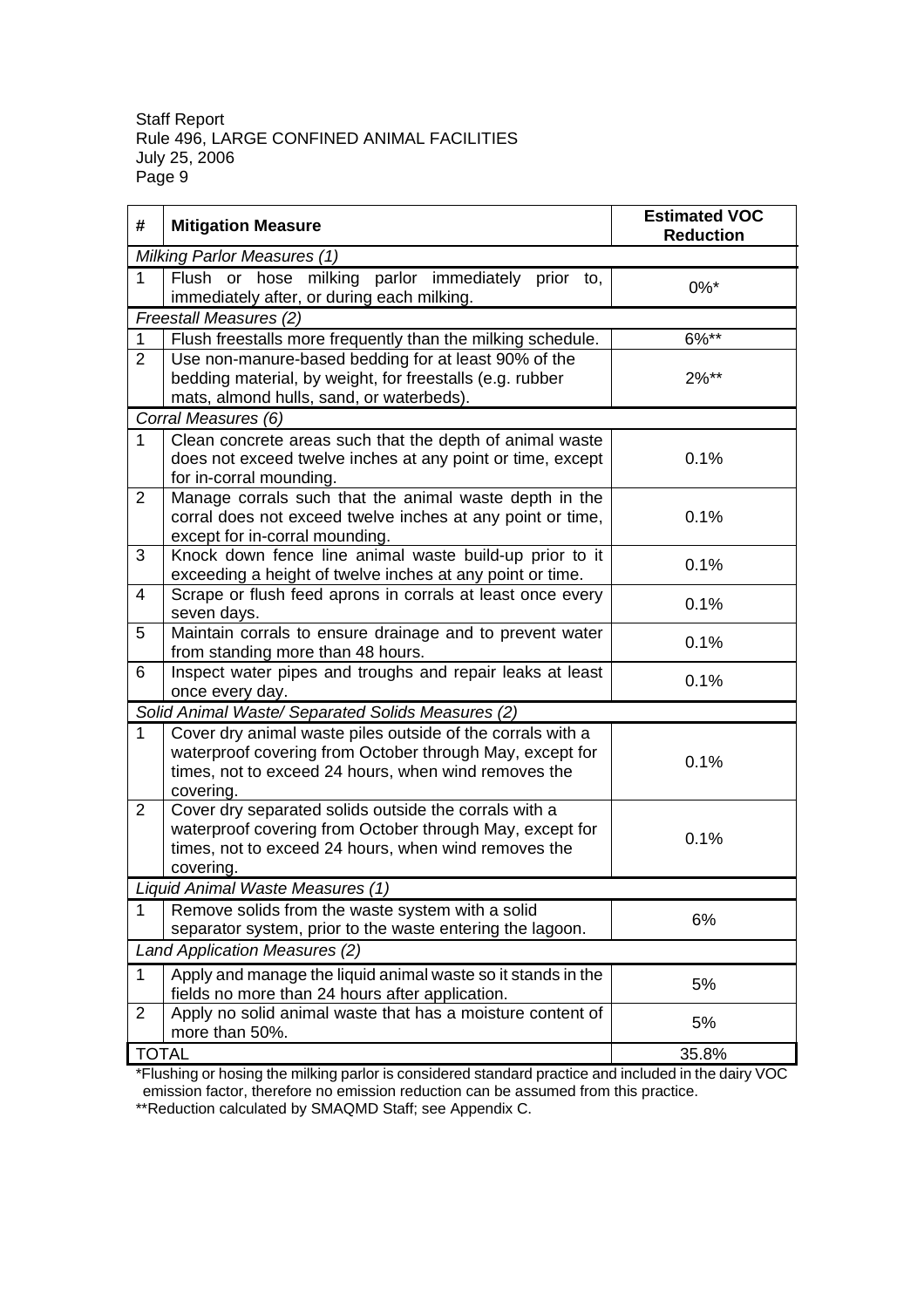| # | Mitigation Measure | Estimated VOC Reduction |
|---|---|---|
| *Milking Parlor Measures (1)* | | |
| 1 | Flush or hose milking parlor immediately prior to, immediately after, or during each milking. | 0%* |
| *Freestall Measures (2)* | | |
| 1 | Flush freestalls more frequently than the milking schedule. | 6%** |
| 2 | Use non-manure-based bedding for at least 90% of the bedding material, by weight, for freestalls (e.g. rubber mats, almond hulls, sand, or waterbeds). | 2%** |
| *Corral Measures (6)* | | |
| 1 | Clean concrete areas such that the depth of animal waste does not exceed twelve inches at any point or time, except for in-corral mounding. | 0.1% |
| 2 | Manage corrals such that the animal waste depth in the corral does not exceed twelve inches at any point or time, except for in-corral mounding. | 0.1% |
| 3 | Knock down fence line animal waste build-up prior to it exceeding a height of twelve inches at any point or time. | 0.1% |
| 4 | Scrape or flush feed aprons in corrals at least once every seven days. | 0.1% |
| 5 | Maintain corrals to ensure drainage and to prevent water from standing more than 48 hours. | 0.1% |
| 6 | Inspect water pipes and troughs and repair leaks at least once every day. | 0.1% |
| *Solid Animal Waste/ Separated Solids Measures (2)* | | |
| 1 | Cover dry animal waste piles outside of the corrals with a waterproof covering from October through May, except for times, not to exceed 24 hours, when wind removes the covering. | 0.1% |
| 2 | Cover dry separated solids outside the corrals with a waterproof covering from October through May, except for times, not to exceed 24 hours, when wind removes the covering. | 0.1% |
| *Liquid Animal Waste Measures (1)* | | |
| 1 | Remove solids from the waste system with a solid separator system, prior to the waste entering the lagoon. | 6% |
| *Land Application Measures (2)* | | |
| 1 | Apply and manage the liquid animal waste so it stands in the fields no more than 24 hours after application. | 5% |
| 2 | Apply no solid animal waste that has a moisture content of more than 50%. | 5% |
| TOTAL | | 35.8% |

*Flushing or hosing the milking parlor is considered standard practice and included in the dairy VOC emission factor, therefore no emission reduction can be assumed from this practice.

**Reduction calculated by SMAQMD Staff; see Appendix C.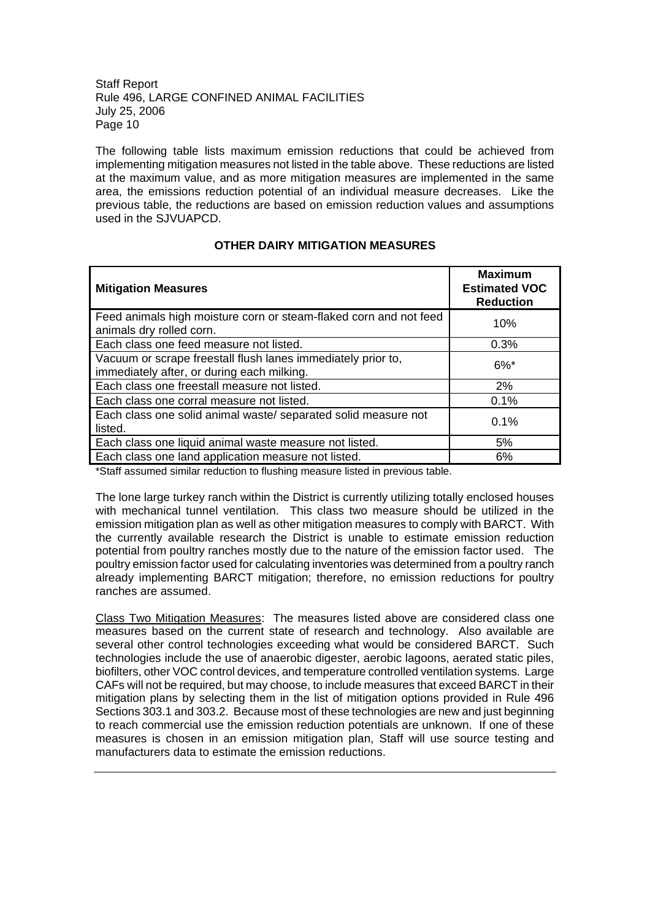The following table lists maximum emission reductions that could be achieved from implementing mitigation measures not listed in the table above. These reductions are listed at the maximum value, and as more mitigation measures are implemented in the same area, the emissions reduction potential of an individual measure decreases. Like the previous table, the reductions are based on emission reduction values and assumptions used in the SJVUAPCD.

**OTHER DAIRY MITIGATION MEASURES**

| Mitigation Measures | Maximum Estimated VOC Reduction |
|---|---|
| Feed animals high moisture corn or steam-flaked corn and not feed animals dry rolled corn. | 10% |
| Each class one feed measure not listed. | 0.3% |
| Vacuum or scrape freestall flush lanes immediately prior to, immediately after, or during each milking. | 6%* |
| Each class one freestall measure not listed. | 2% |
| Each class one corral measure not listed. | 0.1% |
| Each class one solid animal waste/ separated solid measure not listed. | 0.1% |
| Each class one liquid animal waste measure not listed. | 5% |
| Each class one land application measure not listed. | 6% |

*Staff assumed similar reduction to flushing measure listed in previous table.

The lone large turkey ranch within the District is currently utilizing totally enclosed houses with mechanical tunnel ventilation. This class two measure should be utilized in the emission mitigation plan as well as other mitigation measures to comply with BARCT. With the currently available research the District is unable to estimate emission reduction potential from poultry ranches mostly due to the nature of the emission factor used. The poultry emission factor used for calculating inventories was determined from a poultry ranch already implementing BARCT mitigation; therefore, no emission reductions for poultry ranches are assumed.

Class Two Mitigation Measures: The measures listed above are considered class one measures based on the current state of research and technology. Also available are several other control technologies exceeding what would be considered BARCT. Such technologies include the use of anaerobic digester, aerobic lagoons, aerated static piles, biofilters, other VOC control devices, and temperature controlled ventilation systems. Large CAFs will not be required, but may choose, to include measures that exceed BARCT in their mitigation plans by selecting them in the list of mitigation options provided in Rule 496 Sections 303.1 and 303.2. Because most of these technologies are new and just beginning to reach commercial use the emission reduction potentials are unknown. If one of these measures is chosen in an emission mitigation plan, Staff will use source testing and manufacturers data to estimate the emission reductions.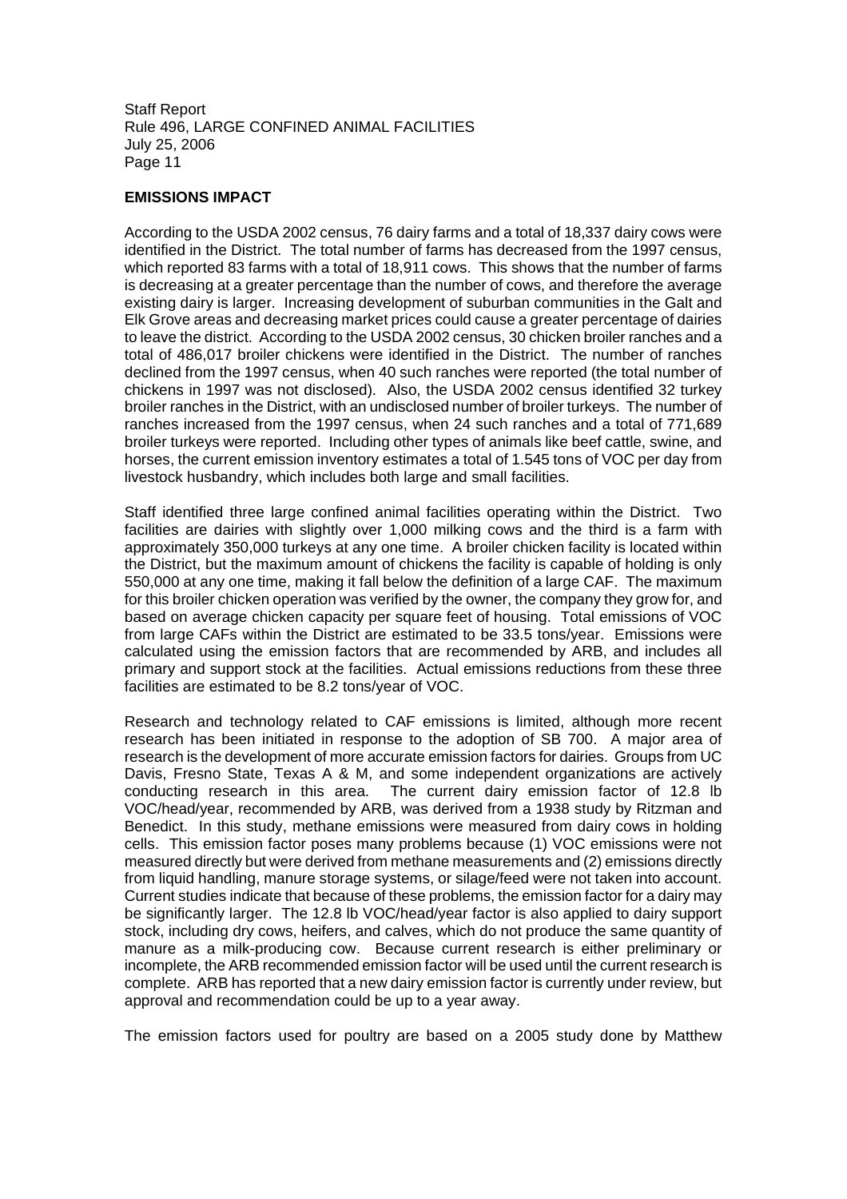**EMISSIONS IMPACT**

According to the USDA 2002 census, 76 dairy farms and a total of 18,337 dairy cows were identified in the District. The total number of farms has decreased from the 1997 census, which reported 83 farms with a total of 18,911 cows. This shows that the number of farms is decreasing at a greater percentage than the number of cows, and therefore the average existing dairy is larger. Increasing development of suburban communities in the Galt and Elk Grove areas and decreasing market prices could cause a greater percentage of dairies to leave the district. According to the USDA 2002 census, 30 chicken broiler ranches and a total of 486,017 broiler chickens were identified in the District. The number of ranches declined from the 1997 census, when 40 such ranches were reported (the total number of chickens in 1997 was not disclosed). Also, the USDA 2002 census identified 32 turkey broiler ranches in the District, with an undisclosed number of broiler turkeys. The number of ranches increased from the 1997 census, when 24 such ranches and a total of 771,689 broiler turkeys were reported. Including other types of animals like beef cattle, swine, and horses, the current emission inventory estimates a total of 1.545 tons of VOC per day from livestock husbandry, which includes both large and small facilities.

Staff identified three large confined animal facilities operating within the District. Two facilities are dairies with slightly over 1,000 milking cows and the third is a farm with approximately 350,000 turkeys at any one time. A broiler chicken facility is located within the District, but the maximum amount of chickens the facility is capable of holding is only 550,000 at any one time, making it fall below the definition of a large CAF. The maximum for this broiler chicken operation was verified by the owner, the company they grow for, and based on average chicken capacity per square feet of housing. Total emissions of VOC from large CAFs within the District are estimated to be 33.5 tons/year. Emissions were calculated using the emission factors that are recommended by ARB, and includes all primary and support stock at the facilities. Actual emissions reductions from these three facilities are estimated to be 8.2 tons/year of VOC.

Research and technology related to CAF emissions is limited, although more recent research has been initiated in response to the adoption of SB 700. A major area of research is the development of more accurate emission factors for dairies. Groups from UC Davis, Fresno State, Texas A & M, and some independent organizations are actively conducting research in this area. The current dairy emission factor of 12.8 lb VOC/head/year, recommended by ARB, was derived from a 1938 study by Ritzman and Benedict. In this study, methane emissions were measured from dairy cows in holding cells. This emission factor poses many problems because (1) VOC emissions were not measured directly but were derived from methane measurements and (2) emissions directly from liquid handling, manure storage systems, or silage/feed were not taken into account. Current studies indicate that because of these problems, the emission factor for a dairy may be significantly larger. The 12.8 lb VOC/head/year factor is also applied to dairy support stock, including dry cows, heifers, and calves, which do not produce the same quantity of manure as a milk-producing cow. Because current research is either preliminary or incomplete, the ARB recommended emission factor will be used until the current research is complete. ARB has reported that a new dairy emission factor is currently under review, but approval and recommendation could be up to a year away.

The emission factors used for poultry are based on a 2005 study done by Matthew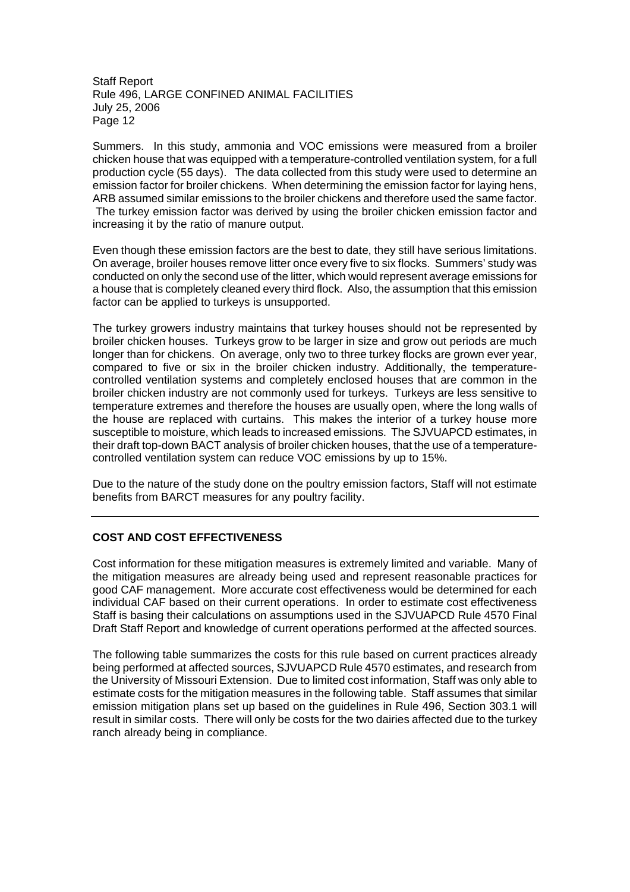Summers. In this study, ammonia and VOC emissions were measured from a broiler chicken house that was equipped with a temperature-controlled ventilation system, for a full production cycle (55 days). The data collected from this study were used to determine an emission factor for broiler chickens. When determining the emission factor for laying hens, ARB assumed similar emissions to the broiler chickens and therefore used the same factor. The turkey emission factor was derived by using the broiler chicken emission factor and increasing it by the ratio of manure output.

Even though these emission factors are the best to date, they still have serious limitations. On average, broiler houses remove litter once every five to six flocks. Summers' study was conducted on only the second use of the litter, which would represent average emissions for a house that is completely cleaned every third flock. Also, the assumption that this emission factor can be applied to turkeys is unsupported.

The turkey growers industry maintains that turkey houses should not be represented by broiler chicken houses. Turkeys grow to be larger in size and grow out periods are much longer than for chickens. On average, only two to three turkey flocks are grown ever year, compared to five or six in the broiler chicken industry. Additionally, the temperature-controlled ventilation systems and completely enclosed houses that are common in the broiler chicken industry are not commonly used for turkeys. Turkeys are less sensitive to temperature extremes and therefore the houses are usually open, where the long walls of the house are replaced with curtains. This makes the interior of a turkey house more susceptible to moisture, which leads to increased emissions. The SJVUAPCD estimates, in their draft top-down BACT analysis of broiler chicken houses, that the use of a temperature-controlled ventilation system can reduce VOC emissions by up to 15%.

Due to the nature of the study done on the poultry emission factors, Staff will not estimate benefits from BARCT measures for any poultry facility.

---

## COST AND COST EFFECTIVENESS

Cost information for these mitigation measures is extremely limited and variable. Many of the mitigation measures are already being used and represent reasonable practices for good CAF management. More accurate cost effectiveness would be determined for each individual CAF based on their current operations. In order to estimate cost effectiveness Staff is basing their calculations on assumptions used in the SJVUAPCD Rule 4570 Final Draft Staff Report and knowledge of current operations performed at the affected sources.

The following table summarizes the costs for this rule based on current practices already being performed at affected sources, SJVUAPCD Rule 4570 estimates, and research from the University of Missouri Extension. Due to limited cost information, Staff was only able to estimate costs for the mitigation measures in the following table. Staff assumes that similar emission mitigation plans set up based on the guidelines in Rule 496, Section 303.1 will result in similar costs. There will only be costs for the two dairies affected due to the turkey ranch already being in compliance.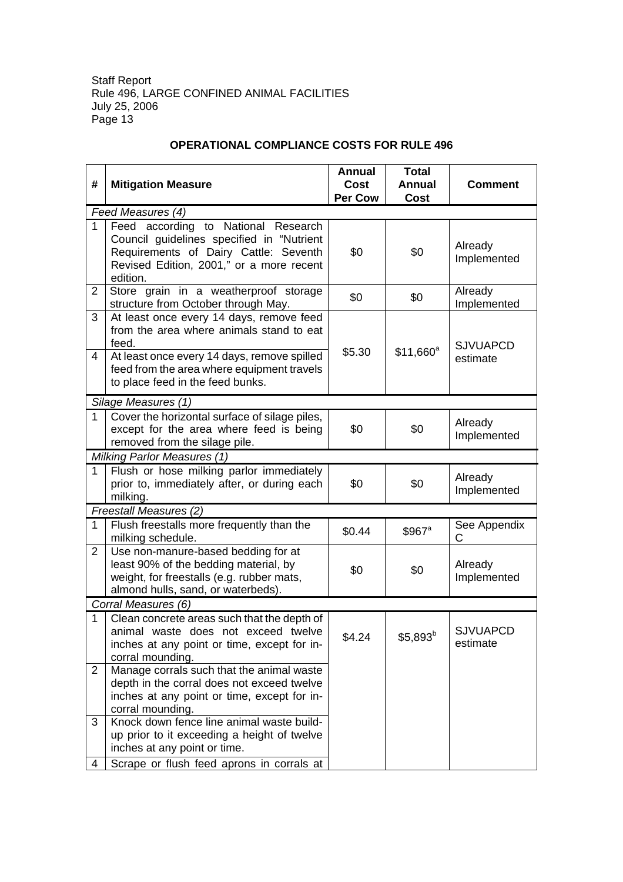**OPERATIONAL COMPLIANCE COSTS FOR RULE 496**

| # | Mitigation Measure | Annual Cost Per Cow | Total Annual Cost | Comment |
|---|---|---|---|---|
| *Feed Measures (4)* | | | | |
| 1 | Feed according to National Research Council guidelines specified in "Nutrient Requirements of Dairy Cattle: Seventh Revised Edition, 2001," or a more recent edition. | $0 | $0 | Already Implemented |
| 2 | Store grain in a weatherproof storage structure from October through May. | $0 | $0 | Already Implemented |
| 3 | At least once every 14 days, remove feed from the area where animals stand to eat feed. | $5.30 | $11,660[a] | SJVUAPCD estimate |
| 4 | At least once every 14 days, remove spilled feed from the area where equipment travels to place feed in the feed bunks. | | | |
| *Silage Measures (1)* | | | | |
| 1 | Cover the horizontal surface of silage piles, except for the area where feed is being removed from the silage pile. | $0 | $0 | Already Implemented |
| *Milking Parlor Measures (1)* | | | | |
| 1 | Flush or hose milking parlor immediately prior to, immediately after, or during each milking. | $0 | $0 | Already Implemented |
| *Freestall Measures (2)* | | | | |
| 1 | Flush freestalls more frequently than the milking schedule. | $0.44 | $967[a] | See Appendix C |
| 2 | Use non-manure-based bedding for at least 90% of the bedding material, by weight, for freestalls (e.g. rubber mats, almond hulls, sand, or waterbeds). | $0 | $0 | Already Implemented |
| *Corral Measures (6)* | | | | |
| 1 | Clean concrete areas such that the depth of animal waste does not exceed twelve inches at any point or time, except for in-corral mounding. | $4.24 | $5,893[b] | SJVUAPCD estimate |
| 2 | Manage corrals such that the animal waste depth in the corral does not exceed twelve inches at any point or time, except for in-corral mounding. | | | |
| 3 | Knock down fence line animal waste build-up prior to it exceeding a height of twelve inches at any point or time. | | | |
| 4 | Scrape or flush feed aprons in corrals at | | | |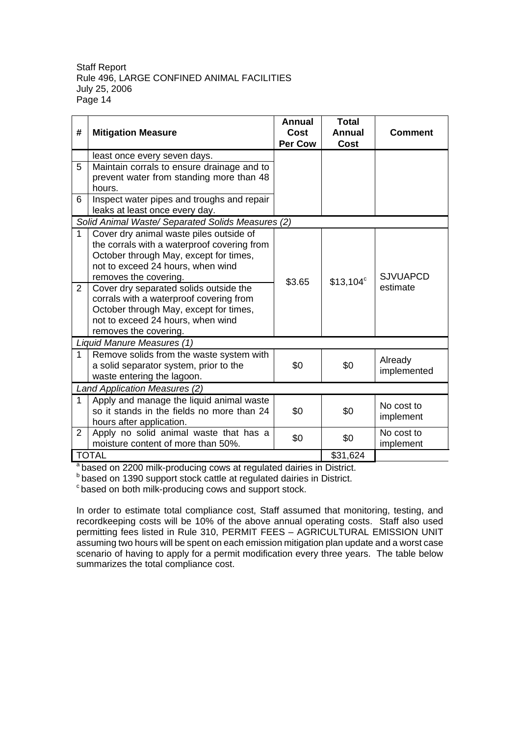| # | Mitigation Measure | Annual Cost Per Cow | Total Annual Cost | Comment |
|---|---|---|---|---|
| | least once every seven days. | | | |
| 5 | Maintain corrals to ensure drainage and to prevent water from standing more than 48 hours. | | | |
| 6 | Inspect water pipes and troughs and repair leaks at least once every day. | | | |
| *Solid Animal Waste/ Separated Solids Measures (2)* | | | | |
| 1 | Cover dry animal waste piles outside of the corrals with a waterproof covering from October through May, except for times, not to exceed 24 hours, when wind removes the covering. | $3.65 | $13,104[c] | SJVUAPCD estimate |
| 2 | Cover dry separated solids outside the corrals with a waterproof covering from October through May, except for times, not to exceed 24 hours, when wind removes the covering. | | | |
| *Liquid Manure Measures (1)* | | | | |
| 1 | Remove solids from the waste system with a solid separator system, prior to the waste entering the lagoon. | $0 | $0 | Already implemented |
| *Land Application Measures (2)* | | | | |
| 1 | Apply and manage the liquid animal waste so it stands in the fields no more than 24 hours after application. | $0 | $0 | No cost to implement |
| 2 | Apply no solid animal waste that has a moisture content of more than 50%. | $0 | $0 | No cost to implement |
| TOTAL | | | $31,624 | |

[a] based on 2200 milk-producing cows at regulated dairies in District.
[b] based on 1390 support stock cattle at regulated dairies in District.
[c] based on both milk-producing cows and support stock.

In order to estimate total compliance cost, Staff assumed that monitoring, testing, and recordkeeping costs will be 10% of the above annual operating costs. Staff also used permitting fees listed in Rule 310, PERMIT FEES – AGRICULTURAL EMISSION UNIT assuming two hours will be spent on each emission mitigation plan update and a worst case scenario of having to apply for a permit modification every three years. The table below summarizes the total compliance cost.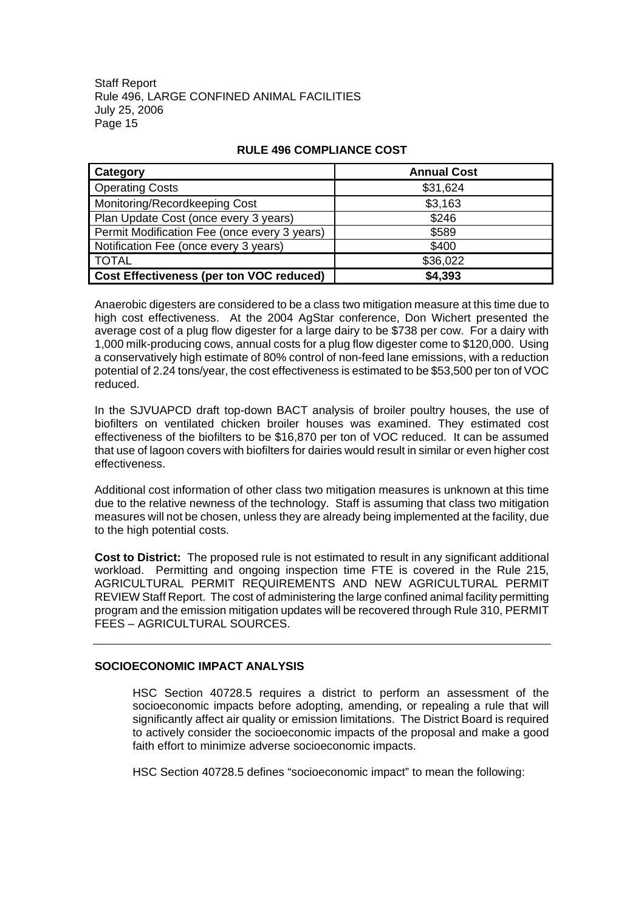**RULE 496 COMPLIANCE COST**

| Category | Annual Cost |
|---|---|
| Operating Costs | $31,624 |
| Monitoring/Recordkeeping Cost | $3,163 |
| Plan Update Cost (once every 3 years) | $246 |
| Permit Modification Fee (once every 3 years) | $589 |
| Notification Fee (once every 3 years) | $400 |
| TOTAL | $36,022 |
| **Cost Effectiveness (per ton VOC reduced)** | **$4,393** |

Anaerobic digesters are considered to be a class two mitigation measure at this time due to high cost effectiveness. At the 2004 AgStar conference, Don Wichert presented the average cost of a plug flow digester for a large dairy to be $738 per cow. For a dairy with 1,000 milk-producing cows, annual costs for a plug flow digester come to $120,000. Using a conservatively high estimate of 80% control of non-feed lane emissions, with a reduction potential of 2.24 tons/year, the cost effectiveness is estimated to be $53,500 per ton of VOC reduced.

In the SJVUAPCD draft top-down BACT analysis of broiler poultry houses, the use of biofilters on ventilated chicken broiler houses was examined. They estimated cost effectiveness of the biofilters to be $16,870 per ton of VOC reduced. It can be assumed that use of lagoon covers with biofilters for dairies would result in similar or even higher cost effectiveness.

Additional cost information of other class two mitigation measures is unknown at this time due to the relative newness of the technology. Staff is assuming that class two mitigation measures will not be chosen, unless they are already being implemented at the facility, due to the high potential costs.

**Cost to District:** The proposed rule is not estimated to result in any significant additional workload. Permitting and ongoing inspection time FTE is covered in the Rule 215, AGRICULTURAL PERMIT REQUIREMENTS AND NEW AGRICULTURAL PERMIT REVIEW Staff Report. The cost of administering the large confined animal facility permitting program and the emission mitigation updates will be recovered through Rule 310, PERMIT FEES – AGRICULTURAL SOURCES.

---

## SOCIOECONOMIC IMPACT ANALYSIS

HSC Section 40728.5 requires a district to perform an assessment of the socioeconomic impacts before adopting, amending, or repealing a rule that will significantly affect air quality or emission limitations. The District Board is required to actively consider the socioeconomic impacts of the proposal and make a good faith effort to minimize adverse socioeconomic impacts.

HSC Section 40728.5 defines "socioeconomic impact" to mean the following: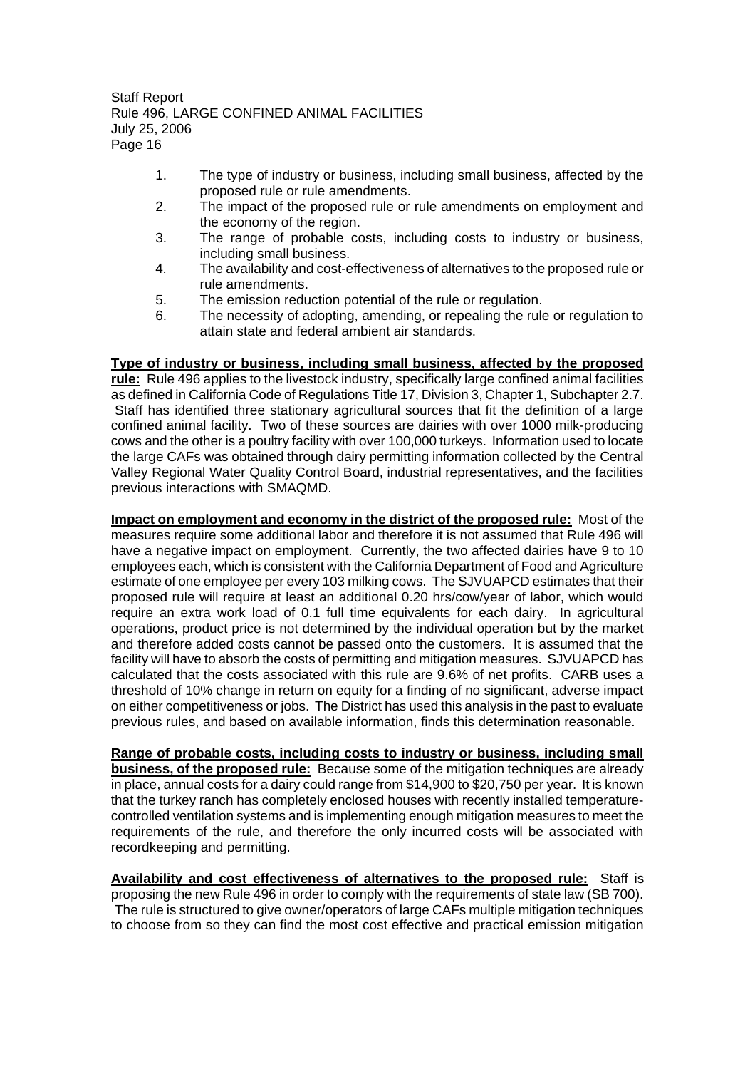1. The type of industry or business, including small business, affected by the proposed rule or rule amendments.
2. The impact of the proposed rule or rule amendments on employment and the economy of the region.
3. The range of probable costs, including costs to industry or business, including small business.
4. The availability and cost-effectiveness of alternatives to the proposed rule or rule amendments.
5. The emission reduction potential of the rule or regulation.
6. The necessity of adopting, amending, or repealing the rule or regulation to attain state and federal ambient air standards.

**Type of industry or business, including small business, affected by the proposed rule:** Rule 496 applies to the livestock industry, specifically large confined animal facilities as defined in California Code of Regulations Title 17, Division 3, Chapter 1, Subchapter 2.7. Staff has identified three stationary agricultural sources that fit the definition of a large confined animal facility. Two of these sources are dairies with over 1000 milk-producing cows and the other is a poultry facility with over 100,000 turkeys. Information used to locate the large CAFs was obtained through dairy permitting information collected by the Central Valley Regional Water Quality Control Board, industrial representatives, and the facilities previous interactions with SMAQMD.

**Impact on employment and economy in the district of the proposed rule:** Most of the measures require some additional labor and therefore it is not assumed that Rule 496 will have a negative impact on employment. Currently, the two affected dairies have 9 to 10 employees each, which is consistent with the California Department of Food and Agriculture estimate of one employee per every 103 milking cows. The SJVUAPCD estimates that their proposed rule will require at least an additional 0.20 hrs/cow/year of labor, which would require an extra work load of 0.1 full time equivalents for each dairy. In agricultural operations, product price is not determined by the individual operation but by the market and therefore added costs cannot be passed onto the customers. It is assumed that the facility will have to absorb the costs of permitting and mitigation measures. SJVUAPCD has calculated that the costs associated with this rule are 9.6% of net profits. CARB uses a threshold of 10% change in return on equity for a finding of no significant, adverse impact on either competitiveness or jobs. The District has used this analysis in the past to evaluate previous rules, and based on available information, finds this determination reasonable.

**Range of probable costs, including costs to industry or business, including small business, of the proposed rule:** Because some of the mitigation techniques are already in place, annual costs for a dairy could range from \$14,900 to \$20,750 per year. It is known that the turkey ranch has completely enclosed houses with recently installed temperature-controlled ventilation systems and is implementing enough mitigation measures to meet the requirements of the rule, and therefore the only incurred costs will be associated with recordkeeping and permitting.

**Availability and cost effectiveness of alternatives to the proposed rule:** Staff is proposing the new Rule 496 in order to comply with the requirements of state law (SB 700). The rule is structured to give owner/operators of large CAFs multiple mitigation techniques to choose from so they can find the most cost effective and practical emission mitigation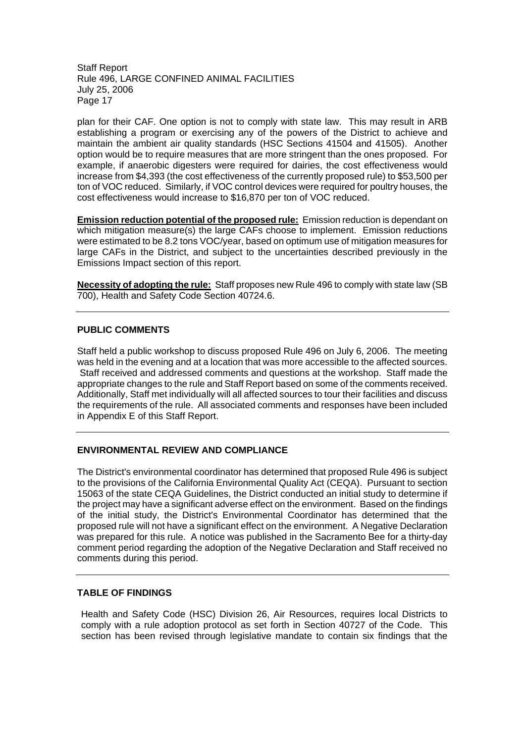plan for their CAF. One option is not to comply with state law. This may result in ARB establishing a program or exercising any of the powers of the District to achieve and maintain the ambient air quality standards (HSC Sections 41504 and 41505). Another option would be to require measures that are more stringent than the ones proposed. For example, if anaerobic digesters were required for dairies, the cost effectiveness would increase from $4,393 (the cost effectiveness of the currently proposed rule) to $53,500 per ton of VOC reduced. Similarly, if VOC control devices were required for poultry houses, the cost effectiveness would increase to $16,870 per ton of VOC reduced.

**Emission reduction potential of the proposed rule:** Emission reduction is dependant on which mitigation measure(s) the large CAFs choose to implement. Emission reductions were estimated to be 8.2 tons VOC/year, based on optimum use of mitigation measures for large CAFs in the District, and subject to the uncertainties described previously in the Emissions Impact section of this report.

**Necessity of adopting the rule:** Staff proposes new Rule 496 to comply with state law (SB 700), Health and Safety Code Section 40724.6.

---

## PUBLIC COMMENTS

Staff held a public workshop to discuss proposed Rule 496 on July 6, 2006. The meeting was held in the evening and at a location that was more accessible to the affected sources. Staff received and addressed comments and questions at the workshop. Staff made the appropriate changes to the rule and Staff Report based on some of the comments received. Additionally, Staff met individually will all affected sources to tour their facilities and discuss the requirements of the rule. All associated comments and responses have been included in Appendix E of this Staff Report.

---

## ENVIRONMENTAL REVIEW AND COMPLIANCE

The District's environmental coordinator has determined that proposed Rule 496 is subject to the provisions of the California Environmental Quality Act (CEQA). Pursuant to section 15063 of the state CEQA Guidelines, the District conducted an initial study to determine if the project may have a significant adverse effect on the environment. Based on the findings of the initial study, the District's Environmental Coordinator has determined that the proposed rule will not have a significant effect on the environment. A Negative Declaration was prepared for this rule. A notice was published in the Sacramento Bee for a thirty-day comment period regarding the adoption of the Negative Declaration and Staff received no comments during this period.

---

## TABLE OF FINDINGS

Health and Safety Code (HSC) Division 26, Air Resources, requires local Districts to comply with a rule adoption protocol as set forth in Section 40727 of the Code. This section has been revised through legislative mandate to contain six findings that the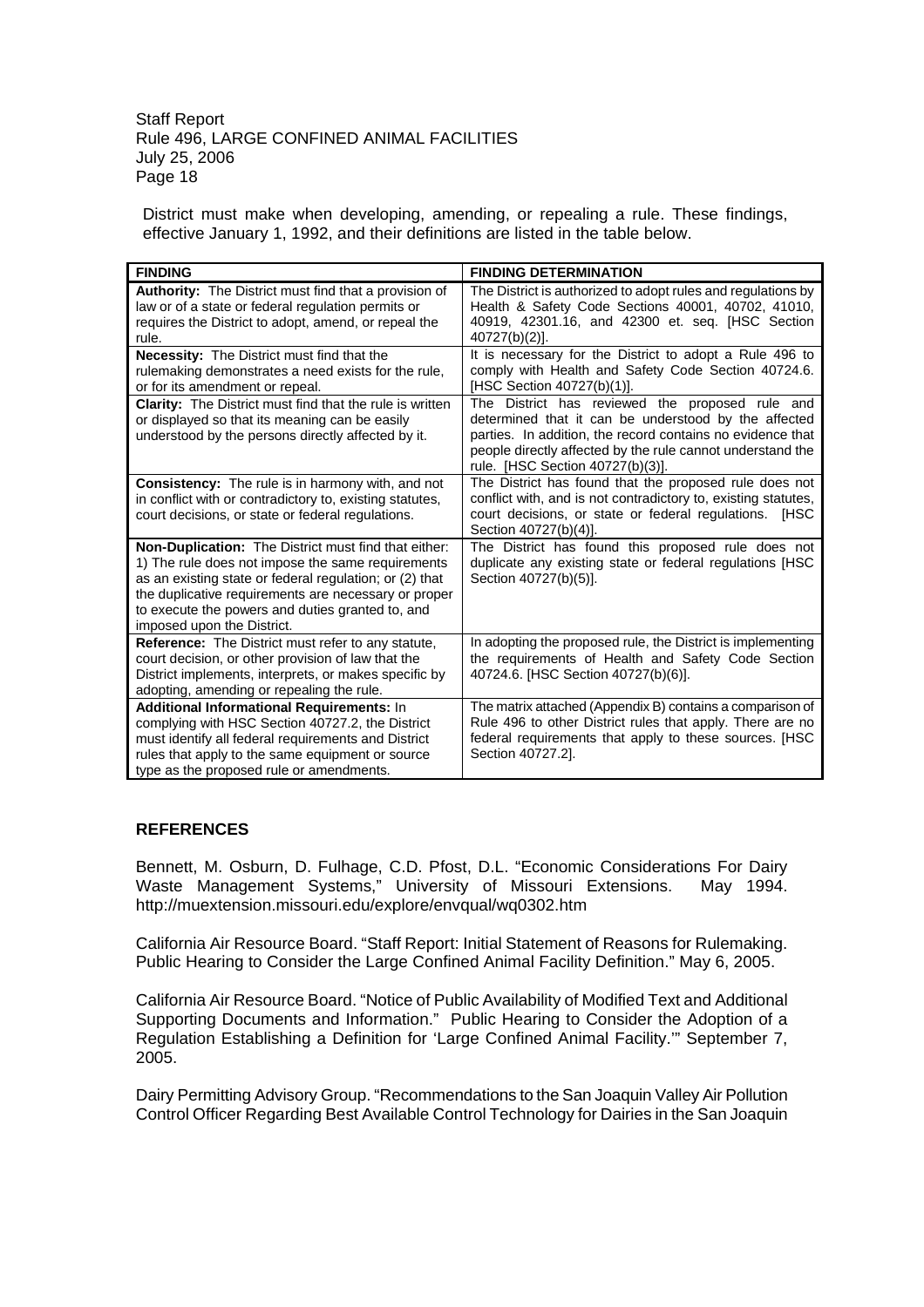District must make when developing, amending, or repealing a rule. These findings, effective January 1, 1992, and their definitions are listed in the table below.

| FINDING | FINDING DETERMINATION |
|---|---|
| **Authority:** The District must find that a provision of law or of a state or federal regulation permits or requires the District to adopt, amend, or repeal the rule. | The District is authorized to adopt rules and regulations by Health & Safety Code Sections 40001, 40702, 41010, 40919, 42301.16, and 42300 et. seq. [HSC Section 40727(b)(2)]. |
| **Necessity:** The District must find that the rulemaking demonstrates a need exists for the rule, or for its amendment or repeal. | It is necessary for the District to adopt a Rule 496 to comply with Health and Safety Code Section 40724.6. [HSC Section 40727(b)(1)]. |
| **Clarity:** The District must find that the rule is written or displayed so that its meaning can be easily understood by the persons directly affected by it. | The District has reviewed the proposed rule and determined that it can be understood by the affected parties. In addition, the record contains no evidence that people directly affected by the rule cannot understand the rule. [HSC Section 40727(b)(3)]. |
| **Consistency:** The rule is in harmony with, and not in conflict with or contradictory to, existing statutes, court decisions, or state or federal regulations. | The District has found that the proposed rule does not conflict with, and is not contradictory to, existing statutes, court decisions, or state or federal regulations. [HSC Section 40727(b)(4)]. |
| **Non-Duplication:** The District must find that either: 1) The rule does not impose the same requirements as an existing state or federal regulation; or (2) that the duplicative requirements are necessary or proper to execute the powers and duties granted to, and imposed upon the District. | The District has found this proposed rule does not duplicate any existing state or federal regulations [HSC Section 40727(b)(5)]. |
| **Reference:** The District must refer to any statute, court decision, or other provision of law that the District implements, interprets, or makes specific by adopting, amending or repealing the rule. | In adopting the proposed rule, the District is implementing the requirements of Health and Safety Code Section 40724.6. [HSC Section 40727(b)(6)]. |
| **Additional Informational Requirements:** In complying with HSC Section 40727.2, the District must identify all federal requirements and District rules that apply to the same equipment or source type as the proposed rule or amendments. | The matrix attached (Appendix B) contains a comparison of Rule 496 to other District rules that apply. There are no federal requirements that apply to these sources. [HSC Section 40727.2]. |

## REFERENCES

Bennett, M. Osburn, D. Fulhage, C.D. Pfost, D.L. "Economic Considerations For Dairy Waste Management Systems," University of Missouri Extensions. May 1994. http://muextension.missouri.edu/explore/envqual/wq0302.htm

California Air Resource Board. "Staff Report: Initial Statement of Reasons for Rulemaking. Public Hearing to Consider the Large Confined Animal Facility Definition." May 6, 2005.

California Air Resource Board. "Notice of Public Availability of Modified Text and Additional Supporting Documents and Information." Public Hearing to Consider the Adoption of a Regulation Establishing a Definition for 'Large Confined Animal Facility.'" September 7, 2005.

Dairy Permitting Advisory Group. "Recommendations to the San Joaquin Valley Air Pollution Control Officer Regarding Best Available Control Technology for Dairies in the San Joaquin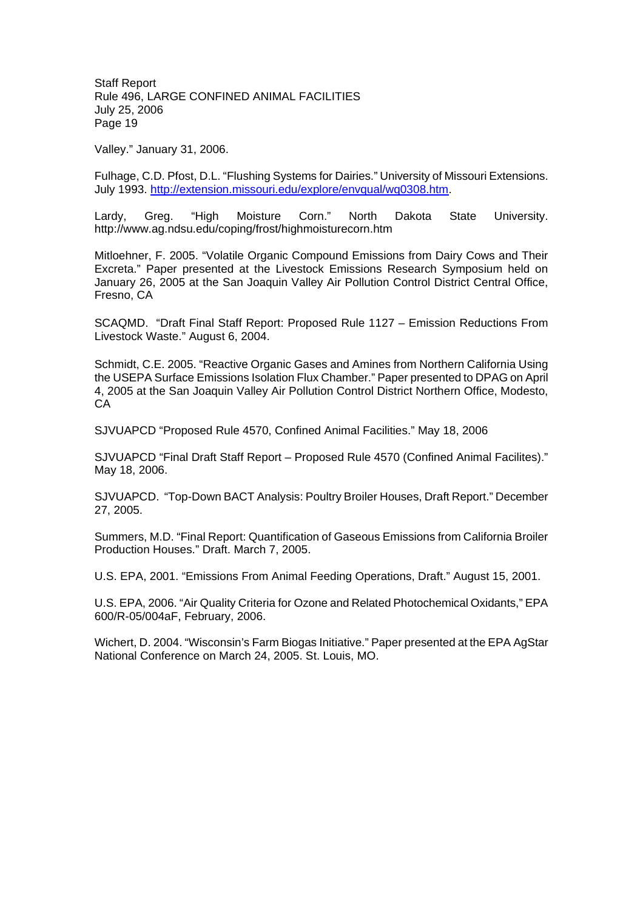Valley." January 31, 2006.

Fulhage, C.D. Pfost, D.L. "Flushing Systems for Dairies." University of Missouri Extensions. July 1993. [http://extension.missouri.edu/explore/envqual/wq0308.htm](http://extension.missouri.edu/explore/envqual/wq0308.htm).

Lardy, Greg. "High Moisture Corn." North Dakota State University. http://www.ag.ndsu.edu/coping/frost/highmoisturecorn.htm

Mitloehner, F. 2005. "Volatile Organic Compound Emissions from Dairy Cows and Their Excreta." Paper presented at the Livestock Emissions Research Symposium held on January 26, 2005 at the San Joaquin Valley Air Pollution Control District Central Office, Fresno, CA

SCAQMD. "Draft Final Staff Report: Proposed Rule 1127 – Emission Reductions From Livestock Waste." August 6, 2004.

Schmidt, C.E. 2005. "Reactive Organic Gases and Amines from Northern California Using the USEPA Surface Emissions Isolation Flux Chamber." Paper presented to DPAG on April 4, 2005 at the San Joaquin Valley Air Pollution Control District Northern Office, Modesto, CA

SJVUAPCD "Proposed Rule 4570, Confined Animal Facilities." May 18, 2006

SJVUAPCD "Final Draft Staff Report – Proposed Rule 4570 (Confined Animal Facilites)." May 18, 2006.

SJVUAPCD. "Top-Down BACT Analysis: Poultry Broiler Houses, Draft Report." December 27, 2005.

Summers, M.D. "Final Report: Quantification of Gaseous Emissions from California Broiler Production Houses." Draft. March 7, 2005.

U.S. EPA, 2001. "Emissions From Animal Feeding Operations, Draft." August 15, 2001.

U.S. EPA, 2006. "Air Quality Criteria for Ozone and Related Photochemical Oxidants," EPA 600/R-05/004aF, February, 2006.

Wichert, D. 2004. "Wisconsin's Farm Biogas Initiative." Paper presented at the EPA AgStar National Conference on March 24, 2005. St. Louis, MO.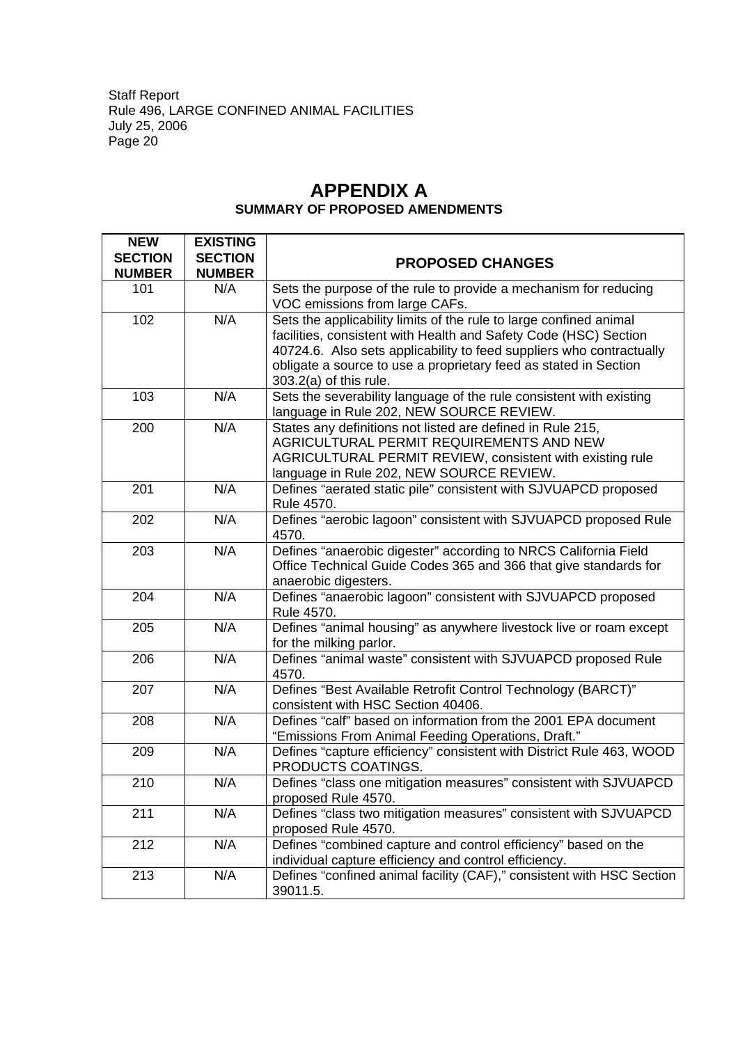# APPENDIX A

## SUMMARY OF PROPOSED AMENDMENTS

| NEW SECTION NUMBER | EXISTING SECTION NUMBER | PROPOSED CHANGES |
|---|---|---|
| 101 | N/A | Sets the purpose of the rule to provide a mechanism for reducing VOC emissions from large CAFs. |
| 102 | N/A | Sets the applicability limits of the rule to large confined animal facilities, consistent with Health and Safety Code (HSC) Section 40724.6. Also sets applicability to feed suppliers who contractually obligate a source to use a proprietary feed as stated in Section 303.2(a) of this rule. |
| 103 | N/A | Sets the severability language of the rule consistent with existing language in Rule 202, NEW SOURCE REVIEW. |
| 200 | N/A | States any definitions not listed are defined in Rule 215, AGRICULTURAL PERMIT REQUIREMENTS AND NEW AGRICULTURAL PERMIT REVIEW, consistent with existing rule language in Rule 202, NEW SOURCE REVIEW. |
| 201 | N/A | Defines “aerated static pile” consistent with SJVUAPCD proposed Rule 4570. |
| 202 | N/A | Defines “aerobic lagoon” consistent with SJVUAPCD proposed Rule 4570. |
| 203 | N/A | Defines “anaerobic digester” according to NRCS California Field Office Technical Guide Codes 365 and 366 that give standards for anaerobic digesters. |
| 204 | N/A | Defines “anaerobic lagoon” consistent with SJVUAPCD proposed Rule 4570. |
| 205 | N/A | Defines “animal housing” as anywhere livestock live or roam except for the milking parlor. |
| 206 | N/A | Defines “animal waste” consistent with SJVUAPCD proposed Rule 4570. |
| 207 | N/A | Defines “Best Available Retrofit Control Technology (BARCT)” consistent with HSC Section 40406. |
| 208 | N/A | Defines “calf” based on information from the 2001 EPA document “Emissions From Animal Feeding Operations, Draft.” |
| 209 | N/A | Defines “capture efficiency” consistent with District Rule 463, WOOD PRODUCTS COATINGS. |
| 210 | N/A | Defines “class one mitigation measures” consistent with SJVUAPCD proposed Rule 4570. |
| 211 | N/A | Defines “class two mitigation measures” consistent with SJVUAPCD proposed Rule 4570. |
| 212 | N/A | Defines “combined capture and control efficiency” based on the individual capture efficiency and control efficiency. |
| 213 | N/A | Defines “confined animal facility (CAF),” consistent with HSC Section 39011.5. |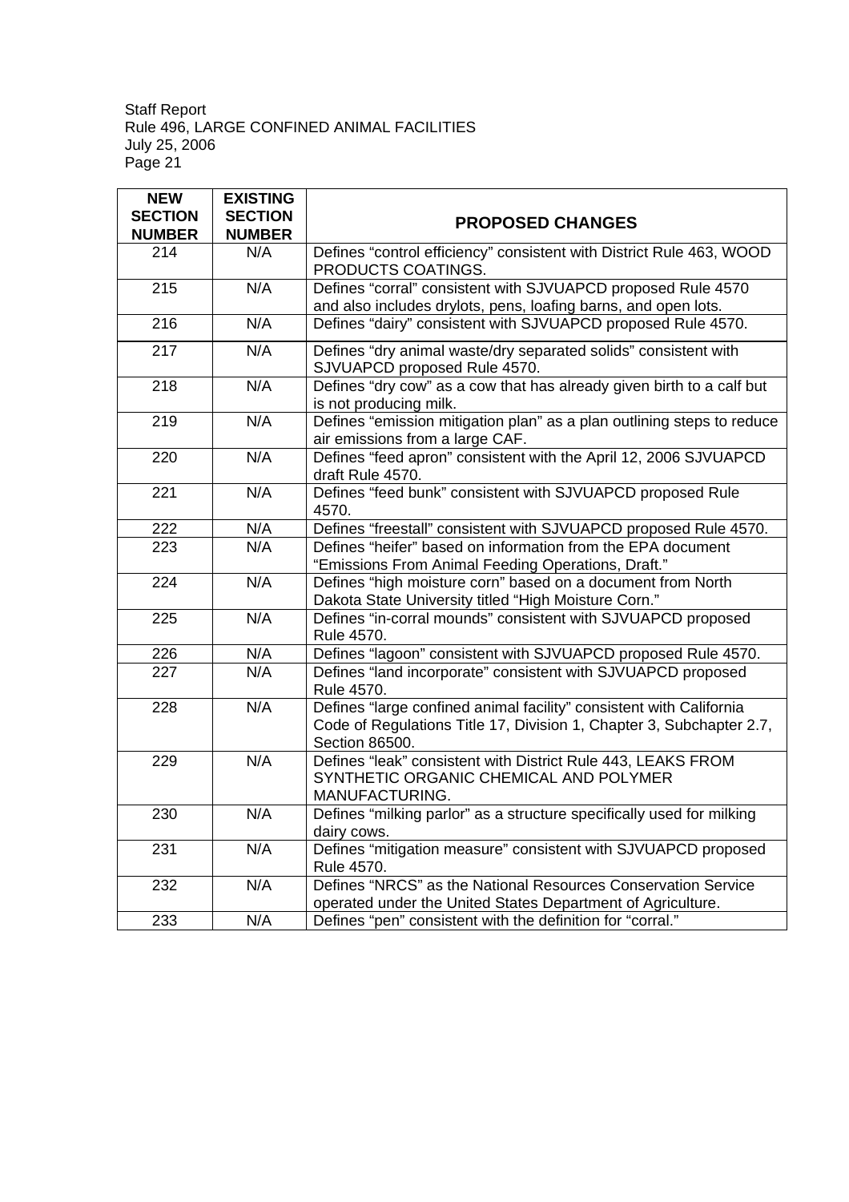| NEW SECTION NUMBER | EXISTING SECTION NUMBER | PROPOSED CHANGES |
|---|---|---|
| 214 | N/A | Defines "control efficiency" consistent with District Rule 463, WOOD PRODUCTS COATINGS. |
| 215 | N/A | Defines "corral" consistent with SJVUAPCD proposed Rule 4570 and also includes drylots, pens, loafing barns, and open lots. |
| 216 | N/A | Defines "dairy" consistent with SJVUAPCD proposed Rule 4570. |
| 217 | N/A | Defines "dry animal waste/dry separated solids" consistent with SJVUAPCD proposed Rule 4570. |
| 218 | N/A | Defines "dry cow" as a cow that has already given birth to a calf but is not producing milk. |
| 219 | N/A | Defines "emission mitigation plan" as a plan outlining steps to reduce air emissions from a large CAF. |
| 220 | N/A | Defines "feed apron" consistent with the April 12, 2006 SJVUAPCD draft Rule 4570. |
| 221 | N/A | Defines "feed bunk" consistent with SJVUAPCD proposed Rule 4570. |
| 222 | N/A | Defines "freestall" consistent with SJVUAPCD proposed Rule 4570. |
| 223 | N/A | Defines "heifer" based on information from the EPA document "Emissions From Animal Feeding Operations, Draft." |
| 224 | N/A | Defines "high moisture corn" based on a document from North Dakota State University titled "High Moisture Corn." |
| 225 | N/A | Defines "in-corral mounds" consistent with SJVUAPCD proposed Rule 4570. |
| 226 | N/A | Defines "lagoon" consistent with SJVUAPCD proposed Rule 4570. |
| 227 | N/A | Defines "land incorporate" consistent with SJVUAPCD proposed Rule 4570. |
| 228 | N/A | Defines "large confined animal facility" consistent with California Code of Regulations Title 17, Division 1, Chapter 3, Subchapter 2.7, Section 86500. |
| 229 | N/A | Defines "leak" consistent with District Rule 443, LEAKS FROM SYNTHETIC ORGANIC CHEMICAL AND POLYMER MANUFACTURING. |
| 230 | N/A | Defines "milking parlor" as a structure specifically used for milking dairy cows. |
| 231 | N/A | Defines "mitigation measure" consistent with SJVUAPCD proposed Rule 4570. |
| 232 | N/A | Defines "NRCS" as the National Resources Conservation Service operated under the United States Department of Agriculture. |
| 233 | N/A | Defines "pen" consistent with the definition for "corral." |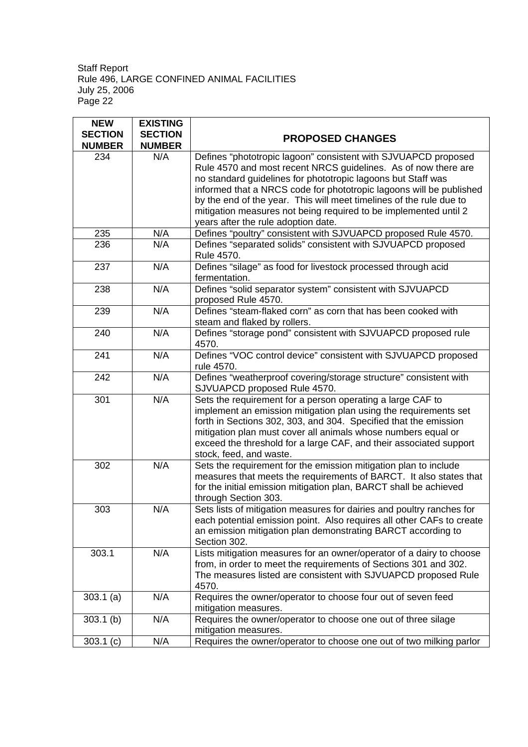| NEW SECTION NUMBER | EXISTING SECTION NUMBER | PROPOSED CHANGES |
|---|---|---|
| 234 | N/A | Defines "phototropic lagoon" consistent with SJVUAPCD proposed Rule 4570 and most recent NRCS guidelines. As of now there are no standard guidelines for phototropic lagoons but Staff was informed that a NRCS code for phototropic lagoons will be published by the end of the year. This will meet timelines of the rule due to mitigation measures not being required to be implemented until 2 years after the rule adoption date. |
| 235 | N/A | Defines "poultry" consistent with SJVUAPCD proposed Rule 4570. |
| 236 | N/A | Defines "separated solids" consistent with SJVUAPCD proposed Rule 4570. |
| 237 | N/A | Defines "silage" as food for livestock processed through acid fermentation. |
| 238 | N/A | Defines "solid separator system" consistent with SJVUAPCD proposed Rule 4570. |
| 239 | N/A | Defines "steam-flaked corn" as corn that has been cooked with steam and flaked by rollers. |
| 240 | N/A | Defines "storage pond" consistent with SJVUAPCD proposed rule 4570. |
| 241 | N/A | Defines "VOC control device" consistent with SJVUAPCD proposed rule 4570. |
| 242 | N/A | Defines "weatherproof covering/storage structure" consistent with SJVUAPCD proposed Rule 4570. |
| 301 | N/A | Sets the requirement for a person operating a large CAF to implement an emission mitigation plan using the requirements set forth in Sections 302, 303, and 304. Specified that the emission mitigation plan must cover all animals whose numbers equal or exceed the threshold for a large CAF, and their associated support stock, feed, and waste. |
| 302 | N/A | Sets the requirement for the emission mitigation plan to include measures that meets the requirements of BARCT. It also states that for the initial emission mitigation plan, BARCT shall be achieved through Section 303. |
| 303 | N/A | Sets lists of mitigation measures for dairies and poultry ranches for each potential emission point. Also requires all other CAFs to create an emission mitigation plan demonstrating BARCT according to Section 302. |
| 303.1 | N/A | Lists mitigation measures for an owner/operator of a dairy to choose from, in order to meet the requirements of Sections 301 and 302. The measures listed are consistent with SJVUAPCD proposed Rule 4570. |
| 303.1 (a) | N/A | Requires the owner/operator to choose four out of seven feed mitigation measures. |
| 303.1 (b) | N/A | Requires the owner/operator to choose one out of three silage mitigation measures. |
| 303.1 (c) | N/A | Requires the owner/operator to choose one out of two milking parlor |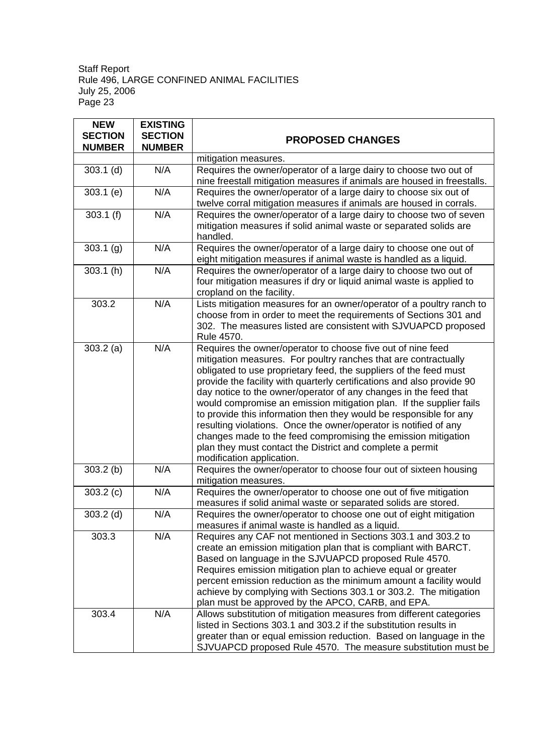| NEW SECTION NUMBER | EXISTING SECTION NUMBER | PROPOSED CHANGES |
|---|---|---|
| | | mitigation measures. |
| 303.1 (d) | N/A | Requires the owner/operator of a large dairy to choose two out of nine freestall mitigation measures if animals are housed in freestalls. |
| 303.1 (e) | N/A | Requires the owner/operator of a large dairy to choose six out of twelve corral mitigation measures if animals are housed in corrals. |
| 303.1 (f) | N/A | Requires the owner/operator of a large dairy to choose two of seven mitigation measures if solid animal waste or separated solids are handled. |
| 303.1 (g) | N/A | Requires the owner/operator of a large dairy to choose one out of eight mitigation measures if animal waste is handled as a liquid. |
| 303.1 (h) | N/A | Requires the owner/operator of a large dairy to choose two out of four mitigation measures if dry or liquid animal waste is applied to cropland on the facility. |
| 303.2 | N/A | Lists mitigation measures for an owner/operator of a poultry ranch to choose from in order to meet the requirements of Sections 301 and 302. The measures listed are consistent with SJVUAPCD proposed Rule 4570. |
| 303.2 (a) | N/A | Requires the owner/operator to choose five out of nine feed mitigation measures. For poultry ranches that are contractually obligated to use proprietary feed, the suppliers of the feed must provide the facility with quarterly certifications and also provide 90 day notice to the owner/operator of any changes in the feed that would compromise an emission mitigation plan. If the supplier fails to provide this information then they would be responsible for any resulting violations. Once the owner/operator is notified of any changes made to the feed compromising the emission mitigation plan they must contact the District and complete a permit modification application. |
| 303.2 (b) | N/A | Requires the owner/operator to choose four out of sixteen housing mitigation measures. |
| 303.2 (c) | N/A | Requires the owner/operator to choose one out of five mitigation measures if solid animal waste or separated solids are stored. |
| 303.2 (d) | N/A | Requires the owner/operator to choose one out of eight mitigation measures if animal waste is handled as a liquid. |
| 303.3 | N/A | Requires any CAF not mentioned in Sections 303.1 and 303.2 to create an emission mitigation plan that is compliant with BARCT. Based on language in the SJVUAPCD proposed Rule 4570. Requires emission mitigation plan to achieve equal or greater percent emission reduction as the minimum amount a facility would achieve by complying with Sections 303.1 or 303.2. The mitigation plan must be approved by the APCO, CARB, and EPA. |
| 303.4 | N/A | Allows substitution of mitigation measures from different categories listed in Sections 303.1 and 303.2 if the substitution results in greater than or equal emission reduction. Based on language in the SJVUAPCD proposed Rule 4570. The measure substitution must be |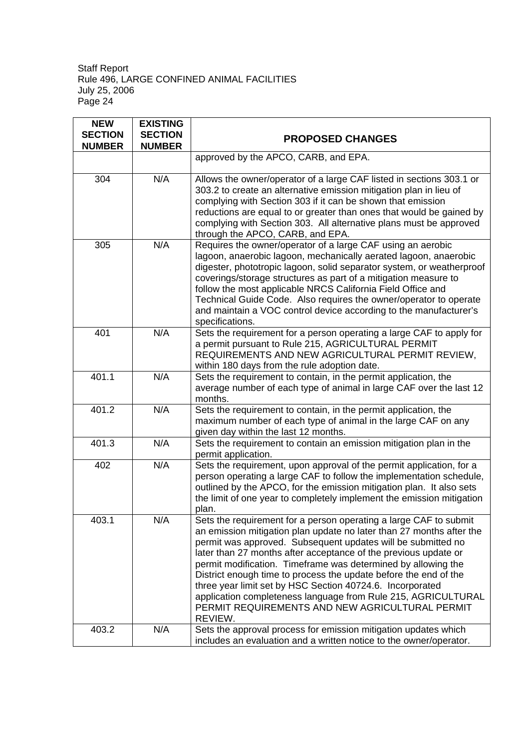| NEW SECTION NUMBER | EXISTING SECTION NUMBER | PROPOSED CHANGES |
|---|---|---|
| | | approved by the APCO, CARB, and EPA. |
| 304 | N/A | Allows the owner/operator of a large CAF listed in sections 303.1 or 303.2 to create an alternative emission mitigation plan in lieu of complying with Section 303 if it can be shown that emission reductions are equal to or greater than ones that would be gained by complying with Section 303. All alternative plans must be approved through the APCO, CARB, and EPA. |
| 305 | N/A | Requires the owner/operator of a large CAF using an aerobic lagoon, anaerobic lagoon, mechanically aerated lagoon, anaerobic digester, phototropic lagoon, solid separator system, or weatherproof coverings/storage structures as part of a mitigation measure to follow the most applicable NRCS California Field Office and Technical Guide Code. Also requires the owner/operator to operate and maintain a VOC control device according to the manufacturer's specifications. |
| 401 | N/A | Sets the requirement for a person operating a large CAF to apply for a permit pursuant to Rule 215, AGRICULTURAL PERMIT REQUIREMENTS AND NEW AGRICULTURAL PERMIT REVIEW, within 180 days from the rule adoption date. |
| 401.1 | N/A | Sets the requirement to contain, in the permit application, the average number of each type of animal in large CAF over the last 12 months. |
| 401.2 | N/A | Sets the requirement to contain, in the permit application, the maximum number of each type of animal in the large CAF on any given day within the last 12 months. |
| 401.3 | N/A | Sets the requirement to contain an emission mitigation plan in the permit application. |
| 402 | N/A | Sets the requirement, upon approval of the permit application, for a person operating a large CAF to follow the implementation schedule, outlined by the APCO, for the emission mitigation plan. It also sets the limit of one year to completely implement the emission mitigation plan. |
| 403.1 | N/A | Sets the requirement for a person operating a large CAF to submit an emission mitigation plan update no later than 27 months after the permit was approved. Subsequent updates will be submitted no later than 27 months after acceptance of the previous update or permit modification. Timeframe was determined by allowing the District enough time to process the update before the end of the three year limit set by HSC Section 40724.6. Incorporated application completeness language from Rule 215, AGRICULTURAL PERMIT REQUIREMENTS AND NEW AGRICULTURAL PERMIT REVIEW. |
| 403.2 | N/A | Sets the approval process for emission mitigation updates which includes an evaluation and a written notice to the owner/operator. |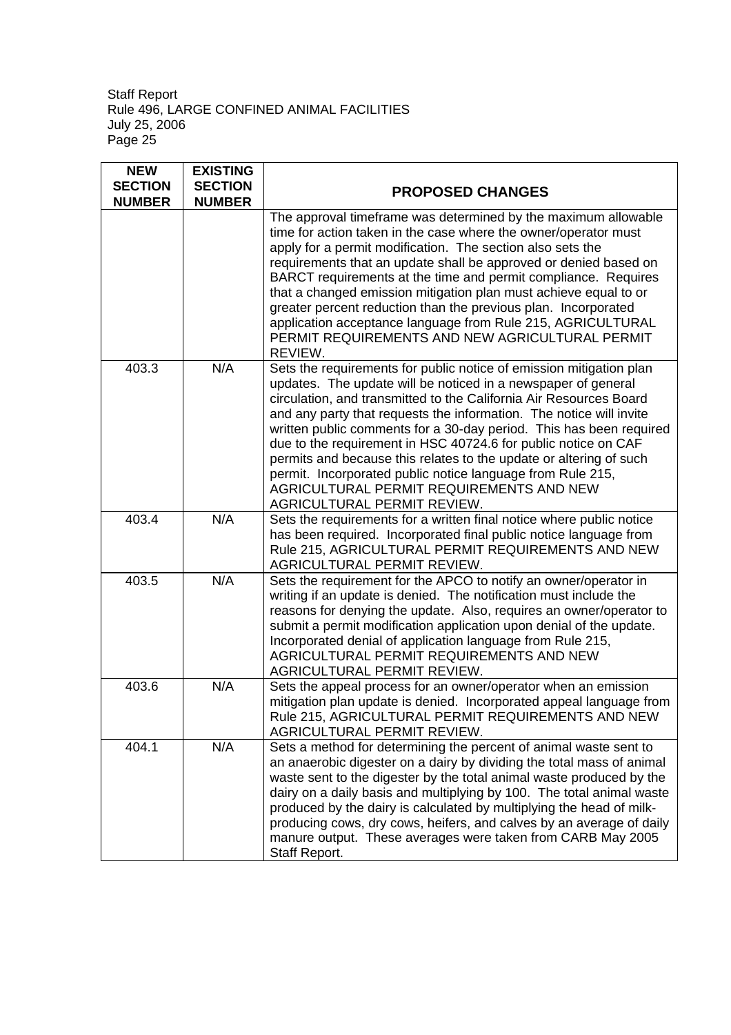| NEW SECTION NUMBER | EXISTING SECTION NUMBER | PROPOSED CHANGES |
|---|---|---|
| | | The approval timeframe was determined by the maximum allowable time for action taken in the case where the owner/operator must apply for a permit modification. The section also sets the requirements that an update shall be approved or denied based on BARCT requirements at the time and permit compliance. Requires that a changed emission mitigation plan must achieve equal to or greater percent reduction than the previous plan. Incorporated application acceptance language from Rule 215, AGRICULTURAL PERMIT REQUIREMENTS AND NEW AGRICULTURAL PERMIT REVIEW. |
| 403.3 | N/A | Sets the requirements for public notice of emission mitigation plan updates. The update will be noticed in a newspaper of general circulation, and transmitted to the California Air Resources Board and any party that requests the information. The notice will invite written public comments for a 30-day period. This has been required due to the requirement in HSC 40724.6 for public notice on CAF permits and because this relates to the update or altering of such permit. Incorporated public notice language from Rule 215, AGRICULTURAL PERMIT REQUIREMENTS AND NEW AGRICULTURAL PERMIT REVIEW. |
| 403.4 | N/A | Sets the requirements for a written final notice where public notice has been required. Incorporated final public notice language from Rule 215, AGRICULTURAL PERMIT REQUIREMENTS AND NEW AGRICULTURAL PERMIT REVIEW. |
| 403.5 | N/A | Sets the requirement for the APCO to notify an owner/operator in writing if an update is denied. The notification must include the reasons for denying the update. Also, requires an owner/operator to submit a permit modification application upon denial of the update. Incorporated denial of application language from Rule 215, AGRICULTURAL PERMIT REQUIREMENTS AND NEW AGRICULTURAL PERMIT REVIEW. |
| 403.6 | N/A | Sets the appeal process for an owner/operator when an emission mitigation plan update is denied. Incorporated appeal language from Rule 215, AGRICULTURAL PERMIT REQUIREMENTS AND NEW AGRICULTURAL PERMIT REVIEW. |
| 404.1 | N/A | Sets a method for determining the percent of animal waste sent to an anaerobic digester on a dairy by dividing the total mass of animal waste sent to the digester by the total animal waste produced by the dairy on a daily basis and multiplying by 100. The total animal waste produced by the dairy is calculated by multiplying the head of milk-producing cows, dry cows, heifers, and calves by an average of daily manure output. These averages were taken from CARB May 2005 Staff Report. |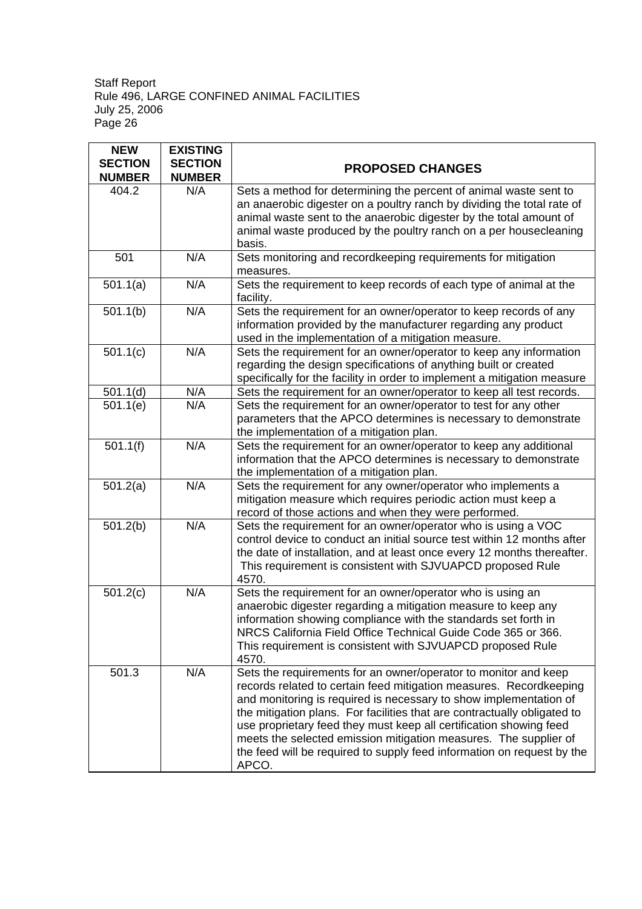| NEW SECTION NUMBER | EXISTING SECTION NUMBER | PROPOSED CHANGES |
|---|---|---|
| 404.2 | N/A | Sets a method for determining the percent of animal waste sent to an anaerobic digester on a poultry ranch by dividing the total rate of animal waste sent to the anaerobic digester by the total amount of animal waste produced by the poultry ranch on a per housecleaning basis. |
| 501 | N/A | Sets monitoring and recordkeeping requirements for mitigation measures. |
| 501.1(a) | N/A | Sets the requirement to keep records of each type of animal at the facility. |
| 501.1(b) | N/A | Sets the requirement for an owner/operator to keep records of any information provided by the manufacturer regarding any product used in the implementation of a mitigation measure. |
| 501.1(c) | N/A | Sets the requirement for an owner/operator to keep any information regarding the design specifications of anything built or created specifically for the facility in order to implement a mitigation measure |
| 501.1(d) | N/A | Sets the requirement for an owner/operator to keep all test records. |
| 501.1(e) | N/A | Sets the requirement for an owner/operator to test for any other parameters that the APCO determines is necessary to demonstrate the implementation of a mitigation plan. |
| 501.1(f) | N/A | Sets the requirement for an owner/operator to keep any additional information that the APCO determines is necessary to demonstrate the implementation of a mitigation plan. |
| 501.2(a) | N/A | Sets the requirement for any owner/operator who implements a mitigation measure which requires periodic action must keep a record of those actions and when they were performed. |
| 501.2(b) | N/A | Sets the requirement for an owner/operator who is using a VOC control device to conduct an initial source test within 12 months after the date of installation, and at least once every 12 months thereafter. This requirement is consistent with SJVUAPCD proposed Rule 4570. |
| 501.2(c) | N/A | Sets the requirement for an owner/operator who is using an anaerobic digester regarding a mitigation measure to keep any information showing compliance with the standards set forth in NRCS California Field Office Technical Guide Code 365 or 366. This requirement is consistent with SJVUAPCD proposed Rule 4570. |
| 501.3 | N/A | Sets the requirements for an owner/operator to monitor and keep records related to certain feed mitigation measures. Recordkeeping and monitoring is required is necessary to show implementation of the mitigation plans. For facilities that are contractually obligated to use proprietary feed they must keep all certification showing feed meets the selected emission mitigation measures. The supplier of the feed will be required to supply feed information on request by the APCO. |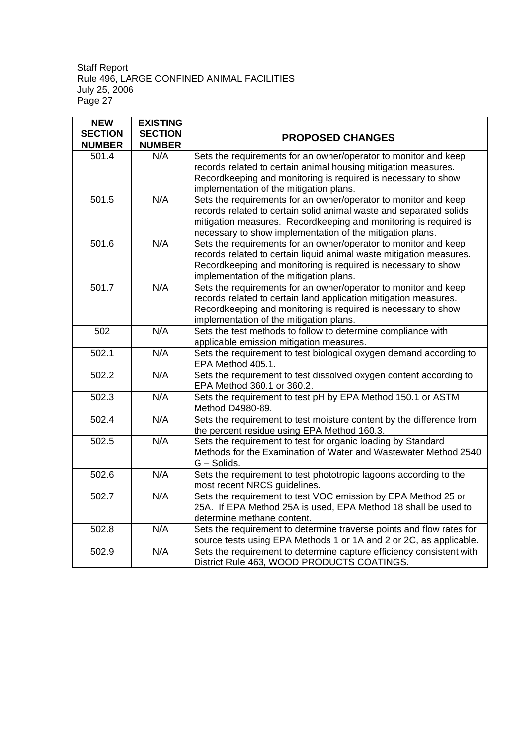| NEW SECTION NUMBER | EXISTING SECTION NUMBER | PROPOSED CHANGES |
|---|---|---|
| 501.4 | N/A | Sets the requirements for an owner/operator to monitor and keep records related to certain animal housing mitigation measures. Recordkeeping and monitoring is required is necessary to show implementation of the mitigation plans. |
| 501.5 | N/A | Sets the requirements for an owner/operator to monitor and keep records related to certain solid animal waste and separated solids mitigation measures. Recordkeeping and monitoring is required is necessary to show implementation of the mitigation plans. |
| 501.6 | N/A | Sets the requirements for an owner/operator to monitor and keep records related to certain liquid animal waste mitigation measures. Recordkeeping and monitoring is required is necessary to show implementation of the mitigation plans. |
| 501.7 | N/A | Sets the requirements for an owner/operator to monitor and keep records related to certain land application mitigation measures. Recordkeeping and monitoring is required is necessary to show implementation of the mitigation plans. |
| 502 | N/A | Sets the test methods to follow to determine compliance with applicable emission mitigation measures. |
| 502.1 | N/A | Sets the requirement to test biological oxygen demand according to EPA Method 405.1. |
| 502.2 | N/A | Sets the requirement to test dissolved oxygen content according to EPA Method 360.1 or 360.2. |
| 502.3 | N/A | Sets the requirement to test pH by EPA Method 150.1 or ASTM Method D4980-89. |
| 502.4 | N/A | Sets the requirement to test moisture content by the difference from the percent residue using EPA Method 160.3. |
| 502.5 | N/A | Sets the requirement to test for organic loading by Standard Methods for the Examination of Water and Wastewater Method 2540 G – Solids. |
| 502.6 | N/A | Sets the requirement to test phototropic lagoons according to the most recent NRCS guidelines. |
| 502.7 | N/A | Sets the requirement to test VOC emission by EPA Method 25 or 25A. If EPA Method 25A is used, EPA Method 18 shall be used to determine methane content. |
| 502.8 | N/A | Sets the requirement to determine traverse points and flow rates for source tests using EPA Methods 1 or 1A and 2 or 2C, as applicable. |
| 502.9 | N/A | Sets the requirement to determine capture efficiency consistent with District Rule 463, WOOD PRODUCTS COATINGS. |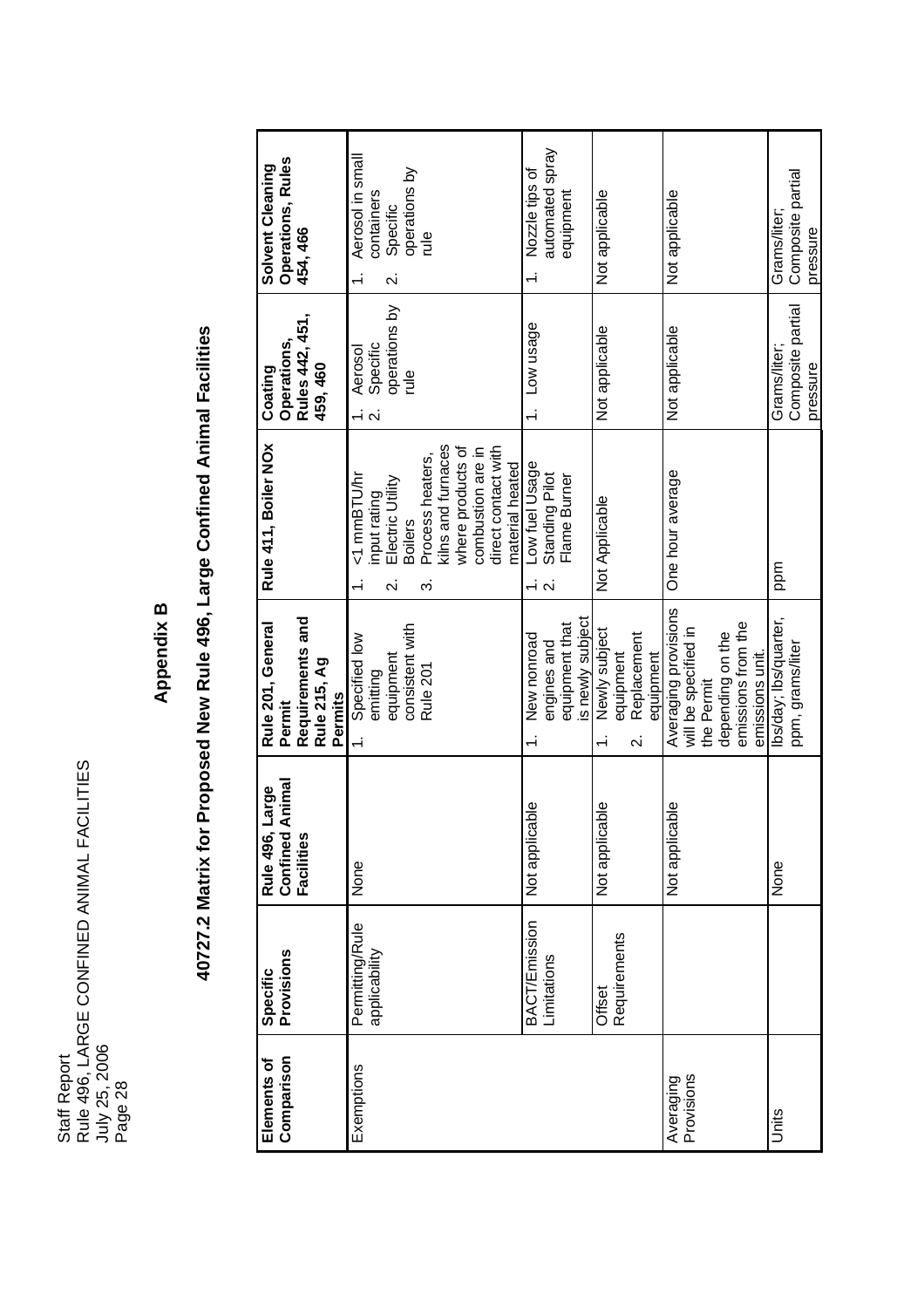# Appendix B

## 40727.2 Matrix for Proposed New Rule 496, Large Confined Animal Facilities

| Elements of Comparison | Specific Provisions | Rule 496, Large Confined Animal Facilities | Rule 201, General Permit Requirements and Rule 215, Ag Permits | Rule 411, Boiler NOx | Coating Operations, Rules 442, 451, 459, 460 | Solvent Cleaning Operations, Rules 454, 466 |
|---|---|---|---|---|---|---|
| Exemptions | Permitting/Rule applicability | None | 1. Specified low emitting equipment consistent with Rule 201 | 1. <1 mmBTU/hr input rating<br>2. Electric Utility Boilers<br>3. Process heaters, kilns and furnaces where products of combustion are in direct contact with material heated | 1. Aerosol<br>2. Specific operations by rule | 1. Aerosol in small containers<br>2. Specific operations by rule |
| | BACT/Emission Limitations | Not applicable | 1. New nonroad engines and equipment that is newly subject | 1. Low fuel Usage<br>2. Standing Pilot Flame Burner | 1. Low usage | 1. Nozzle tips of automated spray equipment |
| | Offset Requirements | Not applicable | 1. Newly subject equipment<br>2. Replacement equipment | Not Applicable | Not applicable | Not applicable |
| Averaging Provisions | | Not applicable | Averaging provisions will be specified in the Permit depending on the emissions from the emissions unit. | One hour average | Not applicable | Not applicable |
| Units | | None | lbs/day; lbs/quarter, ppm, grams/liter | ppm | Grams/liter; Composite partial pressure | Grams/liter; Composite partial pressure |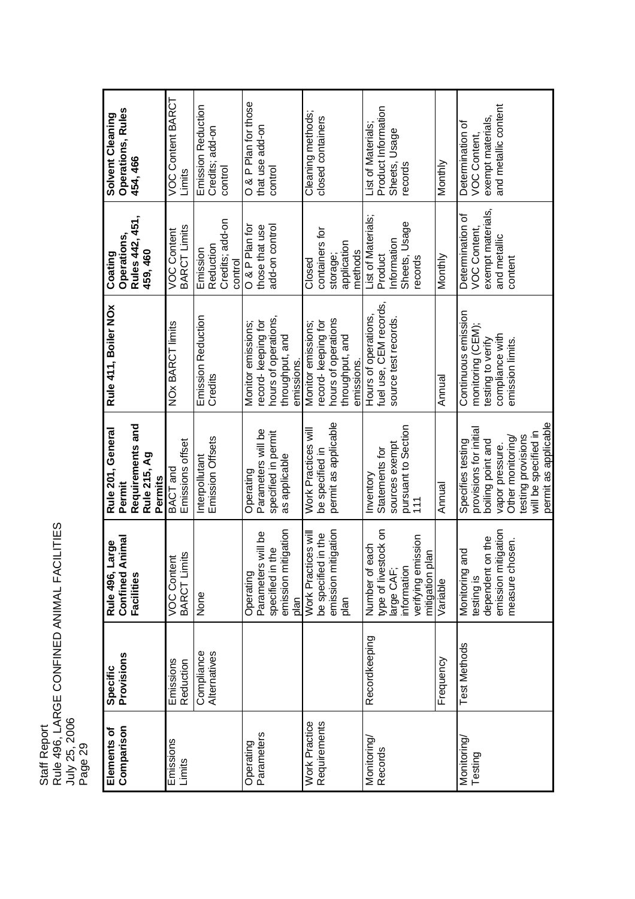| Elements of Comparison | Specific Provisions | Rule 496, Large Confined Animal Facilities | Rule 201, General Permit Requirements and Rule 215, Ag Permits | Rule 411, Boiler NOx | Coating Operations, Rules 442, 451, 459, 460 | Solvent Cleaning Operations, Rules 454, 466 |
|---|---|---|---|---|---|---|
| Emissions Limits | Emissions Reduction | VOC Content BARCT Limits | BACT and Emissions offset | NOx BARCT limits | VOC Content BARCT Limits | VOC Content BARCT Limits |
| | Compliance Alternatives | None | Interpollutant Emission Offsets | Emission Reduction Credits | Emission Reduction Credits; add-on control | Emission Reduction Credits; add-on control |
| Operating Parameters | | Operating Parameters will be specified in the emission mitigation plan | Operating Parameters will be specified in permit as applicable | Monitor emissions; record- keeping for hours of operations, throughput, and emissions. | O & P Plan for those that use add-on control | O & P Plan for those that use add-on control |
| Work Practice Requirements | | Work Practices will be specified in the emission mitigation plan | Work Practices will be specified in permit as applicable | Monitor emissions; record- keeping for hours of operations throughput, and emissions. | Closed containers for storage; application methods | Cleaning methods; closed containers |
| Monitoring/ Records | Recordkeeping | Number of each type of livestock on large CAF; information verifying emission mitigation plan | Inventory Statements for sources exempt pursuant to Section 111 | Hours of operations, fuel use, CEM records, source test records. | List of Materials; Product Information Sheets, Usage records | List of Materials; Product Information Sheets, Usage records |
| | Frequency | Variable | Annual | Annual | Monthly | Monthly |
| Monitoring/ Testing | Test Methods | Monitoring and testing is dependent on the emission mitigation measure chosen. | Specifies testing provisions for initial boiling point and vapor pressure. Other monitoring/ testing provisions will be specified in permit as applicable | Continuous emission monitoring (CEM); testing to verify compliance with emission limits. | Determination of VOC Content, exempt materials, and metallic content | Determination of VOC Content, exempt materials, and metallic content |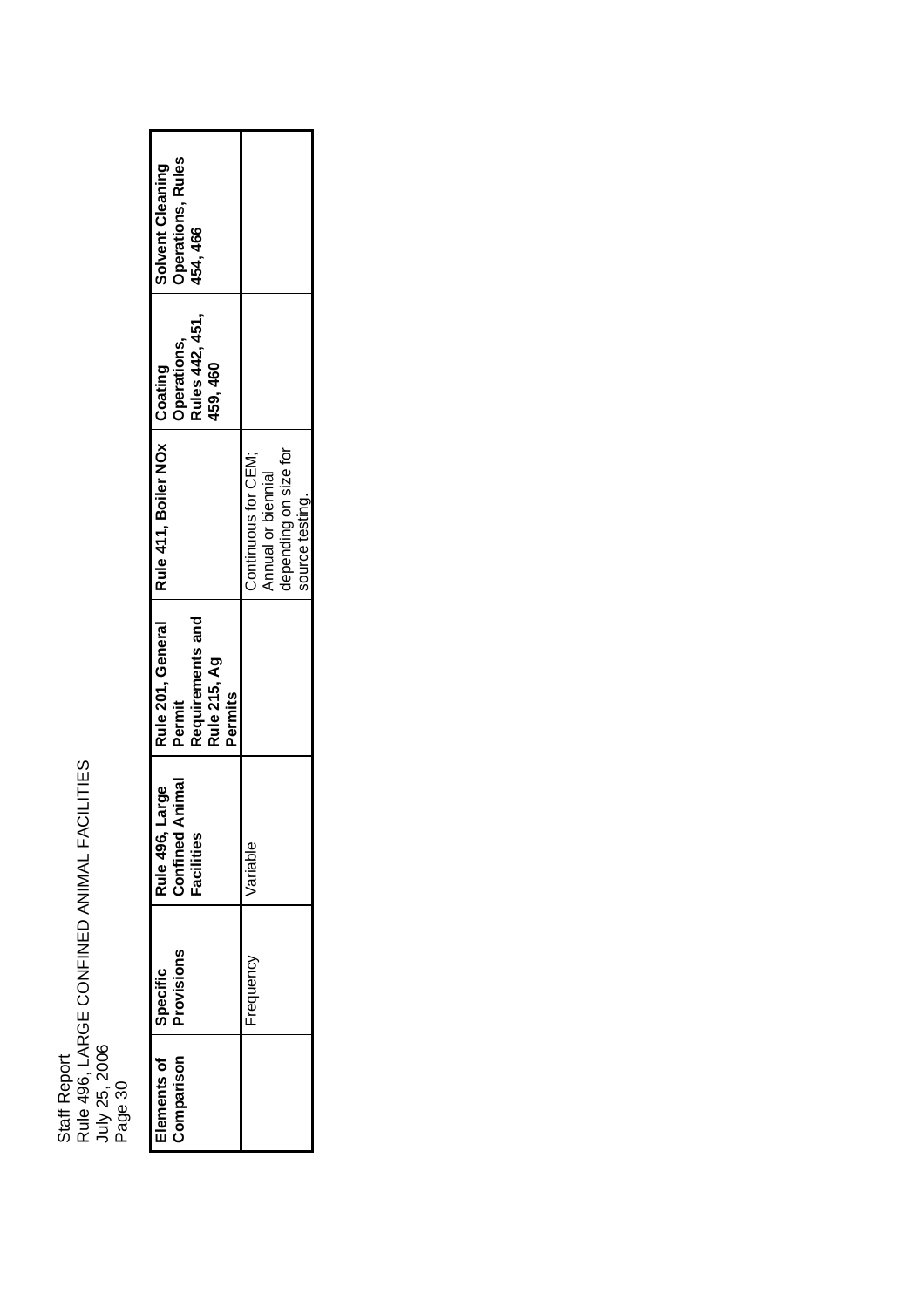| Elements of Comparison | Specific Provisions | Rule 496, Large Confined Animal Facilities | Rule 201, General Permit Requirements and Rule 215, Ag Permits | Rule 411, Boiler NOx | Coating Operations, Rules 442, 451, 459, 460 | Solvent Cleaning Operations, Rules 454, 466 |
|---|---|---|---|---|---|---|
| | Frequency | Variable | | Continuous for CEM; Annual or biennial depending on size for source testing. | | |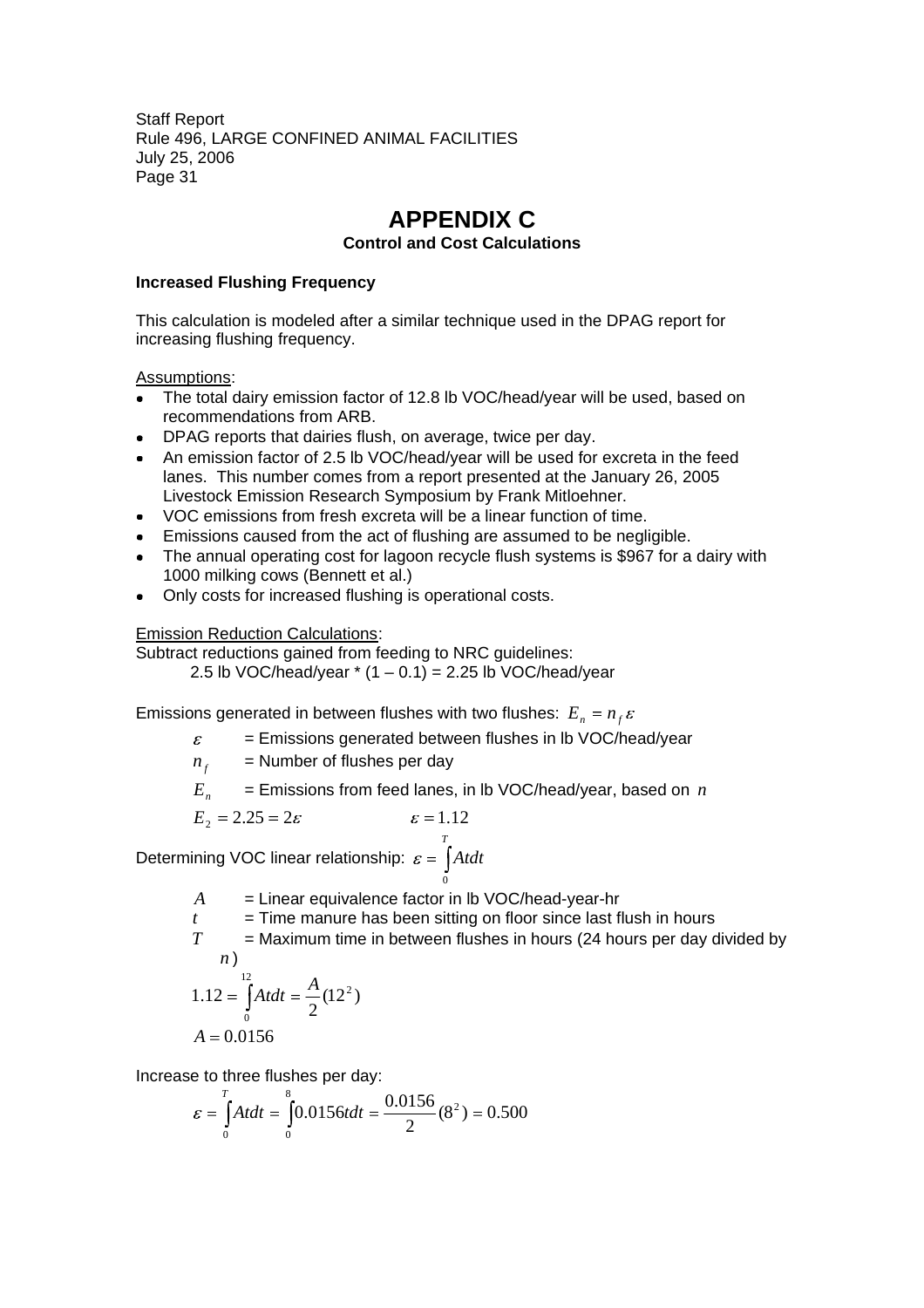# APPENDIX C

## Control and Cost Calculations

### Increased Flushing Frequency

This calculation is modeled after a similar technique used in the DPAG report for increasing flushing frequency.

Assumptions:

- The total dairy emission factor of 12.8 lb VOC/head/year will be used, based on recommendations from ARB.
- DPAG reports that dairies flush, on average, twice per day.
- An emission factor of 2.5 lb VOC/head/year will be used for excreta in the feed lanes. This number comes from a report presented at the January 26, 2005 Livestock Emission Research Symposium by Frank Mitloehner.
- VOC emissions from fresh excreta will be a linear function of time.
- Emissions caused from the act of flushing are assumed to be negligible.
- The annual operating cost for lagoon recycle flush systems is $967 for a dairy with 1000 milking cows (Bennett et al.)
- Only costs for increased flushing is operational costs.

Emission Reduction Calculations:

Subtract reductions gained from feeding to NRC guidelines:

2.5 lb VOC/head/year * (1 – 0.1) = 2.25 lb VOC/head/year

Emissions generated in between flushes with two flushes: $E_n = n_f \varepsilon$

$\varepsilon$ = Emissions generated between flushes in lb VOC/head/year

$n_f$ = Number of flushes per day

$E_n$ = Emissions from feed lanes, in lb VOC/head/year, based on $n$

$$E_2 = 2.25 = 2\varepsilon \qquad \varepsilon = 1.12$$

Determining VOC linear relationship: $\varepsilon = \int_0^T A t dt$

$A$ = Linear equivalence factor in lb VOC/head-year-hr

$t$ = Time manure has been sitting on floor since last flush in hours

$T$ = Maximum time in between flushes in hours (24 hours per day divided by $n$)

$$1.12 = \int_0^{12} A t dt = \frac{A}{2}(12^2)$$

$$A = 0.0156$$

Increase to three flushes per day:

$$\varepsilon = \int_0^T A t dt = \int_0^8 0.0156 t dt = \frac{0.0156}{2}(8^2) = 0.500$$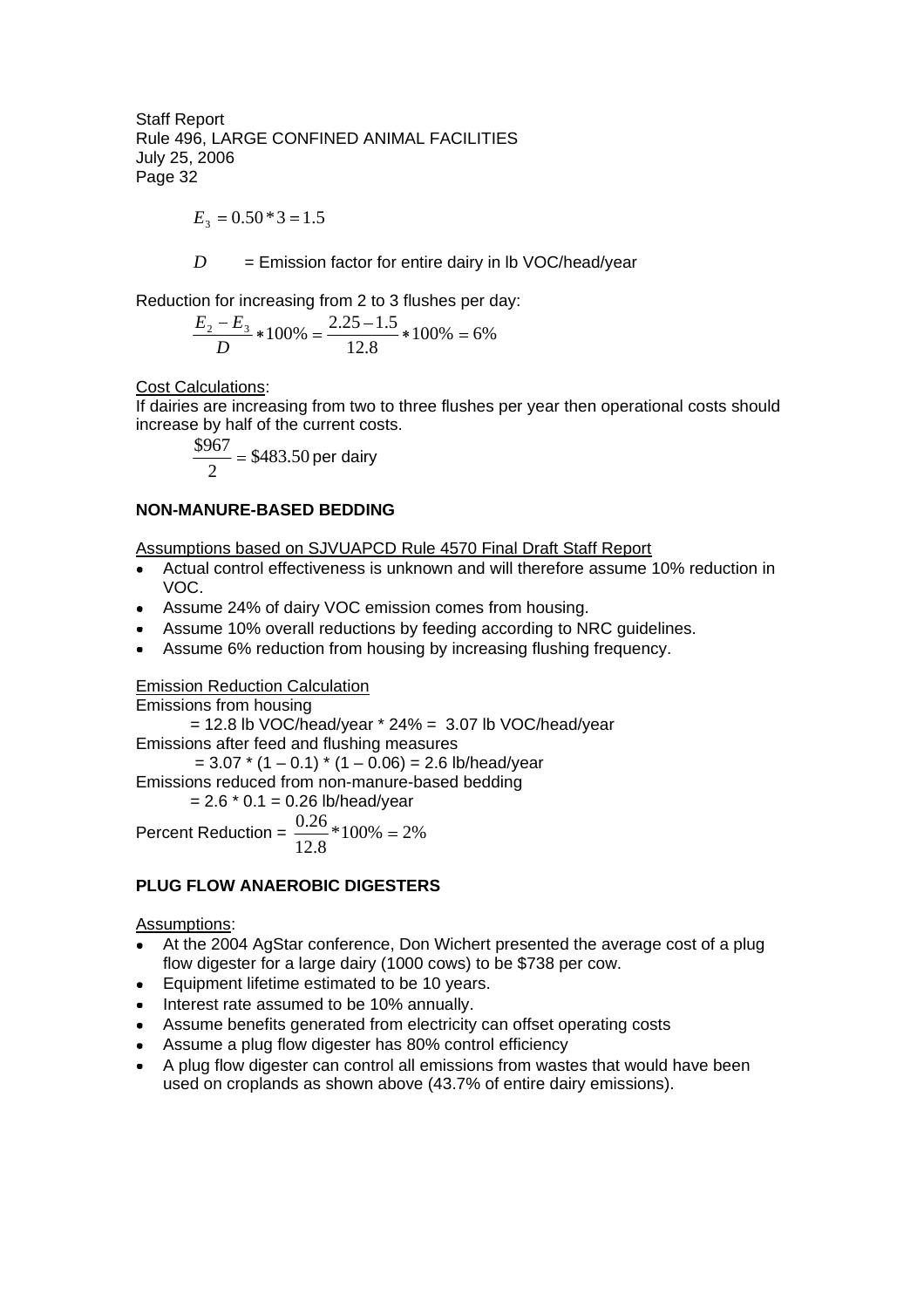$$E_3 = 0.50 * 3 = 1.5$$

$D$ = Emission factor for entire dairy in lb VOC/head/year

Reduction for increasing from 2 to 3 flushes per day:

$$\frac{E_2 - E_3}{D} * 100\% = \frac{2.25 - 1.5}{12.8} * 100\% = 6\%$$

<u>Cost Calculations</u>:

If dairies are increasing from two to three flushes per year then operational costs should increase by half of the current costs.

$$\frac{\$967}{2} = \$483.50 \text{ per dairy}$$

**NON-MANURE-BASED BEDDING**

<u>Assumptions based on SJVUAPCD Rule 4570 Final Draft Staff Report</u>

- Actual control effectiveness is unknown and will therefore assume 10% reduction in VOC.
- Assume 24% of dairy VOC emission comes from housing.
- Assume 10% overall reductions by feeding according to NRC guidelines.
- Assume 6% reduction from housing by increasing flushing frequency.

<u>Emission Reduction Calculation</u>

Emissions from housing

= 12.8 lb VOC/head/year * 24% = 3.07 lb VOC/head/year

Emissions after feed and flushing measures

= 3.07 * (1 – 0.1) * (1 – 0.06) = 2.6 lb/head/year

Emissions reduced from non-manure-based bedding

= 2.6 * 0.1 = 0.26 lb/head/year

Percent Reduction = $\frac{0.26}{12.8} * 100\% = 2\%$

**PLUG FLOW ANAEROBIC DIGESTERS**

<u>Assumptions</u>:

- At the 2004 AgStar conference, Don Wichert presented the average cost of a plug flow digester for a large dairy (1000 cows) to be $738 per cow.
- Equipment lifetime estimated to be 10 years.
- Interest rate assumed to be 10% annually.
- Assume benefits generated from electricity can offset operating costs
- Assume a plug flow digester has 80% control efficiency
- A plug flow digester can control all emissions from wastes that would have been used on croplands as shown above (43.7% of entire dairy emissions).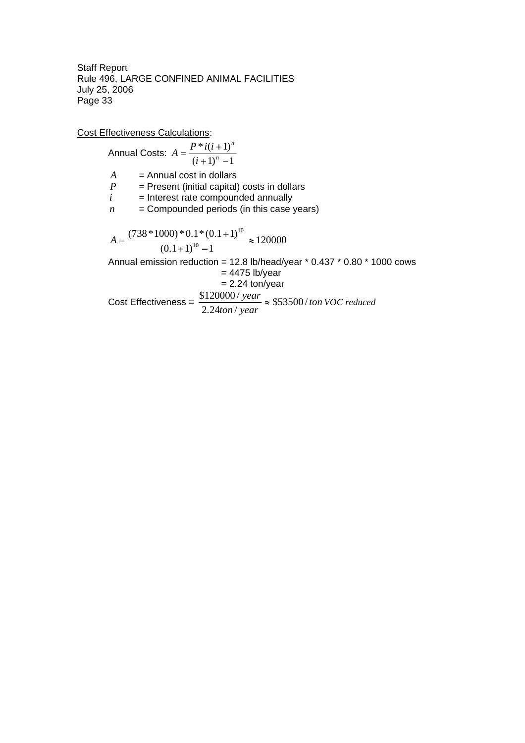<u>Cost Effectiveness Calculations</u>:

Annual Costs: $A = \frac{P * i(i+1)^n}{(i+1)^n - 1}$

$A$ = Annual cost in dollars
$P$ = Present (initial capital) costs in dollars
$i$ = Interest rate compounded annually
$n$ = Compounded periods (in this case years)

$$A = \frac{(738 * 1000) * 0.1 * (0.1+1)^{10}}{(0.1+1)^{10} - 1} \approx 120000$$

Annual emission reduction = 12.8 lb/head/year * 0.437 * 0.80 * 1000 cows
= 4475 lb/year
= 2.24 ton/year

Cost Effectiveness = $\frac{\$120000 / year}{2.24 ton / year} \approx \$53500 / ton\ VOC\ reduced$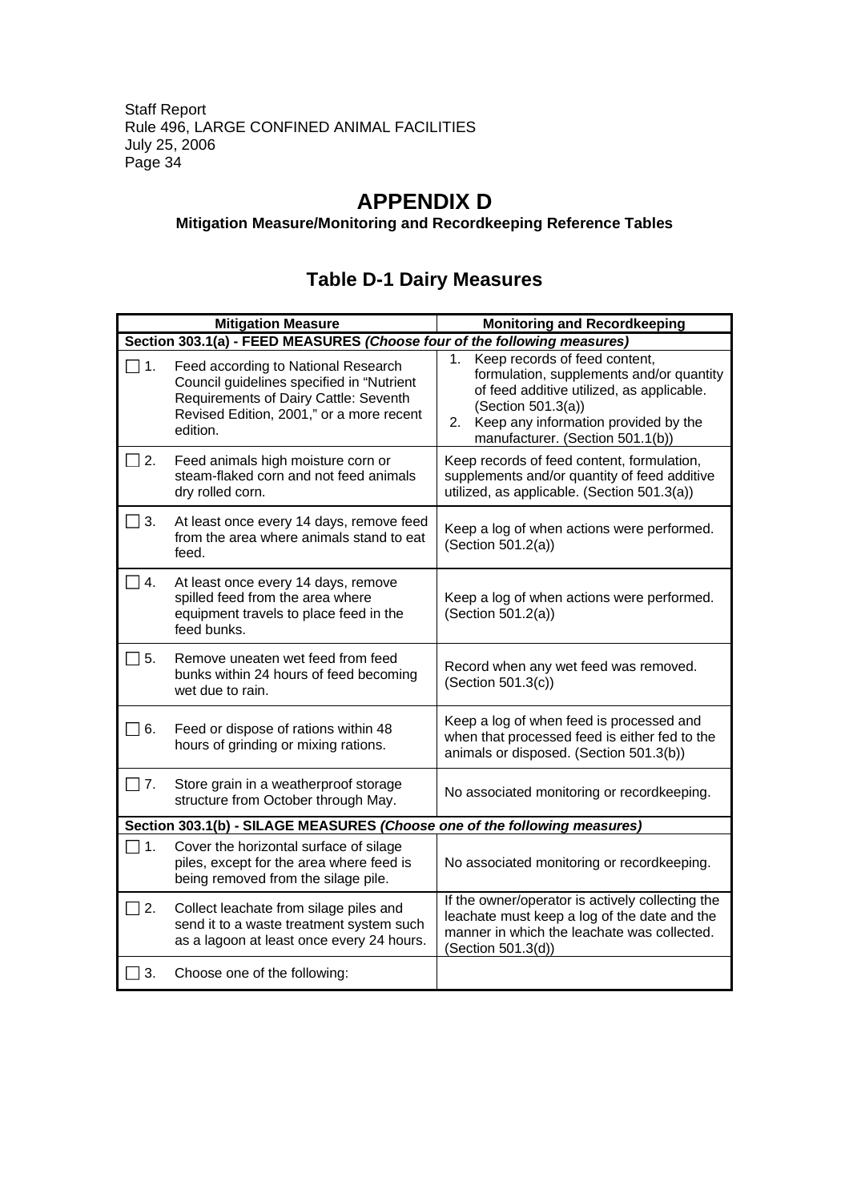# APPENDIX D

**Mitigation Measure/Monitoring and Recordkeeping Reference Tables**

## Table D-1 Dairy Measures

| Mitigation Measure | Monitoring and Recordkeeping |
|---|---|
| **Section 303.1(a) - FEED MEASURES *(Choose four of the following measures)*** | |
| ☐ 1. Feed according to National Research Council guidelines specified in "Nutrient Requirements of Dairy Cattle: Seventh Revised Edition, 2001," or a more recent edition. | 1. Keep records of feed content, formulation, supplements and/or quantity of feed additive utilized, as applicable. (Section 501.3(a)) 2. Keep any information provided by the manufacturer. (Section 501.1(b)) |
| ☐ 2. Feed animals high moisture corn or steam-flaked corn and not feed animals dry rolled corn. | Keep records of feed content, formulation, supplements and/or quantity of feed additive utilized, as applicable. (Section 501.3(a)) |
| ☐ 3. At least once every 14 days, remove feed from the area where animals stand to eat feed. | Keep a log of when actions were performed. (Section 501.2(a)) |
| ☐ 4. At least once every 14 days, remove spilled feed from the area where equipment travels to place feed in the feed bunks. | Keep a log of when actions were performed. (Section 501.2(a)) |
| ☐ 5. Remove uneaten wet feed from feed bunks within 24 hours of feed becoming wet due to rain. | Record when any wet feed was removed. (Section 501.3(c)) |
| ☐ 6. Feed or dispose of rations within 48 hours of grinding or mixing rations. | Keep a log of when feed is processed and when that processed feed is either fed to the animals or disposed. (Section 501.3(b)) |
| ☐ 7. Store grain in a weatherproof storage structure from October through May. | No associated monitoring or recordkeeping. |
| **Section 303.1(b) - SILAGE MEASURES *(Choose one of the following measures)*** | |
| ☐ 1. Cover the horizontal surface of silage piles, except for the area where feed is being removed from the silage pile. | No associated monitoring or recordkeeping. |
| ☐ 2. Collect leachate from silage piles and send it to a waste treatment system such as a lagoon at least once every 24 hours. | If the owner/operator is actively collecting the leachate must keep a log of the date and the manner in which the leachate was collected. (Section 501.3(d)) |
| ☐ 3. Choose one of the following: | |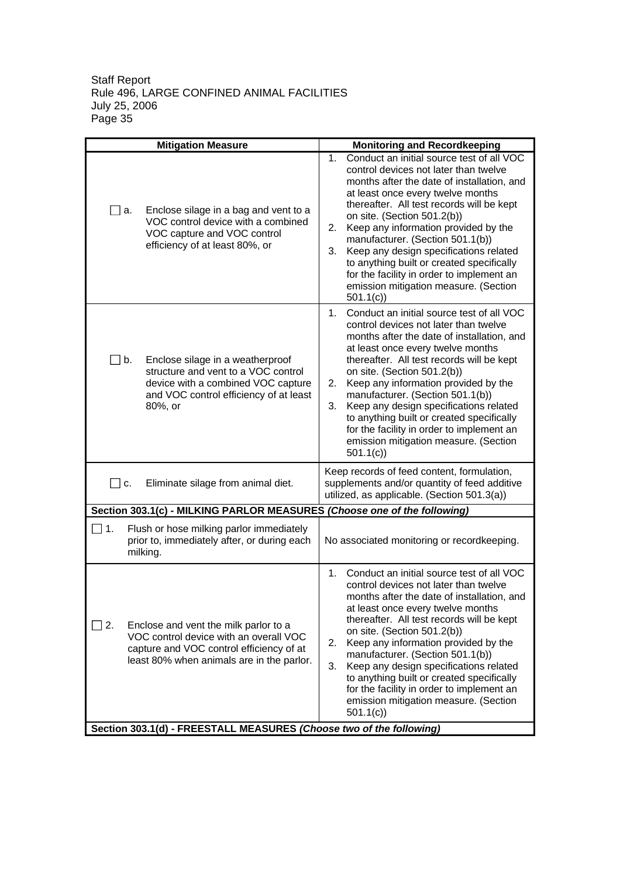| Mitigation Measure | Monitoring and Recordkeeping |
|---|---|
| ☐ a. Enclose silage in a bag and vent to a VOC control device with a combined VOC capture and VOC control efficiency of at least 80%, or | 1. Conduct an initial source test of all VOC control devices not later than twelve months after the date of installation, and at least once every twelve months thereafter. All test records will be kept on site. (Section 501.2(b)) 2. Keep any information provided by the manufacturer. (Section 501.1(b)) 3. Keep any design specifications related to anything built or created specifically for the facility in order to implement an emission mitigation measure. (Section 501.1(c)) |
| ☐ b. Enclose silage in a weatherproof structure and vent to a VOC control device with a combined VOC capture and VOC control efficiency of at least 80%, or | 1. Conduct an initial source test of all VOC control devices not later than twelve months after the date of installation, and at least once every twelve months thereafter. All test records will be kept on site. (Section 501.2(b)) 2. Keep any information provided by the manufacturer. (Section 501.1(b)) 3. Keep any design specifications related to anything built or created specifically for the facility in order to implement an emission mitigation measure. (Section 501.1(c)) |
| ☐ c. Eliminate silage from animal diet. | Keep records of feed content, formulation, supplements and/or quantity of feed additive utilized, as applicable. (Section 501.3(a)) |
| **Section 303.1(c) - MILKING PARLOR MEASURES *(Choose one of the following)*** | |
| ☐ 1. Flush or hose milking parlor immediately prior to, immediately after, or during each milking. | No associated monitoring or recordkeeping. |
| ☐ 2. Enclose and vent the milk parlor to a VOC control device with an overall VOC capture and VOC control efficiency of at least 80% when animals are in the parlor. | 1. Conduct an initial source test of all VOC control devices not later than twelve months after the date of installation, and at least once every twelve months thereafter. All test records will be kept on site. (Section 501.2(b)) 2. Keep any information provided by the manufacturer. (Section 501.1(b)) 3. Keep any design specifications related to anything built or created specifically for the facility in order to implement an emission mitigation measure. (Section 501.1(c)) |
| **Section 303.1(d) - FREESTALL MEASURES *(Choose two of the following)*** | |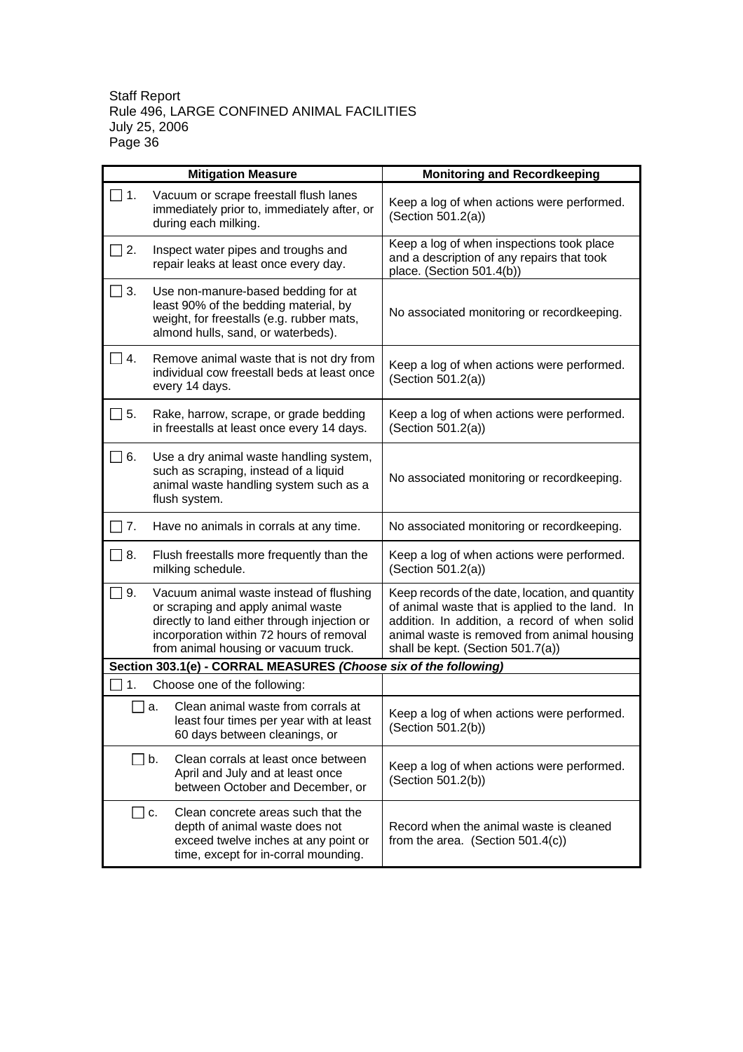| Mitigation Measure | Monitoring and Recordkeeping |
|---|---|
| ☐ 1. Vacuum or scrape freestall flush lanes immediately prior to, immediately after, or during each milking. | Keep a log of when actions were performed. (Section 501.2(a)) |
| ☐ 2. Inspect water pipes and troughs and repair leaks at least once every day. | Keep a log of when inspections took place and a description of any repairs that took place. (Section 501.4(b)) |
| ☐ 3. Use non-manure-based bedding for at least 90% of the bedding material, by weight, for freestalls (e.g. rubber mats, almond hulls, sand, or waterbeds). | No associated monitoring or recordkeeping. |
| ☐ 4. Remove animal waste that is not dry from individual cow freestall beds at least once every 14 days. | Keep a log of when actions were performed. (Section 501.2(a)) |
| ☐ 5. Rake, harrow, scrape, or grade bedding in freestalls at least once every 14 days. | Keep a log of when actions were performed. (Section 501.2(a)) |
| ☐ 6. Use a dry animal waste handling system, such as scraping, instead of a liquid animal waste handling system such as a flush system. | No associated monitoring or recordkeeping. |
| ☐ 7. Have no animals in corrals at any time. | No associated monitoring or recordkeeping. |
| ☐ 8. Flush freestalls more frequently than the milking schedule. | Keep a log of when actions were performed. (Section 501.2(a)) |
| ☐ 9. Vacuum animal waste instead of flushing or scraping and apply animal waste directly to land either through injection or incorporation within 72 hours of removal from animal housing or vacuum truck. | Keep records of the date, location, and quantity of animal waste that is applied to the land. In addition. In addition, a record of when solid animal waste is removed from animal housing shall be kept. (Section 501.7(a)) |
| **Section 303.1(e) - CORRAL MEASURES *(Choose six of the following)*** | |
| ☐ 1. Choose one of the following: | |
| ☐ a. Clean animal waste from corrals at least four times per year with at least 60 days between cleanings, or | Keep a log of when actions were performed. (Section 501.2(b)) |
| ☐ b. Clean corrals at least once between April and July and at least once between October and December, or | Keep a log of when actions were performed. (Section 501.2(b)) |
| ☐ c. Clean concrete areas such that the depth of animal waste does not exceed twelve inches at any point or time, except for in-corral mounding. | Record when the animal waste is cleaned from the area. (Section 501.4(c)) |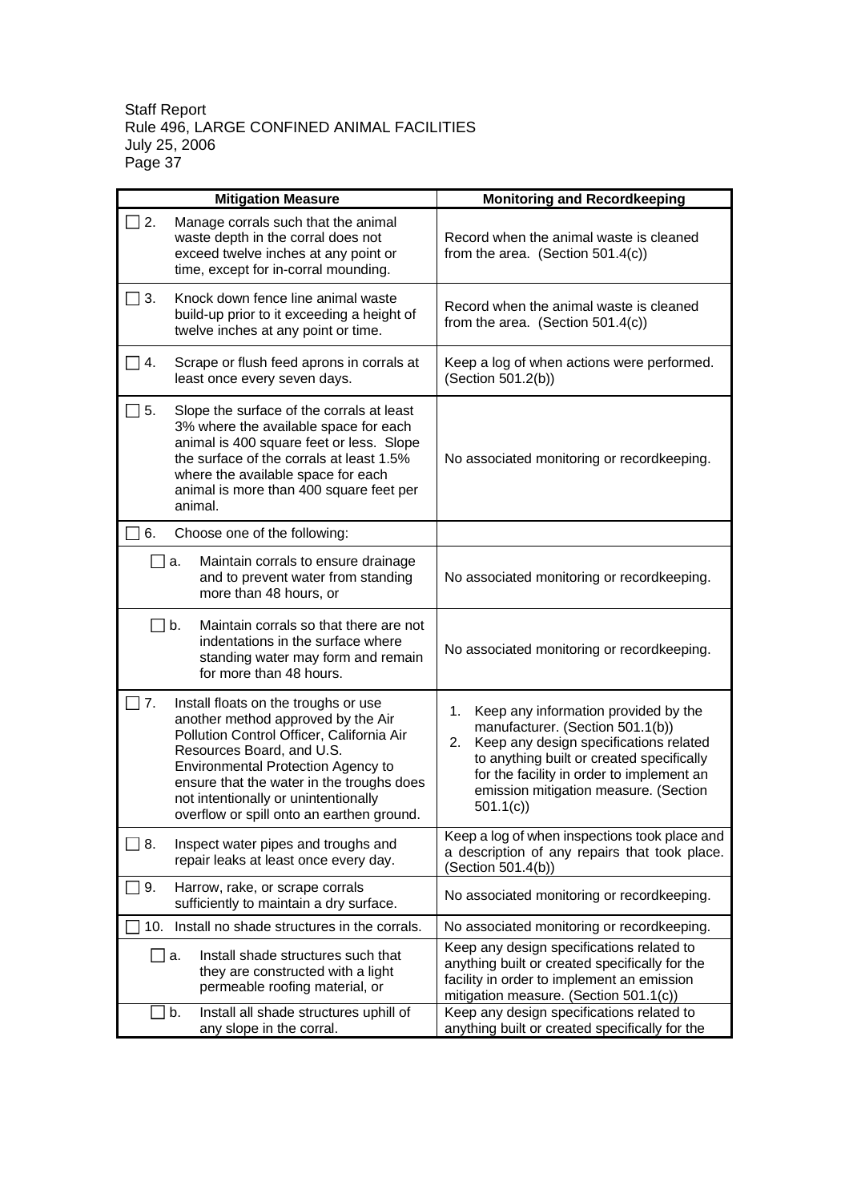| Mitigation Measure | Monitoring and Recordkeeping |
|---|---|
| ☐ 2. Manage corrals such that the animal waste depth in the corral does not exceed twelve inches at any point or time, except for in-corral mounding. | Record when the animal waste is cleaned from the area. (Section 501.4(c)) |
| ☐ 3. Knock down fence line animal waste build-up prior to it exceeding a height of twelve inches at any point or time. | Record when the animal waste is cleaned from the area. (Section 501.4(c)) |
| ☐ 4. Scrape or flush feed aprons in corrals at least once every seven days. | Keep a log of when actions were performed. (Section 501.2(b)) |
| ☐ 5. Slope the surface of the corrals at least 3% where the available space for each animal is 400 square feet or less. Slope the surface of the corrals at least 1.5% where the available space for each animal is more than 400 square feet per animal. | No associated monitoring or recordkeeping. |
| ☐ 6. Choose one of the following: | |
| ☐ a. Maintain corrals to ensure drainage and to prevent water from standing more than 48 hours, or | No associated monitoring or recordkeeping. |
| ☐ b. Maintain corrals so that there are not indentations in the surface where standing water may form and remain for more than 48 hours. | No associated monitoring or recordkeeping. |
| ☐ 7. Install floats on the troughs or use another method approved by the Air Pollution Control Officer, California Air Resources Board, and U.S. Environmental Protection Agency to ensure that the water in the troughs does not intentionally or unintentionally overflow or spill onto an earthen ground. | 1. Keep any information provided by the manufacturer. (Section 501.1(b)) 2. Keep any design specifications related to anything built or created specifically for the facility in order to implement an emission mitigation measure. (Section 501.1(c)) |
| ☐ 8. Inspect water pipes and troughs and repair leaks at least once every day. | Keep a log of when inspections took place and a description of any repairs that took place. (Section 501.4(b)) |
| ☐ 9. Harrow, rake, or scrape corrals sufficiently to maintain a dry surface. | No associated monitoring or recordkeeping. |
| ☐ 10. Install no shade structures in the corrals. | No associated monitoring or recordkeeping. |
| ☐ a. Install shade structures such that they are constructed with a light permeable roofing material, or | Keep any design specifications related to anything built or created specifically for the facility in order to implement an emission mitigation measure. (Section 501.1(c)) |
| ☐ b. Install all shade structures uphill of any slope in the corral. | Keep any design specifications related to anything built or created specifically for the |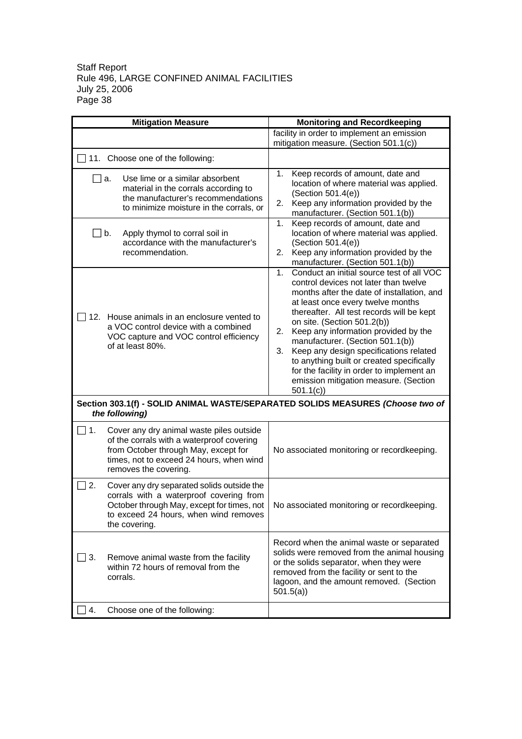| Mitigation Measure | Monitoring and Recordkeeping |
|---|---|
| | facility in order to implement an emission mitigation measure. (Section 501.1(c)) |
| ☐ 11. Choose one of the following: | |
| ☐ a. Use lime or a similar absorbent material in the corrals according to the manufacturer's recommendations to minimize moisture in the corrals, or | 1. Keep records of amount, date and location of where material was applied. (Section 501.4(e))<br>2. Keep any information provided by the manufacturer. (Section 501.1(b)) |
| ☐ b. Apply thymol to corral soil in accordance with the manufacturer's recommendation. | 1. Keep records of amount, date and location of where material was applied. (Section 501.4(e))<br>2. Keep any information provided by the manufacturer. (Section 501.1(b)) |
| ☐ 12. House animals in an enclosure vented to a VOC control device with a combined VOC capture and VOC control efficiency of at least 80%. | 1. Conduct an initial source test of all VOC control devices not later than twelve months after the date of installation, and at least once every twelve months thereafter. All test records will be kept on site. (Section 501.2(b))<br>2. Keep any information provided by the manufacturer. (Section 501.1(b))<br>3. Keep any design specifications related to anything built or created specifically for the facility in order to implement an emission mitigation measure. (Section 501.1(c)) |
| **Section 303.1(f) - SOLID ANIMAL WASTE/SEPARATED SOLIDS MEASURES *(Choose two of the following)*** | |
| ☐ 1. Cover any dry animal waste piles outside of the corrals with a waterproof covering from October through May, except for times, not to exceed 24 hours, when wind removes the covering. | No associated monitoring or recordkeeping. |
| ☐ 2. Cover any dry separated solids outside the corrals with a waterproof covering from October through May, except for times, not to exceed 24 hours, when wind removes the covering. | No associated monitoring or recordkeeping. |
| ☐ 3. Remove animal waste from the facility within 72 hours of removal from the corrals. | Record when the animal waste or separated solids were removed from the animal housing or the solids separator, when they were removed from the facility or sent to the lagoon, and the amount removed. (Section 501.5(a)) |
| ☐ 4. Choose one of the following: | |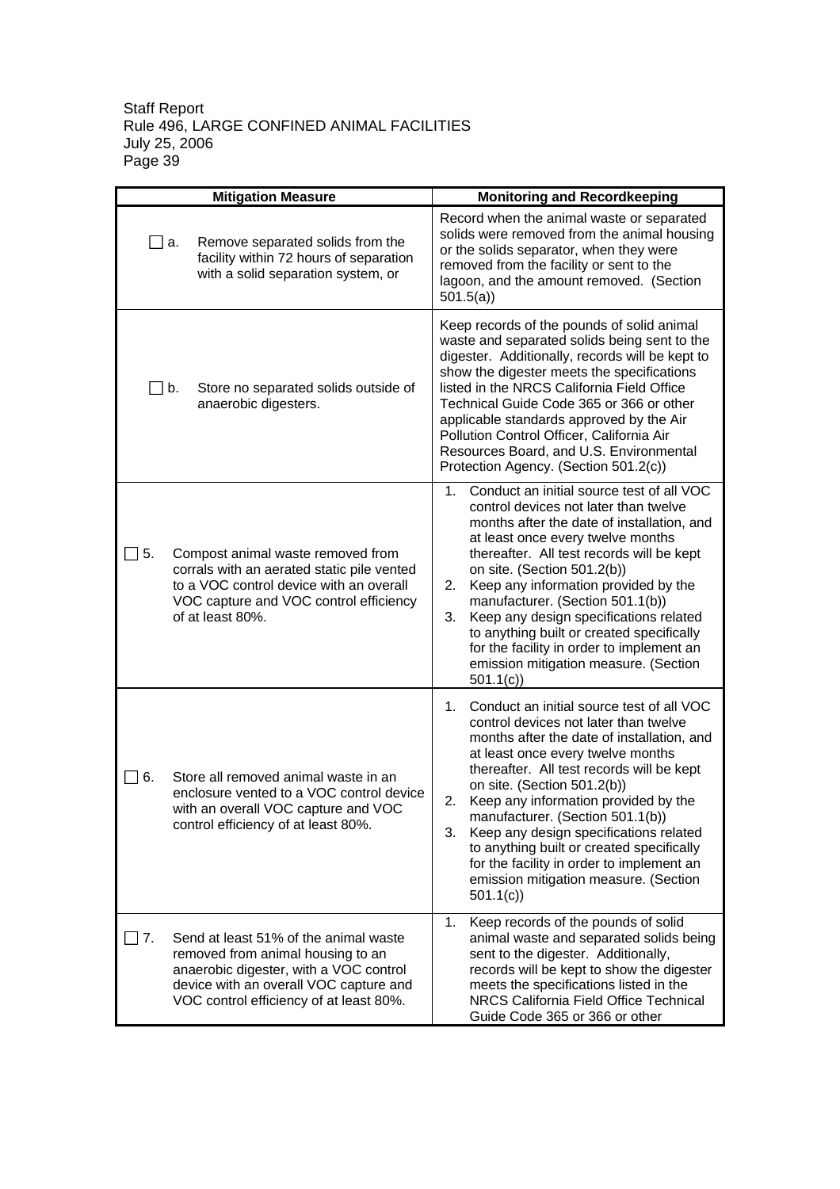| Mitigation Measure | Monitoring and Recordkeeping |
|---|---|
| ☐ a. Remove separated solids from the facility within 72 hours of separation with a solid separation system, or | Record when the animal waste or separated solids were removed from the animal housing or the solids separator, when they were removed from the facility or sent to the lagoon, and the amount removed. (Section 501.5(a)) |
| ☐ b. Store no separated solids outside of anaerobic digesters. | Keep records of the pounds of solid animal waste and separated solids being sent to the digester. Additionally, records will be kept to show the digester meets the specifications listed in the NRCS California Field Office Technical Guide Code 365 or 366 or other applicable standards approved by the Air Pollution Control Officer, California Air Resources Board, and U.S. Environmental Protection Agency. (Section 501.2(c)) |
| ☐ 5. Compost animal waste removed from corrals with an aerated static pile vented to a VOC control device with an overall VOC capture and VOC control efficiency of at least 80%. | 1. Conduct an initial source test of all VOC control devices not later than twelve months after the date of installation, and at least once every twelve months thereafter. All test records will be kept on site. (Section 501.2(b))<br>2. Keep any information provided by the manufacturer. (Section 501.1(b))<br>3. Keep any design specifications related to anything built or created specifically for the facility in order to implement an emission mitigation measure. (Section 501.1(c)) |
| ☐ 6. Store all removed animal waste in an enclosure vented to a VOC control device with an overall VOC capture and VOC control efficiency of at least 80%. | 1. Conduct an initial source test of all VOC control devices not later than twelve months after the date of installation, and at least once every twelve months thereafter. All test records will be kept on site. (Section 501.2(b))<br>2. Keep any information provided by the manufacturer. (Section 501.1(b))<br>3. Keep any design specifications related to anything built or created specifically for the facility in order to implement an emission mitigation measure. (Section 501.1(c)) |
| ☐ 7. Send at least 51% of the animal waste removed from animal housing to an anaerobic digester, with a VOC control device with an overall VOC capture and VOC control efficiency of at least 80%. | 1. Keep records of the pounds of solid animal waste and separated solids being sent to the digester. Additionally, records will be kept to show the digester meets the specifications listed in the NRCS California Field Office Technical Guide Code 365 or 366 or other |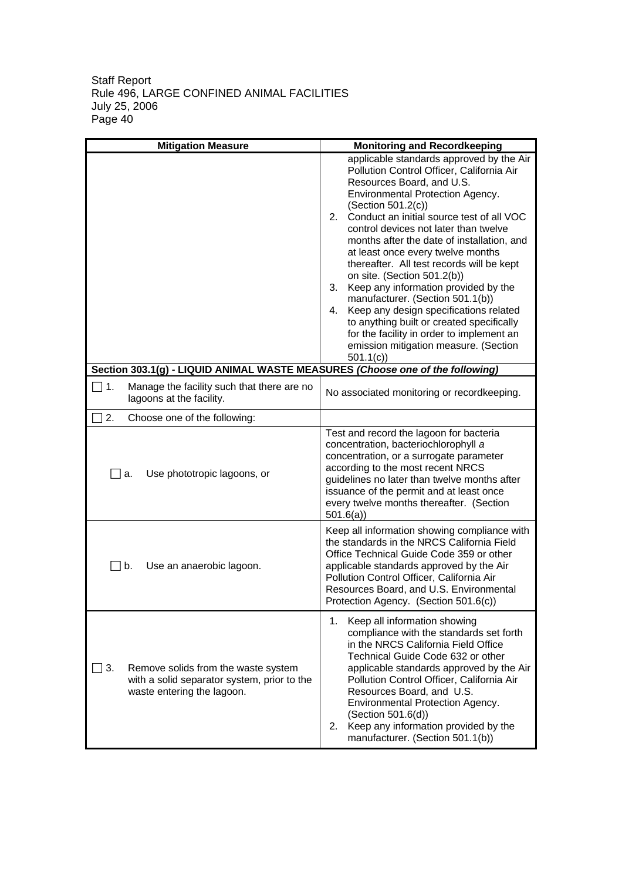| Mitigation Measure | Monitoring and Recordkeeping |
|---|---|
| | applicable standards approved by the Air Pollution Control Officer, California Air Resources Board, and U.S. Environmental Protection Agency. (Section 501.2(c))<br>2. Conduct an initial source test of all VOC control devices not later than twelve months after the date of installation, and at least once every twelve months thereafter. All test records will be kept on site. (Section 501.2(b))<br>3. Keep any information provided by the manufacturer. (Section 501.1(b))<br>4. Keep any design specifications related to anything built or created specifically for the facility in order to implement an emission mitigation measure. (Section 501.1(c)) |
| **Section 303.1(g) - LIQUID ANIMAL WASTE MEASURES *(Choose one of the following)*** | |
| ☐ 1. Manage the facility such that there are no lagoons at the facility. | No associated monitoring or recordkeeping. |
| ☐ 2. Choose one of the following: | |
| ☐ a. Use phototropic lagoons, or | Test and record the lagoon for bacteria concentration, bacteriochlorophyll *a* concentration, or a surrogate parameter according to the most recent NRCS guidelines no later than twelve months after issuance of the permit and at least once every twelve months thereafter. (Section 501.6(a)) |
| ☐ b. Use an anaerobic lagoon. | Keep all information showing compliance with the standards in the NRCS California Field Office Technical Guide Code 359 or other applicable standards approved by the Air Pollution Control Officer, California Air Resources Board, and U.S. Environmental Protection Agency. (Section 501.6(c)) |
| ☐ 3. Remove solids from the waste system with a solid separator system, prior to the waste entering the lagoon. | 1. Keep all information showing compliance with the standards set forth in the NRCS California Field Office Technical Guide Code 632 or other applicable standards approved by the Air Pollution Control Officer, California Air Resources Board, and U.S. Environmental Protection Agency. (Section 501.6(d))<br>2. Keep any information provided by the manufacturer. (Section 501.1(b)) |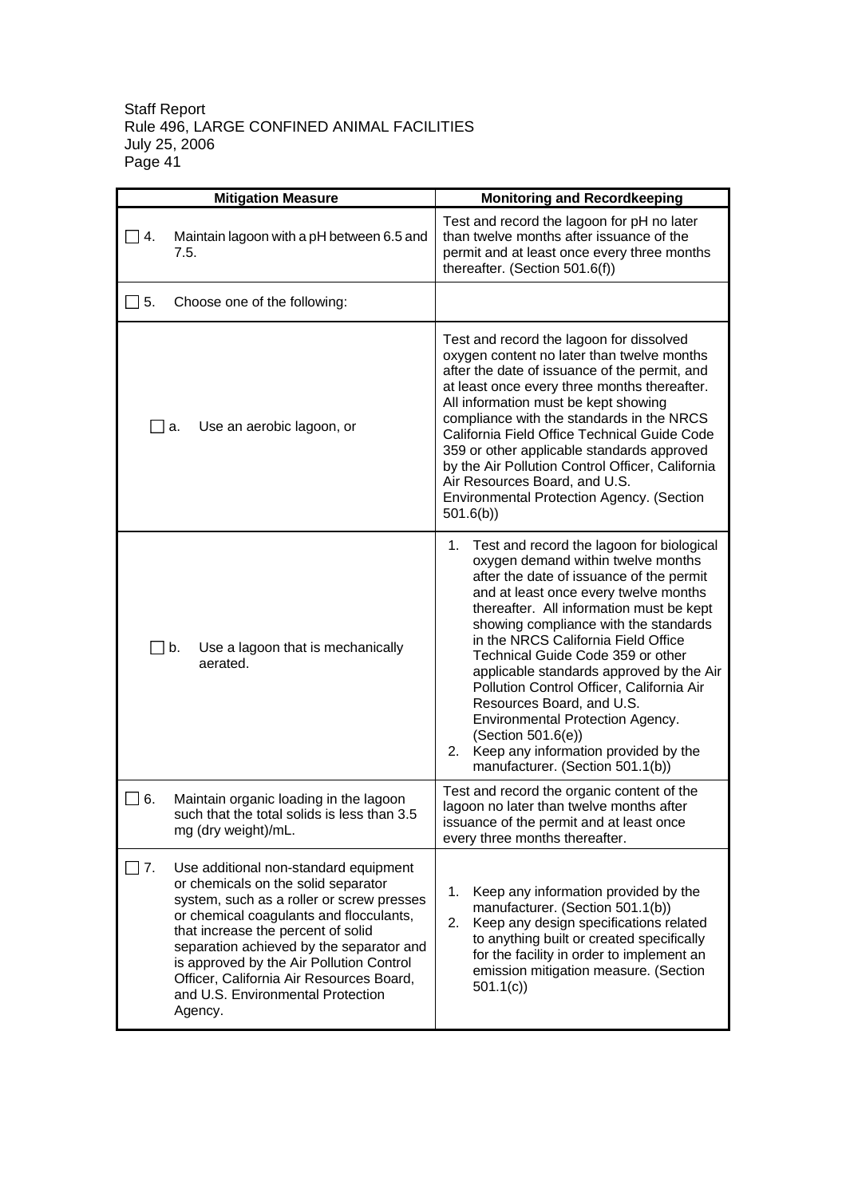| Mitigation Measure | Monitoring and Recordkeeping |
| --- | --- |
| ☐ 4. Maintain lagoon with a pH between 6.5 and 7.5. | Test and record the lagoon for pH no later than twelve months after issuance of the permit and at least once every three months thereafter. (Section 501.6(f)) |
| ☐ 5. Choose one of the following: | |
| ☐ a. Use an aerobic lagoon, or | Test and record the lagoon for dissolved oxygen content no later than twelve months after the date of issuance of the permit, and at least once every three months thereafter. All information must be kept showing compliance with the standards in the NRCS California Field Office Technical Guide Code 359 or other applicable standards approved by the Air Pollution Control Officer, California Air Resources Board, and U.S. Environmental Protection Agency. (Section 501.6(b)) |
| ☐ b. Use a lagoon that is mechanically aerated. | 1. Test and record the lagoon for biological oxygen demand within twelve months after the date of issuance of the permit and at least once every twelve months thereafter. All information must be kept showing compliance with the standards in the NRCS California Field Office Technical Guide Code 359 or other applicable standards approved by the Air Pollution Control Officer, California Air Resources Board, and U.S. Environmental Protection Agency. (Section 501.6(e))<br>2. Keep any information provided by the manufacturer. (Section 501.1(b)) |
| ☐ 6. Maintain organic loading in the lagoon such that the total solids is less than 3.5 mg (dry weight)/mL. | Test and record the organic content of the lagoon no later than twelve months after issuance of the permit and at least once every three months thereafter. |
| ☐ 7. Use additional non-standard equipment or chemicals on the solid separator system, such as a roller or screw presses or chemical coagulants and flocculants, that increase the percent of solid separation achieved by the separator and is approved by the Air Pollution Control Officer, California Air Resources Board, and U.S. Environmental Protection Agency. | 1. Keep any information provided by the manufacturer. (Section 501.1(b))<br>2. Keep any design specifications related to anything built or created specifically for the facility in order to implement an emission mitigation measure. (Section 501.1(c)) |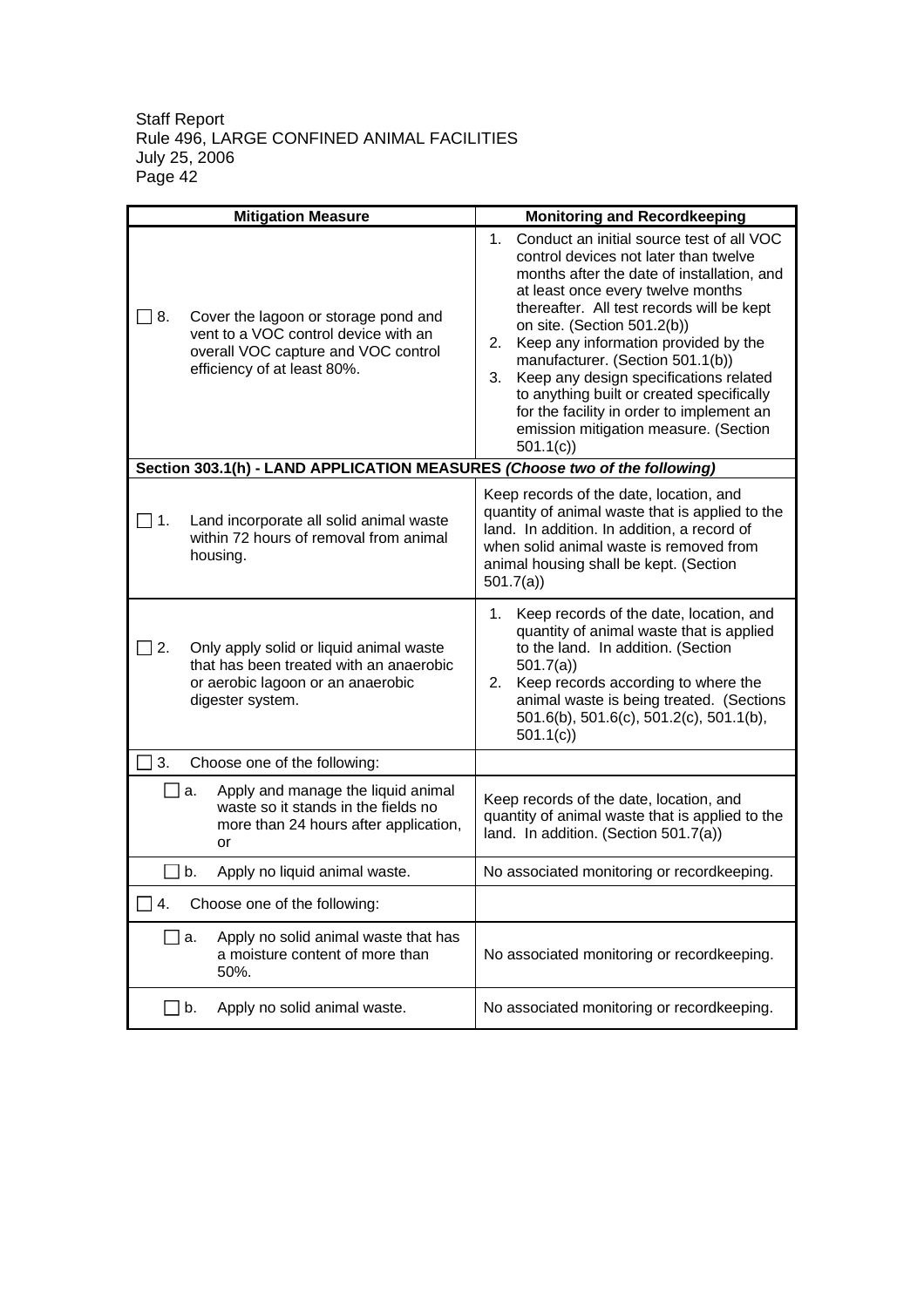| Mitigation Measure | Monitoring and Recordkeeping |
|---|---|
| ☐ 8. Cover the lagoon or storage pond and vent to a VOC control device with an overall VOC capture and VOC control efficiency of at least 80%. | 1. Conduct an initial source test of all VOC control devices not later than twelve months after the date of installation, and at least once every twelve months thereafter. All test records will be kept on site. (Section 501.2(b)) 2. Keep any information provided by the manufacturer. (Section 501.1(b)) 3. Keep any design specifications related to anything built or created specifically for the facility in order to implement an emission mitigation measure. (Section 501.1(c)) |
| **Section 303.1(h) - LAND APPLICATION MEASURES *(Choose two of the following)*** | |
| ☐ 1. Land incorporate all solid animal waste within 72 hours of removal from animal housing. | Keep records of the date, location, and quantity of animal waste that is applied to the land. In addition. In addition, a record of when solid animal waste is removed from animal housing shall be kept. (Section 501.7(a)) |
| ☐ 2. Only apply solid or liquid animal waste that has been treated with an anaerobic or aerobic lagoon or an anaerobic digester system. | 1. Keep records of the date, location, and quantity of animal waste that is applied to the land. In addition. (Section 501.7(a)) 2. Keep records according to where the animal waste is being treated. (Sections 501.6(b), 501.6(c), 501.2(c), 501.1(b), 501.1(c)) |
| ☐ 3. Choose one of the following: | |
| ☐ a. Apply and manage the liquid animal waste so it stands in the fields no more than 24 hours after application, or | Keep records of the date, location, and quantity of animal waste that is applied to the land. In addition. (Section 501.7(a)) |
| ☐ b. Apply no liquid animal waste. | No associated monitoring or recordkeeping. |
| ☐ 4. Choose one of the following: | |
| ☐ a. Apply no solid animal waste that has a moisture content of more than 50%. | No associated monitoring or recordkeeping. |
| ☐ b. Apply no solid animal waste. | No associated monitoring or recordkeeping. |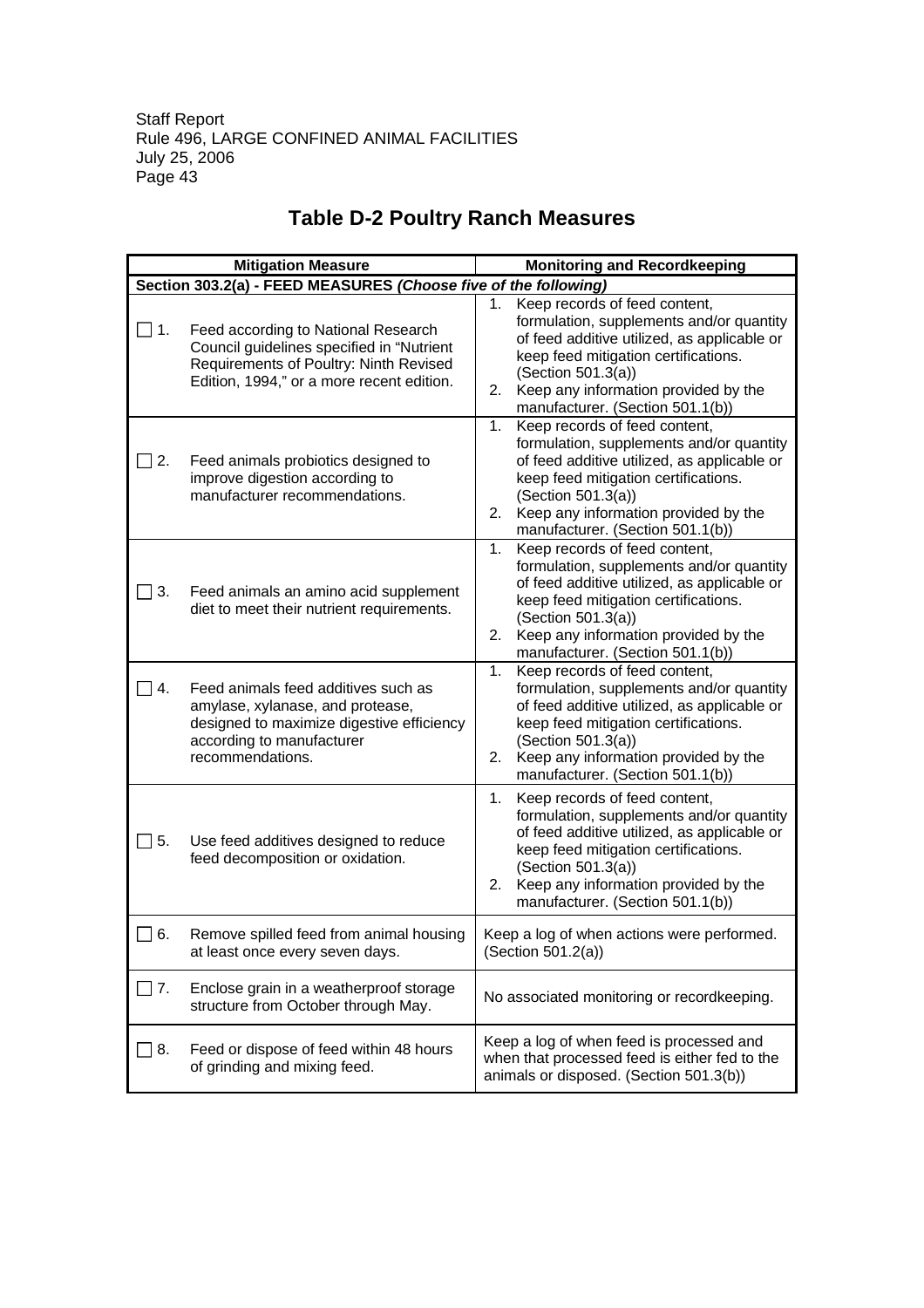# Table D-2 Poultry Ranch Measures

| Mitigation Measure | Monitoring and Recordkeeping |
|---|---|
| **Section 303.2(a) - FEED MEASURES *(Choose five of the following)*** | |
| ☐ 1. Feed according to National Research Council guidelines specified in "Nutrient Requirements of Poultry: Ninth Revised Edition, 1994," or a more recent edition. | 1. Keep records of feed content, formulation, supplements and/or quantity of feed additive utilized, as applicable or keep feed mitigation certifications. (Section 501.3(a)) 2. Keep any information provided by the manufacturer. (Section 501.1(b)) |
| ☐ 2. Feed animals probiotics designed to improve digestion according to manufacturer recommendations. | 1. Keep records of feed content, formulation, supplements and/or quantity of feed additive utilized, as applicable or keep feed mitigation certifications. (Section 501.3(a)) 2. Keep any information provided by the manufacturer. (Section 501.1(b)) |
| ☐ 3. Feed animals an amino acid supplement diet to meet their nutrient requirements. | 1. Keep records of feed content, formulation, supplements and/or quantity of feed additive utilized, as applicable or keep feed mitigation certifications. (Section 501.3(a)) 2. Keep any information provided by the manufacturer. (Section 501.1(b)) |
| ☐ 4. Feed animals feed additives such as amylase, xylanase, and protease, designed to maximize digestive efficiency according to manufacturer recommendations. | 1. Keep records of feed content, formulation, supplements and/or quantity of feed additive utilized, as applicable or keep feed mitigation certifications. (Section 501.3(a)) 2. Keep any information provided by the manufacturer. (Section 501.1(b)) |
| ☐ 5. Use feed additives designed to reduce feed decomposition or oxidation. | 1. Keep records of feed content, formulation, supplements and/or quantity of feed additive utilized, as applicable or keep feed mitigation certifications. (Section 501.3(a)) 2. Keep any information provided by the manufacturer. (Section 501.1(b)) |
| ☐ 6. Remove spilled feed from animal housing at least once every seven days. | Keep a log of when actions were performed. (Section 501.2(a)) |
| ☐ 7. Enclose grain in a weatherproof storage structure from October through May. | No associated monitoring or recordkeeping. |
| ☐ 8. Feed or dispose of feed within 48 hours of grinding and mixing feed. | Keep a log of when feed is processed and when that processed feed is either fed to the animals or disposed. (Section 501.3(b)) |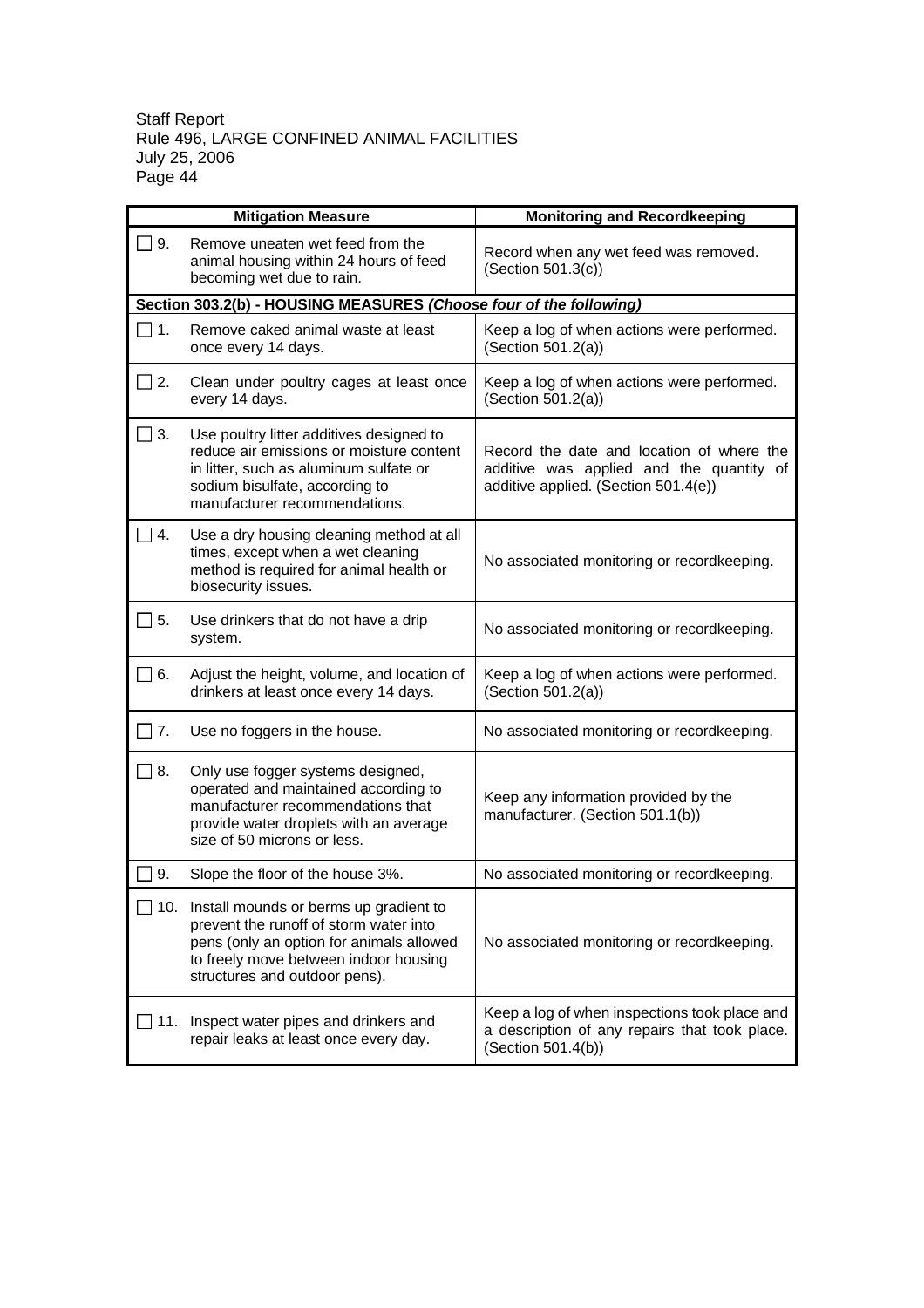| Mitigation Measure | Monitoring and Recordkeeping |
|---|---|
| ☐ 9. Remove uneaten wet feed from the animal housing within 24 hours of feed becoming wet due to rain. | Record when any wet feed was removed. (Section 501.3(c)) |
| **Section 303.2(b) - HOUSING MEASURES *(Choose four of the following)*** | |
| ☐ 1. Remove caked animal waste at least once every 14 days. | Keep a log of when actions were performed. (Section 501.2(a)) |
| ☐ 2. Clean under poultry cages at least once every 14 days. | Keep a log of when actions were performed. (Section 501.2(a)) |
| ☐ 3. Use poultry litter additives designed to reduce air emissions or moisture content in litter, such as aluminum sulfate or sodium bisulfate, according to manufacturer recommendations. | Record the date and location of where the additive was applied and the quantity of additive applied. (Section 501.4(e)) |
| ☐ 4. Use a dry housing cleaning method at all times, except when a wet cleaning method is required for animal health or biosecurity issues. | No associated monitoring or recordkeeping. |
| ☐ 5. Use drinkers that do not have a drip system. | No associated monitoring or recordkeeping. |
| ☐ 6. Adjust the height, volume, and location of drinkers at least once every 14 days. | Keep a log of when actions were performed. (Section 501.2(a)) |
| ☐ 7. Use no foggers in the house. | No associated monitoring or recordkeeping. |
| ☐ 8. Only use fogger systems designed, operated and maintained according to manufacturer recommendations that provide water droplets with an average size of 50 microns or less. | Keep any information provided by the manufacturer. (Section 501.1(b)) |
| ☐ 9. Slope the floor of the house 3%. | No associated monitoring or recordkeeping. |
| ☐ 10. Install mounds or berms up gradient to prevent the runoff of storm water into pens (only an option for animals allowed to freely move between indoor housing structures and outdoor pens). | No associated monitoring or recordkeeping. |
| ☐ 11. Inspect water pipes and drinkers and repair leaks at least once every day. | Keep a log of when inspections took place and a description of any repairs that took place. (Section 501.4(b)) |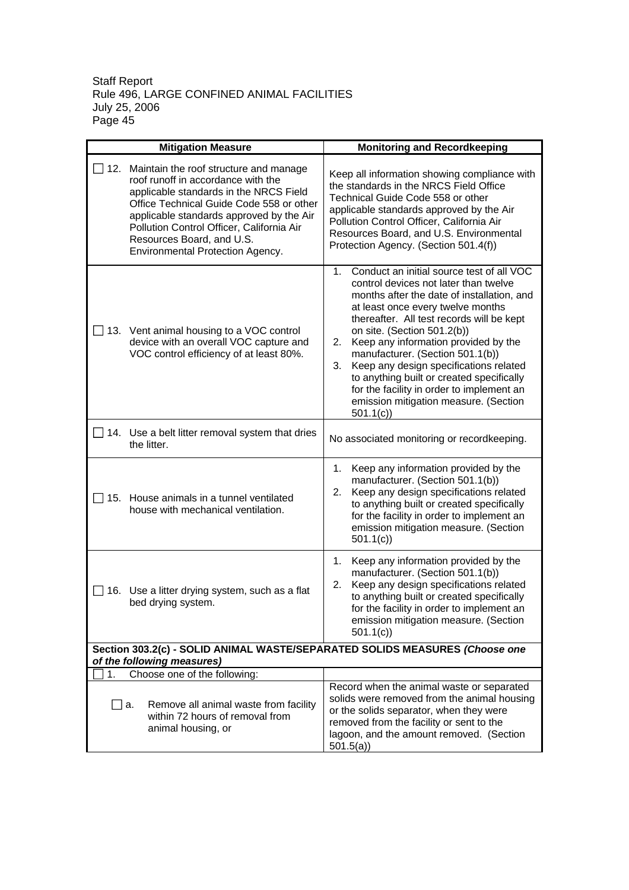| Mitigation Measure | Monitoring and Recordkeeping |
|---|---|
| ☐ 12. Maintain the roof structure and manage roof runoff in accordance with the applicable standards in the NRCS Field Office Technical Guide Code 558 or other applicable standards approved by the Air Pollution Control Officer, California Air Resources Board, and U.S. Environmental Protection Agency. | Keep all information showing compliance with the standards in the NRCS Field Office Technical Guide Code 558 or other applicable standards approved by the Air Pollution Control Officer, California Air Resources Board, and U.S. Environmental Protection Agency. (Section 501.4(f)) |
| ☐ 13. Vent animal housing to a VOC control device with an overall VOC capture and VOC control efficiency of at least 80%. | 1. Conduct an initial source test of all VOC control devices not later than twelve months after the date of installation, and at least once every twelve months thereafter. All test records will be kept on site. (Section 501.2(b))<br>2. Keep any information provided by the manufacturer. (Section 501.1(b))<br>3. Keep any design specifications related to anything built or created specifically for the facility in order to implement an emission mitigation measure. (Section 501.1(c)) |
| ☐ 14. Use a belt litter removal system that dries the litter. | No associated monitoring or recordkeeping. |
| ☐ 15. House animals in a tunnel ventilated house with mechanical ventilation. | 1. Keep any information provided by the manufacturer. (Section 501.1(b))<br>2. Keep any design specifications related to anything built or created specifically for the facility in order to implement an emission mitigation measure. (Section 501.1(c)) |
| ☐ 16. Use a litter drying system, such as a flat bed drying system. | 1. Keep any information provided by the manufacturer. (Section 501.1(b))<br>2. Keep any design specifications related to anything built or created specifically for the facility in order to implement an emission mitigation measure. (Section 501.1(c)) |
| **Section 303.2(c) - SOLID ANIMAL WASTE/SEPARATED SOLIDS MEASURES *(Choose one of the following measures)*** | |
| ☐ 1. Choose one of the following: | |
| ☐ a. Remove all animal waste from facility within 72 hours of removal from animal housing, or | Record when the animal waste or separated solids were removed from the animal housing or the solids separator, when they were removed from the facility or sent to the lagoon, and the amount removed. (Section 501.5(a)) |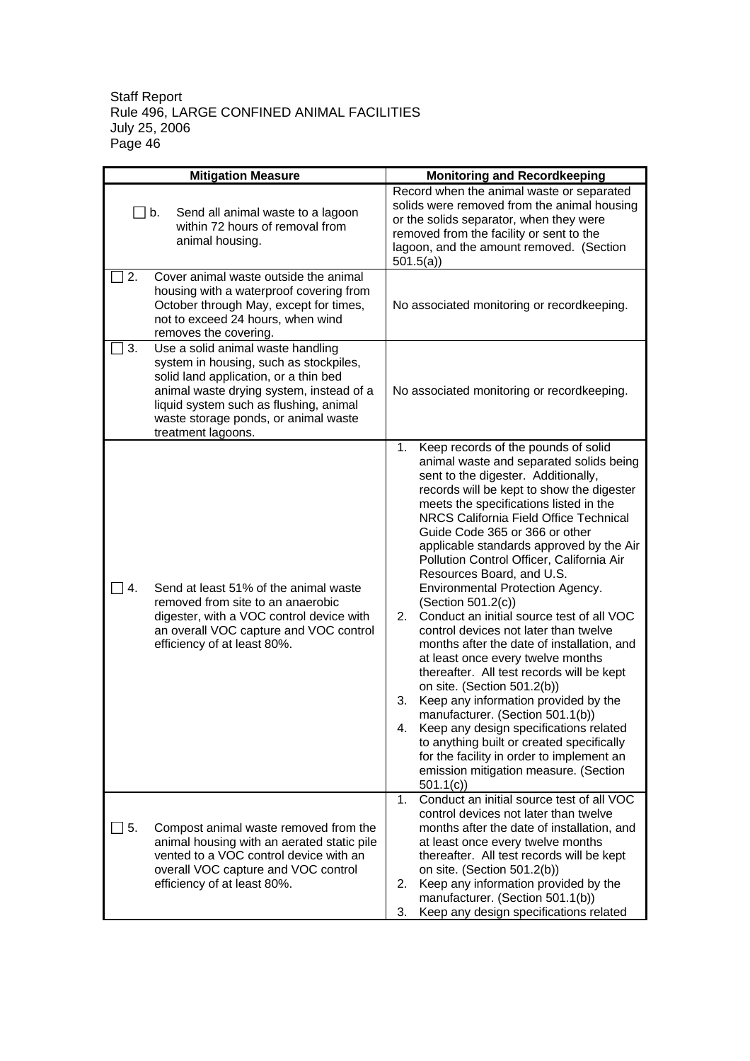| Mitigation Measure | Monitoring and Recordkeeping |
|---|---|
| ☐ b. Send all animal waste to a lagoon within 72 hours of removal from animal housing. | Record when the animal waste or separated solids were removed from the animal housing or the solids separator, when they were removed from the facility or sent to the lagoon, and the amount removed. (Section 501.5(a)) |
| ☐ 2. Cover animal waste outside the animal housing with a waterproof covering from October through May, except for times, not to exceed 24 hours, when wind removes the covering. | No associated monitoring or recordkeeping. |
| ☐ 3. Use a solid animal waste handling system in housing, such as stockpiles, solid land application, or a thin bed animal waste drying system, instead of a liquid system such as flushing, animal waste storage ponds, or animal waste treatment lagoons. | No associated monitoring or recordkeeping. |
| ☐ 4. Send at least 51% of the animal waste removed from site to an anaerobic digester, with a VOC control device with an overall VOC capture and VOC control efficiency of at least 80%. | 1. Keep records of the pounds of solid animal waste and separated solids being sent to the digester. Additionally, records will be kept to show the digester meets the specifications listed in the NRCS California Field Office Technical Guide Code 365 or 366 or other applicable standards approved by the Air Pollution Control Officer, California Air Resources Board, and U.S. Environmental Protection Agency. (Section 501.2(c))<br>2. Conduct an initial source test of all VOC control devices not later than twelve months after the date of installation, and at least once every twelve months thereafter. All test records will be kept on site. (Section 501.2(b))<br>3. Keep any information provided by the manufacturer. (Section 501.1(b))<br>4. Keep any design specifications related to anything built or created specifically for the facility in order to implement an emission mitigation measure. (Section 501.1(c)) |
| ☐ 5. Compost animal waste removed from the animal housing with an aerated static pile vented to a VOC control device with an overall VOC capture and VOC control efficiency of at least 80%. | 1. Conduct an initial source test of all VOC control devices not later than twelve months after the date of installation, and at least once every twelve months thereafter. All test records will be kept on site. (Section 501.2(b))<br>2. Keep any information provided by the manufacturer. (Section 501.1(b))<br>3. Keep any design specifications related |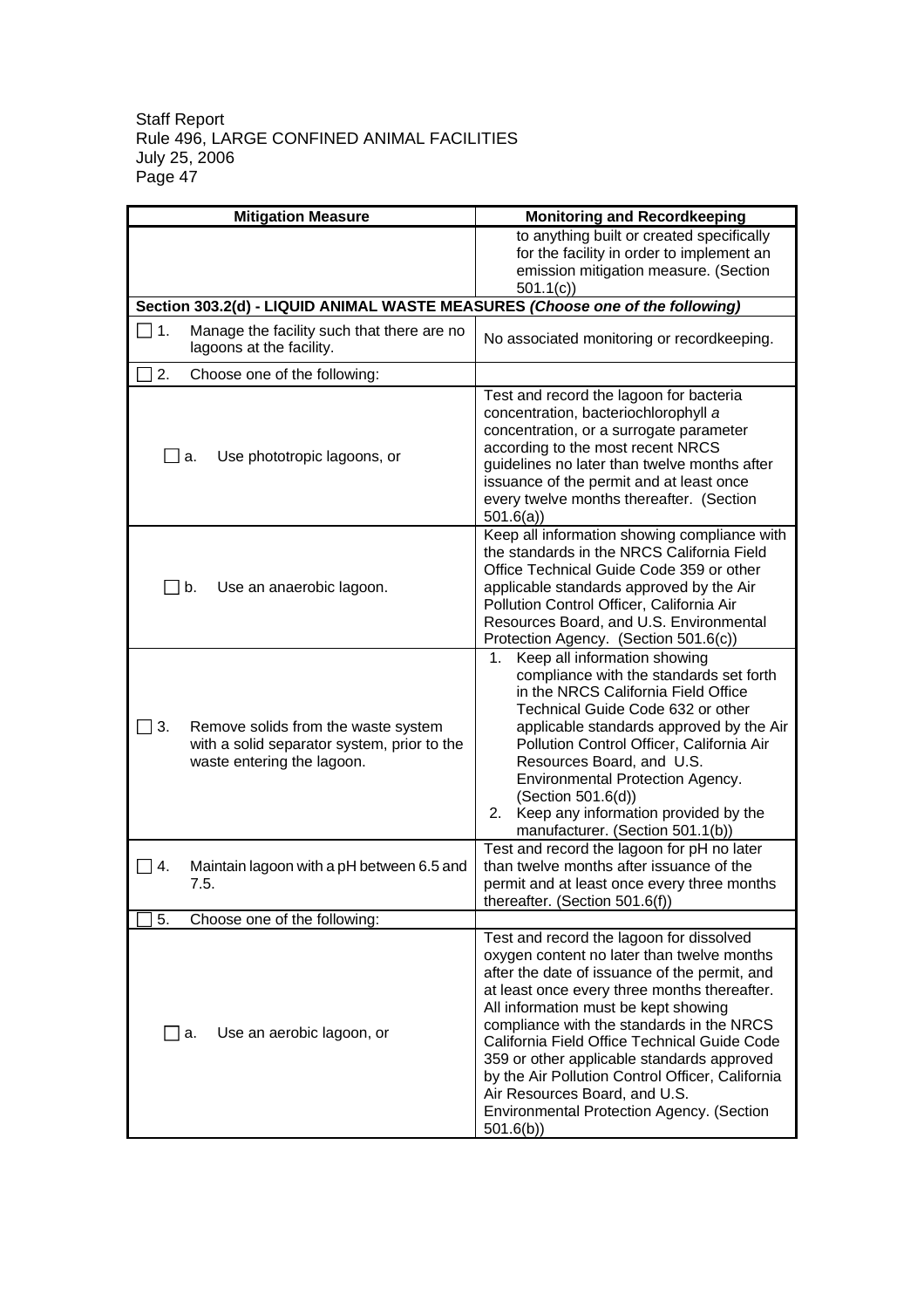| Mitigation Measure | Monitoring and Recordkeeping |
|---|---|
| | to anything built or created specifically for the facility in order to implement an emission mitigation measure. (Section 501.1(c)) |
| **Section 303.2(d) - LIQUID ANIMAL WASTE MEASURES *(Choose one of the following)*** | |
| ☐ 1. Manage the facility such that there are no lagoons at the facility. | No associated monitoring or recordkeeping. |
| ☐ 2. Choose one of the following: | |
| ☐ a. Use phototropic lagoons, or | Test and record the lagoon for bacteria concentration, bacteriochlorophyll *a* concentration, or a surrogate parameter according to the most recent NRCS guidelines no later than twelve months after issuance of the permit and at least once every twelve months thereafter. (Section 501.6(a)) |
| ☐ b. Use an anaerobic lagoon. | Keep all information showing compliance with the standards in the NRCS California Field Office Technical Guide Code 359 or other applicable standards approved by the Air Pollution Control Officer, California Air Resources Board, and U.S. Environmental Protection Agency. (Section 501.6(c)) |
| ☐ 3. Remove solids from the waste system with a solid separator system, prior to the waste entering the lagoon. | 1. Keep all information showing compliance with the standards set forth in the NRCS California Field Office Technical Guide Code 632 or other applicable standards approved by the Air Pollution Control Officer, California Air Resources Board, and U.S. Environmental Protection Agency. (Section 501.6(d)) 2. Keep any information provided by the manufacturer. (Section 501.1(b)) |
| ☐ 4. Maintain lagoon with a pH between 6.5 and 7.5. | Test and record the lagoon for pH no later than twelve months after issuance of the permit and at least once every three months thereafter. (Section 501.6(f)) |
| ☐ 5. Choose one of the following: | |
| ☐ a. Use an aerobic lagoon, or | Test and record the lagoon for dissolved oxygen content no later than twelve months after the date of issuance of the permit, and at least once every three months thereafter. All information must be kept showing compliance with the standards in the NRCS California Field Office Technical Guide Code 359 or other applicable standards approved by the Air Pollution Control Officer, California Air Resources Board, and U.S. Environmental Protection Agency. (Section 501.6(b)) |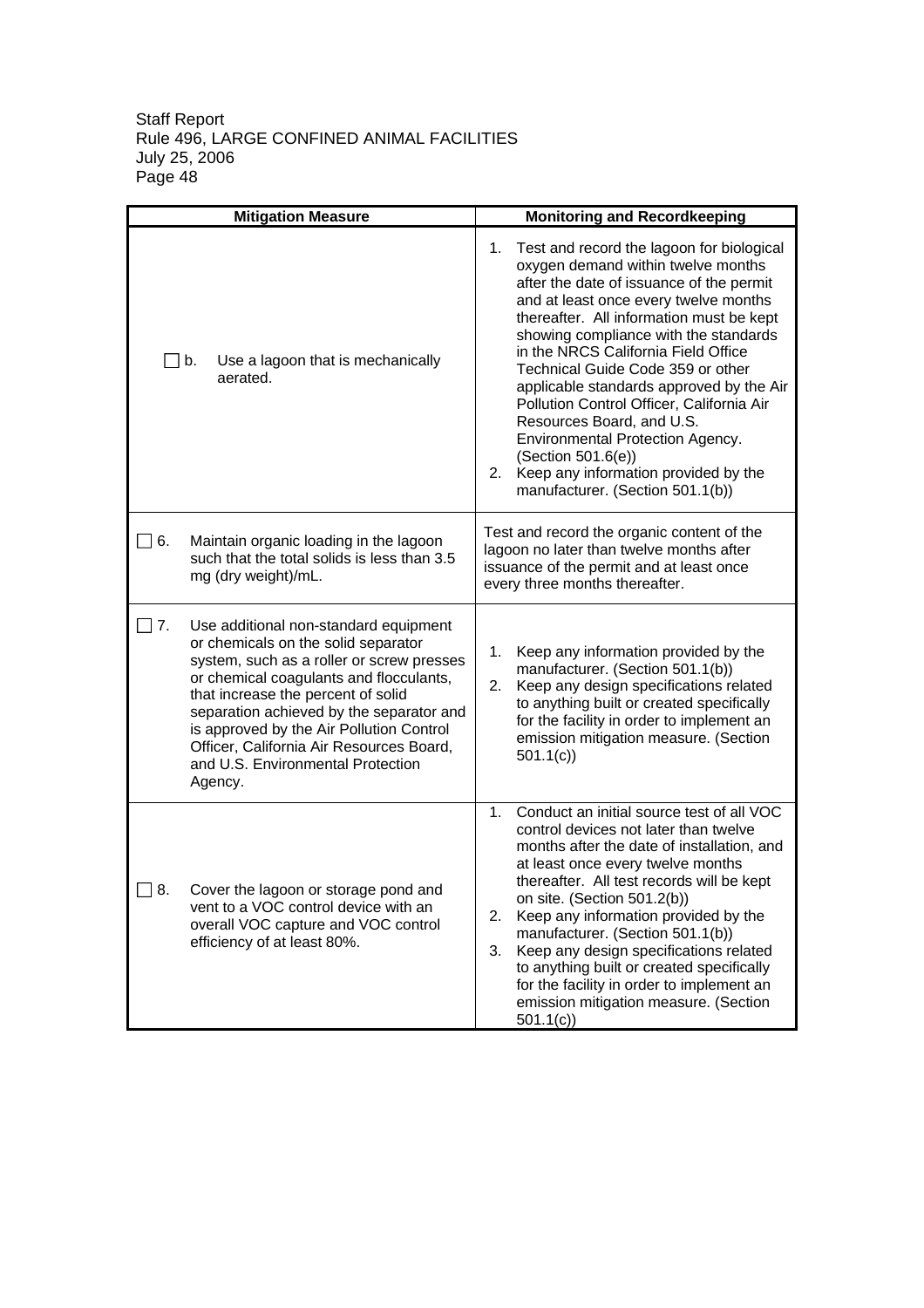| Mitigation Measure | Monitoring and Recordkeeping |
|---|---|
| ☐ b. Use a lagoon that is mechanically aerated. | 1. Test and record the lagoon for biological oxygen demand within twelve months after the date of issuance of the permit and at least once every twelve months thereafter. All information must be kept showing compliance with the standards in the NRCS California Field Office Technical Guide Code 359 or other applicable standards approved by the Air Pollution Control Officer, California Air Resources Board, and U.S. Environmental Protection Agency. (Section 501.6(e))<br>2. Keep any information provided by the manufacturer. (Section 501.1(b)) |
| ☐ 6. Maintain organic loading in the lagoon such that the total solids is less than 3.5 mg (dry weight)/mL. | Test and record the organic content of the lagoon no later than twelve months after issuance of the permit and at least once every three months thereafter. |
| ☐ 7. Use additional non-standard equipment or chemicals on the solid separator system, such as a roller or screw presses or chemical coagulants and flocculants, that increase the percent of solid separation achieved by the separator and is approved by the Air Pollution Control Officer, California Air Resources Board, and U.S. Environmental Protection Agency. | 1. Keep any information provided by the manufacturer. (Section 501.1(b))<br>2. Keep any design specifications related to anything built or created specifically for the facility in order to implement an emission mitigation measure. (Section 501.1(c)) |
| ☐ 8. Cover the lagoon or storage pond and vent to a VOC control device with an overall VOC capture and VOC control efficiency of at least 80%. | 1. Conduct an initial source test of all VOC control devices not later than twelve months after the date of installation, and at least once every twelve months thereafter. All test records will be kept on site. (Section 501.2(b))<br>2. Keep any information provided by the manufacturer. (Section 501.1(b))<br>3. Keep any design specifications related to anything built or created specifically for the facility in order to implement an emission mitigation measure. (Section 501.1(c)) |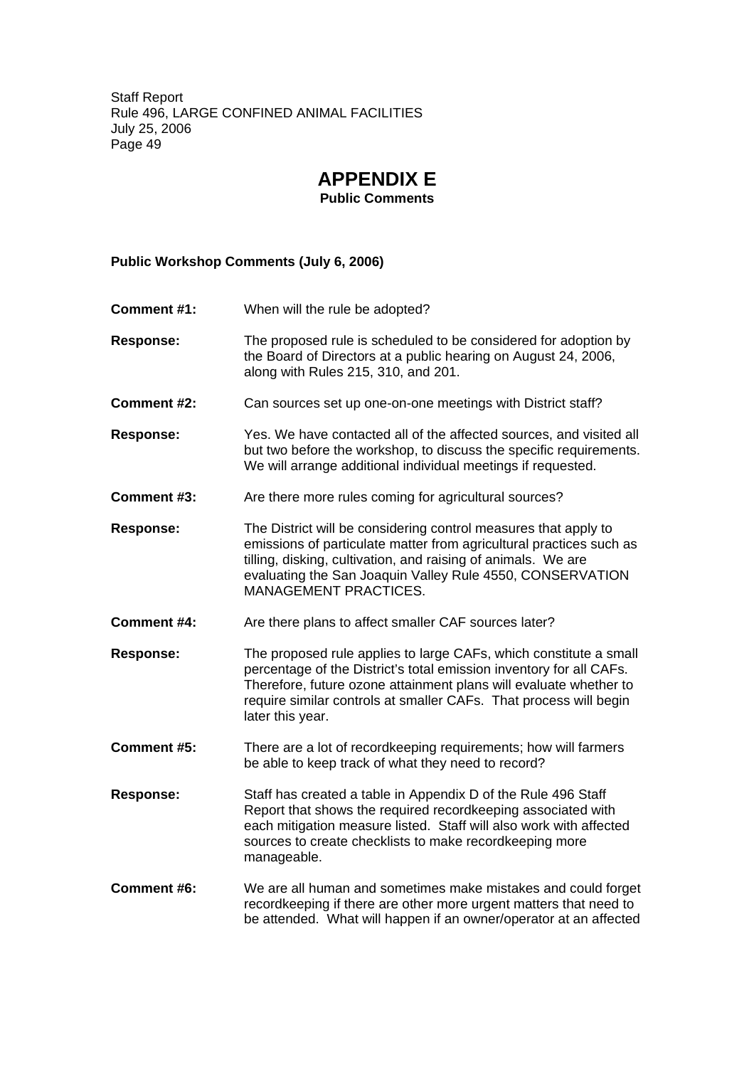# APPENDIX E

**Public Comments**

**Public Workshop Comments (July 6, 2006)**

**Comment #1:** When will the rule be adopted?

**Response:** The proposed rule is scheduled to be considered for adoption by the Board of Directors at a public hearing on August 24, 2006, along with Rules 215, 310, and 201.

**Comment #2:** Can sources set up one-on-one meetings with District staff?

**Response:** Yes. We have contacted all of the affected sources, and visited all but two before the workshop, to discuss the specific requirements. We will arrange additional individual meetings if requested.

**Comment #3:** Are there more rules coming for agricultural sources?

**Response:** The District will be considering control measures that apply to emissions of particulate matter from agricultural practices such as tilling, disking, cultivation, and raising of animals. We are evaluating the San Joaquin Valley Rule 4550, CONSERVATION MANAGEMENT PRACTICES.

**Comment #4:** Are there plans to affect smaller CAF sources later?

**Response:** The proposed rule applies to large CAFs, which constitute a small percentage of the District's total emission inventory for all CAFs. Therefore, future ozone attainment plans will evaluate whether to require similar controls at smaller CAFs. That process will begin later this year.

**Comment #5:** There are a lot of recordkeeping requirements; how will farmers be able to keep track of what they need to record?

**Response:** Staff has created a table in Appendix D of the Rule 496 Staff Report that shows the required recordkeeping associated with each mitigation measure listed. Staff will also work with affected sources to create checklists to make recordkeeping more manageable.

**Comment #6:** We are all human and sometimes make mistakes and could forget recordkeeping if there are other more urgent matters that need to be attended. What will happen if an owner/operator at an affected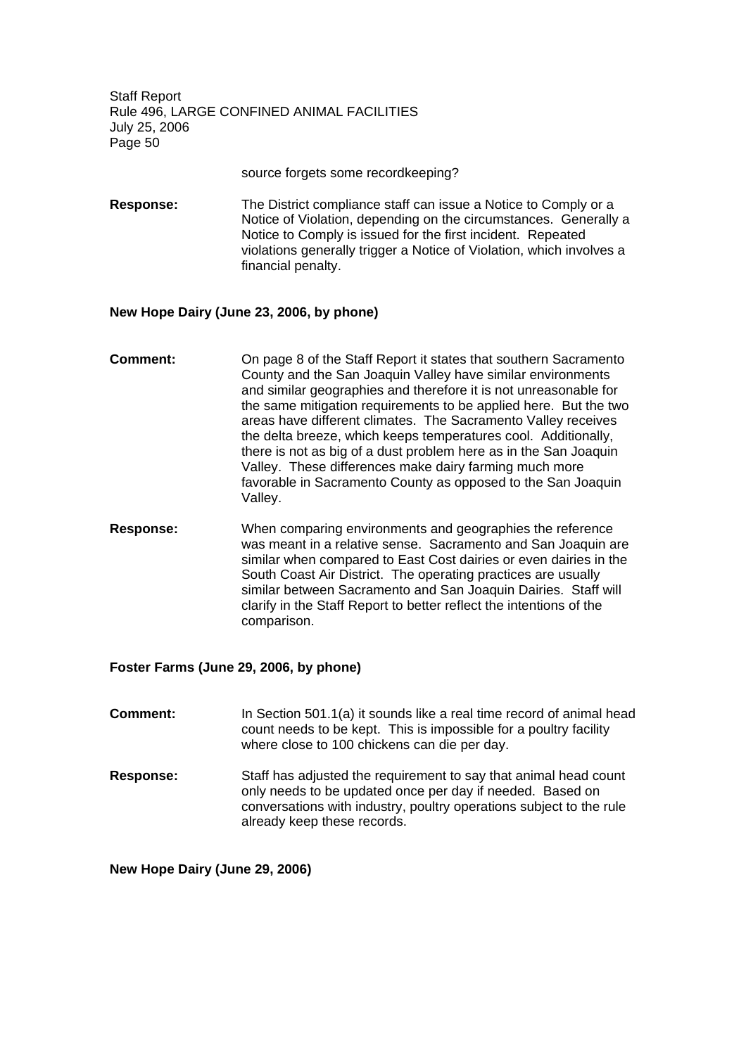source forgets some recordkeeping?

**Response:** The District compliance staff can issue a Notice to Comply or a Notice of Violation, depending on the circumstances. Generally a Notice to Comply is issued for the first incident. Repeated violations generally trigger a Notice of Violation, which involves a financial penalty.

**New Hope Dairy (June 23, 2006, by phone)**

**Comment:** On page 8 of the Staff Report it states that southern Sacramento County and the San Joaquin Valley have similar environments and similar geographies and therefore it is not unreasonable for the same mitigation requirements to be applied here. But the two areas have different climates. The Sacramento Valley receives the delta breeze, which keeps temperatures cool. Additionally, there is not as big of a dust problem here as in the San Joaquin Valley. These differences make dairy farming much more favorable in Sacramento County as opposed to the San Joaquin Valley.

**Response:** When comparing environments and geographies the reference was meant in a relative sense. Sacramento and San Joaquin are similar when compared to East Cost dairies or even dairies in the South Coast Air District. The operating practices are usually similar between Sacramento and San Joaquin Dairies. Staff will clarify in the Staff Report to better reflect the intentions of the comparison.

**Foster Farms (June 29, 2006, by phone)**

**Comment:** In Section 501.1(a) it sounds like a real time record of animal head count needs to be kept. This is impossible for a poultry facility where close to 100 chickens can die per day.

**Response:** Staff has adjusted the requirement to say that animal head count only needs to be updated once per day if needed. Based on conversations with industry, poultry operations subject to the rule already keep these records.

**New Hope Dairy (June 29, 2006)**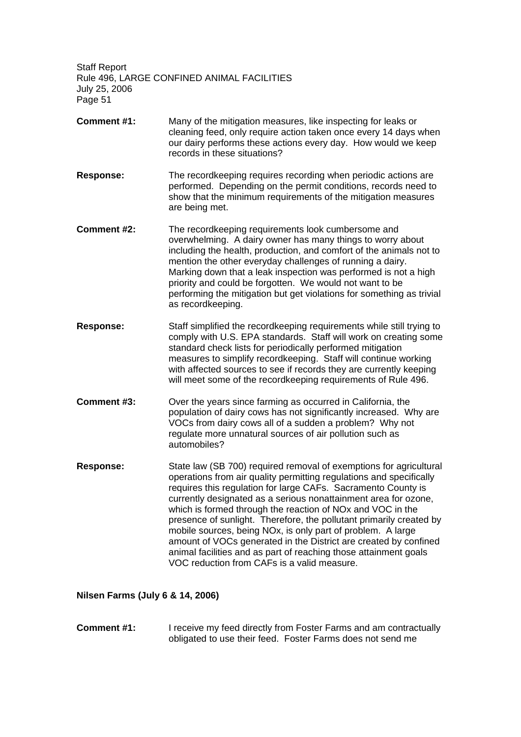**Comment #1:** Many of the mitigation measures, like inspecting for leaks or cleaning feed, only require action taken once every 14 days when our dairy performs these actions every day. How would we keep records in these situations?

**Response:** The recordkeeping requires recording when periodic actions are performed. Depending on the permit conditions, records need to show that the minimum requirements of the mitigation measures are being met.

**Comment #2:** The recordkeeping requirements look cumbersome and overwhelming. A dairy owner has many things to worry about including the health, production, and comfort of the animals not to mention the other everyday challenges of running a dairy. Marking down that a leak inspection was performed is not a high priority and could be forgotten. We would not want to be performing the mitigation but get violations for something as trivial as recordkeeping.

**Response:** Staff simplified the recordkeeping requirements while still trying to comply with U.S. EPA standards. Staff will work on creating some standard check lists for periodically performed mitigation measures to simplify recordkeeping. Staff will continue working with affected sources to see if records they are currently keeping will meet some of the recordkeeping requirements of Rule 496.

**Comment #3:** Over the years since farming as occurred in California, the population of dairy cows has not significantly increased. Why are VOCs from dairy cows all of a sudden a problem? Why not regulate more unnatural sources of air pollution such as automobiles?

**Response:** State law (SB 700) required removal of exemptions for agricultural operations from air quality permitting regulations and specifically requires this regulation for large CAFs. Sacramento County is currently designated as a serious nonattainment area for ozone, which is formed through the reaction of NOx and VOC in the presence of sunlight. Therefore, the pollutant primarily created by mobile sources, being NOx, is only part of problem. A large amount of VOCs generated in the District are created by confined animal facilities and as part of reaching those attainment goals VOC reduction from CAFs is a valid measure.

**Nilsen Farms (July 6 & 14, 2006)**

**Comment #1:** I receive my feed directly from Foster Farms and am contractually obligated to use their feed. Foster Farms does not send me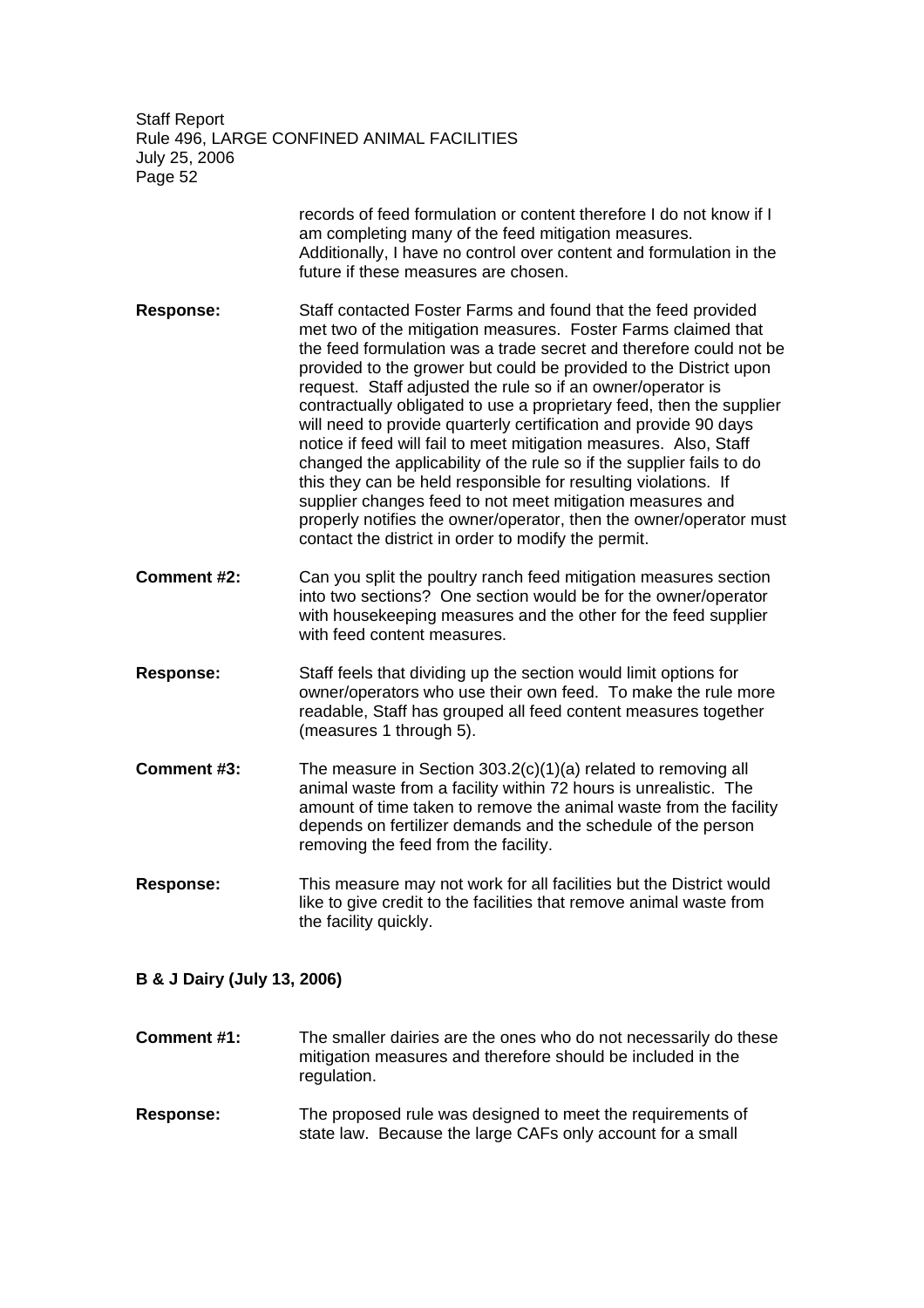records of feed formulation or content therefore I do not know if I am completing many of the feed mitigation measures. Additionally, I have no control over content and formulation in the future if these measures are chosen.

**Response:** Staff contacted Foster Farms and found that the feed provided met two of the mitigation measures. Foster Farms claimed that the feed formulation was a trade secret and therefore could not be provided to the grower but could be provided to the District upon request. Staff adjusted the rule so if an owner/operator is contractually obligated to use a proprietary feed, then the supplier will need to provide quarterly certification and provide 90 days notice if feed will fail to meet mitigation measures. Also, Staff changed the applicability of the rule so if the supplier fails to do this they can be held responsible for resulting violations. If supplier changes feed to not meet mitigation measures and properly notifies the owner/operator, then the owner/operator must contact the district in order to modify the permit.

**Comment #2:** Can you split the poultry ranch feed mitigation measures section into two sections? One section would be for the owner/operator with housekeeping measures and the other for the feed supplier with feed content measures.

**Response:** Staff feels that dividing up the section would limit options for owner/operators who use their own feed. To make the rule more readable, Staff has grouped all feed content measures together (measures 1 through 5).

**Comment #3:** The measure in Section 303.2(c)(1)(a) related to removing all animal waste from a facility within 72 hours is unrealistic. The amount of time taken to remove the animal waste from the facility depends on fertilizer demands and the schedule of the person removing the feed from the facility.

**Response:** This measure may not work for all facilities but the District would like to give credit to the facilities that remove animal waste from the facility quickly.

**B & J Dairy (July 13, 2006)**

**Comment #1:** The smaller dairies are the ones who do not necessarily do these mitigation measures and therefore should be included in the regulation.

**Response:** The proposed rule was designed to meet the requirements of state law. Because the large CAFs only account for a small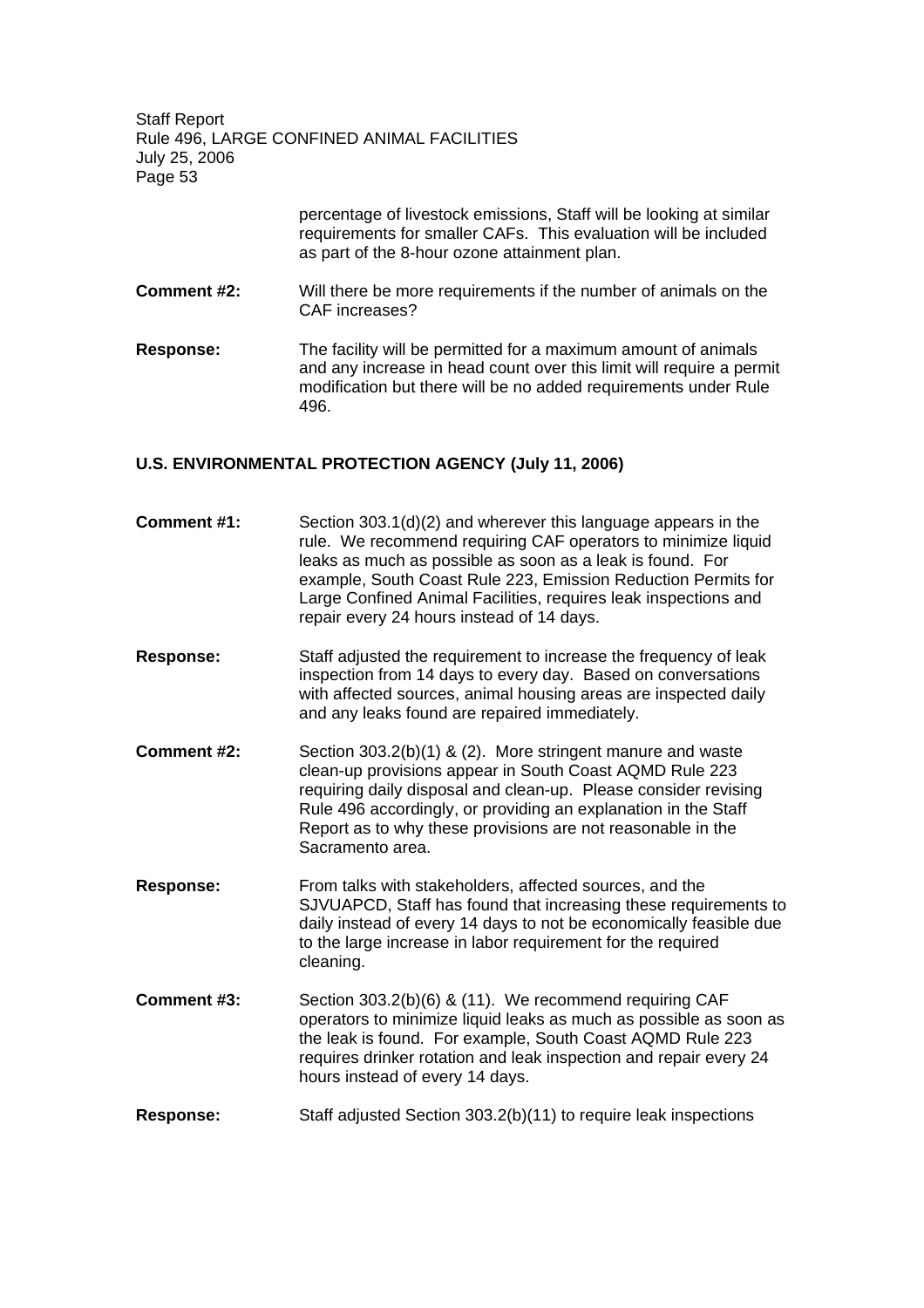percentage of livestock emissions, Staff will be looking at similar requirements for smaller CAFs. This evaluation will be included as part of the 8-hour ozone attainment plan.

**Comment #2:** Will there be more requirements if the number of animals on the CAF increases?

**Response:** The facility will be permitted for a maximum amount of animals and any increase in head count over this limit will require a permit modification but there will be no added requirements under Rule 496.

**U.S. ENVIRONMENTAL PROTECTION AGENCY (July 11, 2006)**

**Comment #1:** Section 303.1(d)(2) and wherever this language appears in the rule. We recommend requiring CAF operators to minimize liquid leaks as much as possible as soon as a leak is found. For example, South Coast Rule 223, Emission Reduction Permits for Large Confined Animal Facilities, requires leak inspections and repair every 24 hours instead of 14 days.

**Response:** Staff adjusted the requirement to increase the frequency of leak inspection from 14 days to every day. Based on conversations with affected sources, animal housing areas are inspected daily and any leaks found are repaired immediately.

**Comment #2:** Section 303.2(b)(1) & (2). More stringent manure and waste clean-up provisions appear in South Coast AQMD Rule 223 requiring daily disposal and clean-up. Please consider revising Rule 496 accordingly, or providing an explanation in the Staff Report as to why these provisions are not reasonable in the Sacramento area.

**Response:** From talks with stakeholders, affected sources, and the SJVUAPCD, Staff has found that increasing these requirements to daily instead of every 14 days to not be economically feasible due to the large increase in labor requirement for the required cleaning.

**Comment #3:** Section 303.2(b)(6) & (11). We recommend requiring CAF operators to minimize liquid leaks as much as possible as soon as the leak is found. For example, South Coast AQMD Rule 223 requires drinker rotation and leak inspection and repair every 24 hours instead of every 14 days.

**Response:** Staff adjusted Section 303.2(b)(11) to require leak inspections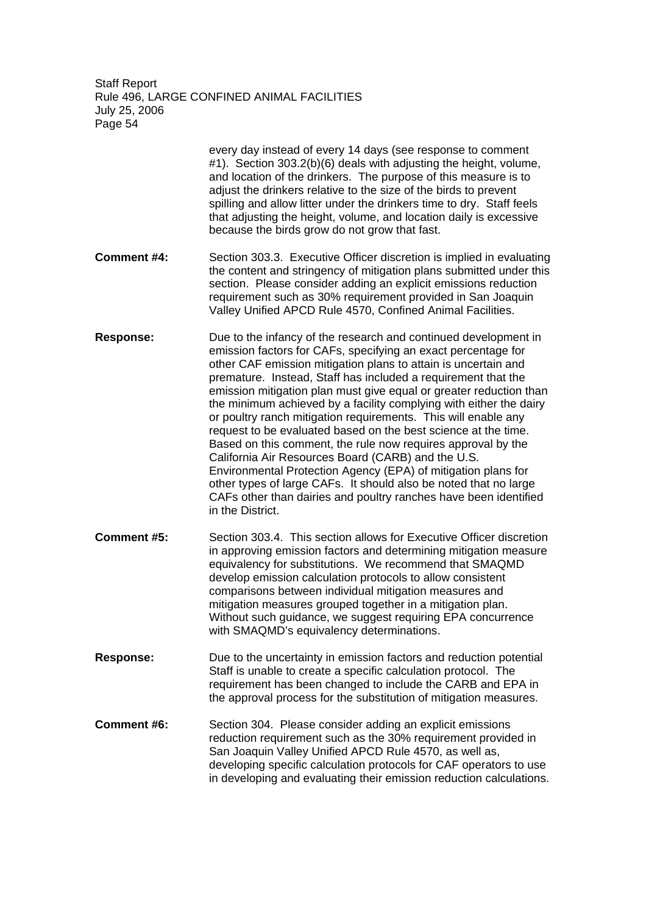every day instead of every 14 days (see response to comment #1). Section 303.2(b)(6) deals with adjusting the height, volume, and location of the drinkers. The purpose of this measure is to adjust the drinkers relative to the size of the birds to prevent spilling and allow litter under the drinkers time to dry. Staff feels that adjusting the height, volume, and location daily is excessive because the birds grow do not grow that fast.

**Comment #4:** Section 303.3. Executive Officer discretion is implied in evaluating the content and stringency of mitigation plans submitted under this section. Please consider adding an explicit emissions reduction requirement such as 30% requirement provided in San Joaquin Valley Unified APCD Rule 4570, Confined Animal Facilities.

**Response:** Due to the infancy of the research and continued development in emission factors for CAFs, specifying an exact percentage for other CAF emission mitigation plans to attain is uncertain and premature. Instead, Staff has included a requirement that the emission mitigation plan must give equal or greater reduction than the minimum achieved by a facility complying with either the dairy or poultry ranch mitigation requirements. This will enable any request to be evaluated based on the best science at the time. Based on this comment, the rule now requires approval by the California Air Resources Board (CARB) and the U.S. Environmental Protection Agency (EPA) of mitigation plans for other types of large CAFs. It should also be noted that no large CAFs other than dairies and poultry ranches have been identified in the District.

**Comment #5:** Section 303.4. This section allows for Executive Officer discretion in approving emission factors and determining mitigation measure equivalency for substitutions. We recommend that SMAQMD develop emission calculation protocols to allow consistent comparisons between individual mitigation measures and mitigation measures grouped together in a mitigation plan. Without such guidance, we suggest requiring EPA concurrence with SMAQMD's equivalency determinations.

**Response:** Due to the uncertainty in emission factors and reduction potential Staff is unable to create a specific calculation protocol. The requirement has been changed to include the CARB and EPA in the approval process for the substitution of mitigation measures.

**Comment #6:** Section 304. Please consider adding an explicit emissions reduction requirement such as the 30% requirement provided in San Joaquin Valley Unified APCD Rule 4570, as well as, developing specific calculation protocols for CAF operators to use in developing and evaluating their emission reduction calculations.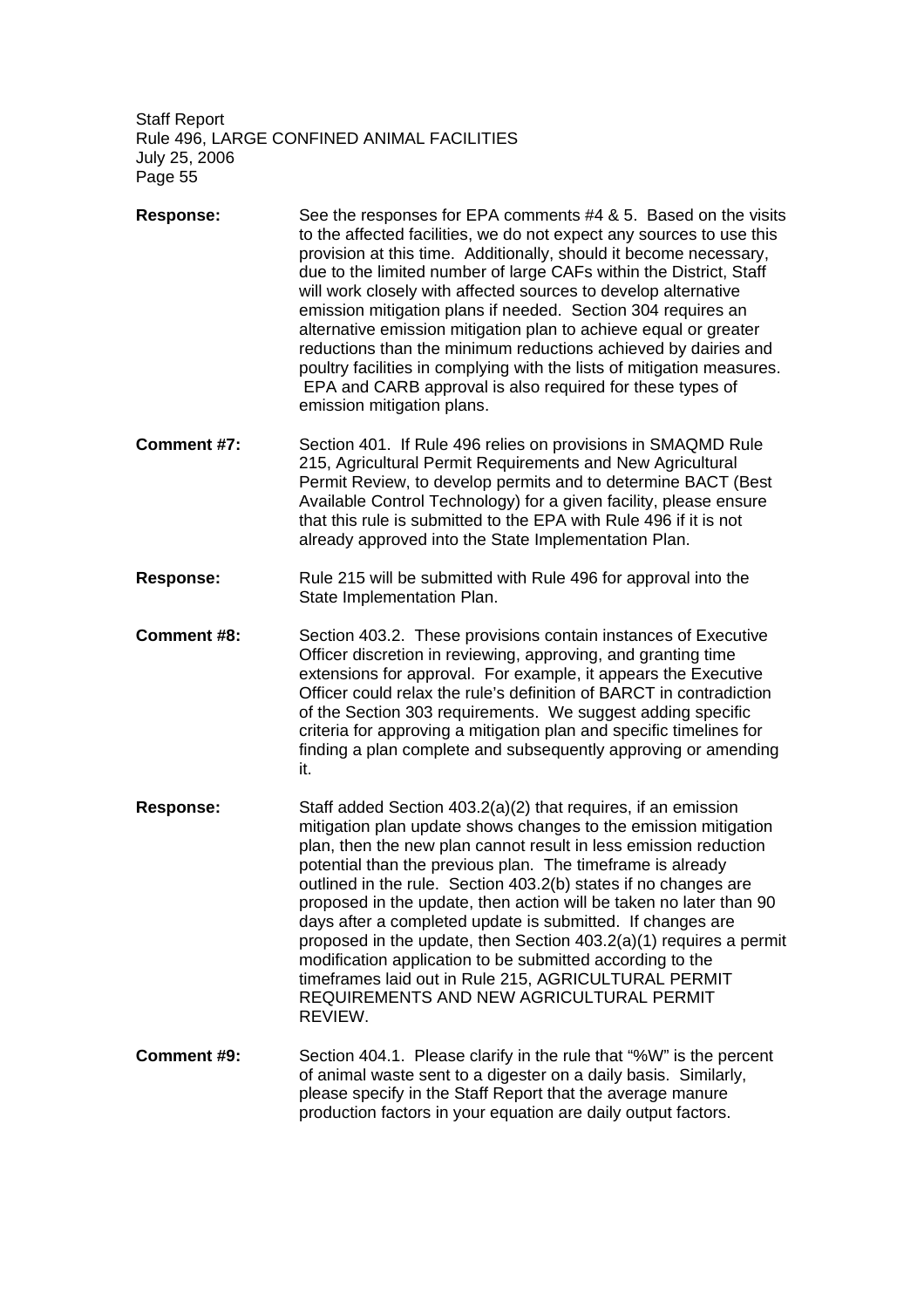**Response:** See the responses for EPA comments #4 & 5. Based on the visits to the affected facilities, we do not expect any sources to use this provision at this time. Additionally, should it become necessary, due to the limited number of large CAFs within the District, Staff will work closely with affected sources to develop alternative emission mitigation plans if needed. Section 304 requires an alternative emission mitigation plan to achieve equal or greater reductions than the minimum reductions achieved by dairies and poultry facilities in complying with the lists of mitigation measures. EPA and CARB approval is also required for these types of emission mitigation plans.

**Comment #7:** Section 401. If Rule 496 relies on provisions in SMAQMD Rule 215, Agricultural Permit Requirements and New Agricultural Permit Review, to develop permits and to determine BACT (Best Available Control Technology) for a given facility, please ensure that this rule is submitted to the EPA with Rule 496 if it is not already approved into the State Implementation Plan.

**Response:** Rule 215 will be submitted with Rule 496 for approval into the State Implementation Plan.

**Comment #8:** Section 403.2. These provisions contain instances of Executive Officer discretion in reviewing, approving, and granting time extensions for approval. For example, it appears the Executive Officer could relax the rule's definition of BARCT in contradiction of the Section 303 requirements. We suggest adding specific criteria for approving a mitigation plan and specific timelines for finding a plan complete and subsequently approving or amending it.

**Response:** Staff added Section 403.2(a)(2) that requires, if an emission mitigation plan update shows changes to the emission mitigation plan, then the new plan cannot result in less emission reduction potential than the previous plan. The timeframe is already outlined in the rule. Section 403.2(b) states if no changes are proposed in the update, then action will be taken no later than 90 days after a completed update is submitted. If changes are proposed in the update, then Section 403.2(a)(1) requires a permit modification application to be submitted according to the timeframes laid out in Rule 215, AGRICULTURAL PERMIT REQUIREMENTS AND NEW AGRICULTURAL PERMIT REVIEW.

**Comment #9:** Section 404.1. Please clarify in the rule that "%W" is the percent of animal waste sent to a digester on a daily basis. Similarly, please specify in the Staff Report that the average manure production factors in your equation are daily output factors.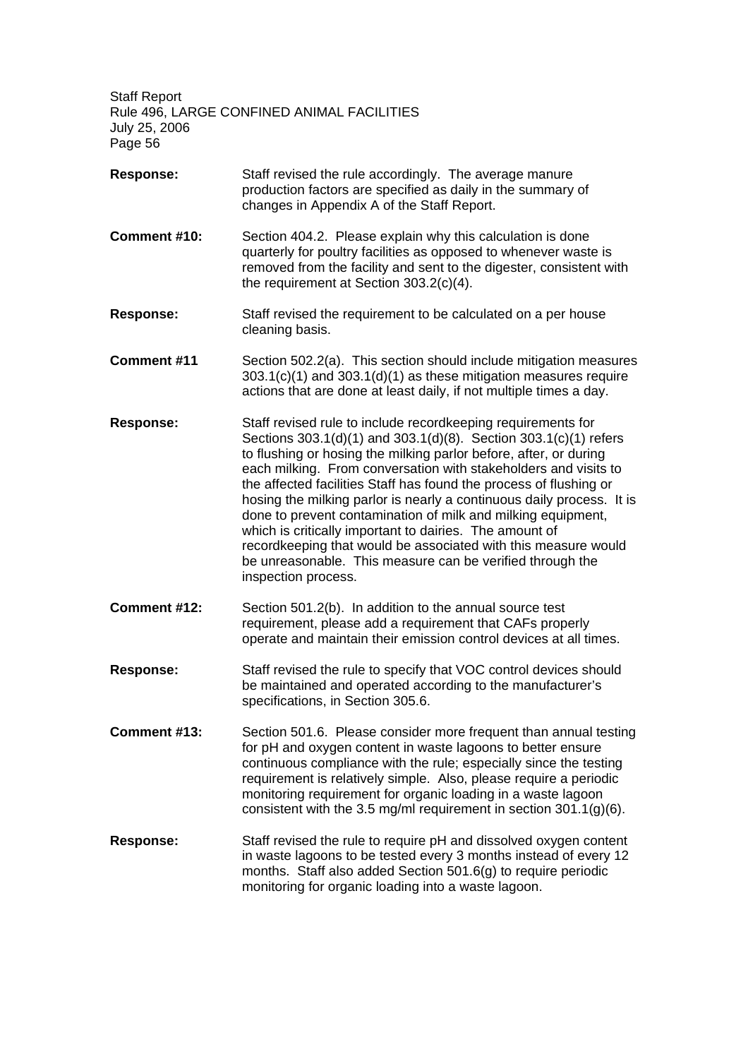**Response:** Staff revised the rule accordingly. The average manure production factors are specified as daily in the summary of changes in Appendix A of the Staff Report.

**Comment #10:** Section 404.2. Please explain why this calculation is done quarterly for poultry facilities as opposed to whenever waste is removed from the facility and sent to the digester, consistent with the requirement at Section 303.2(c)(4).

**Response:** Staff revised the requirement to be calculated on a per house cleaning basis.

**Comment #11** Section 502.2(a). This section should include mitigation measures 303.1(c)(1) and 303.1(d)(1) as these mitigation measures require actions that are done at least daily, if not multiple times a day.

**Response:** Staff revised rule to include recordkeeping requirements for Sections 303.1(d)(1) and 303.1(d)(8). Section 303.1(c)(1) refers to flushing or hosing the milking parlor before, after, or during each milking. From conversation with stakeholders and visits to the affected facilities Staff has found the process of flushing or hosing the milking parlor is nearly a continuous daily process. It is done to prevent contamination of milk and milking equipment, which is critically important to dairies. The amount of recordkeeping that would be associated with this measure would be unreasonable. This measure can be verified through the inspection process.

**Comment #12:** Section 501.2(b). In addition to the annual source test requirement, please add a requirement that CAFs properly operate and maintain their emission control devices at all times.

**Response:** Staff revised the rule to specify that VOC control devices should be maintained and operated according to the manufacturer's specifications, in Section 305.6.

**Comment #13:** Section 501.6. Please consider more frequent than annual testing for pH and oxygen content in waste lagoons to better ensure continuous compliance with the rule; especially since the testing requirement is relatively simple. Also, please require a periodic monitoring requirement for organic loading in a waste lagoon consistent with the 3.5 mg/ml requirement in section 301.1(g)(6).

**Response:** Staff revised the rule to require pH and dissolved oxygen content in waste lagoons to be tested every 3 months instead of every 12 months. Staff also added Section 501.6(g) to require periodic monitoring for organic loading into a waste lagoon.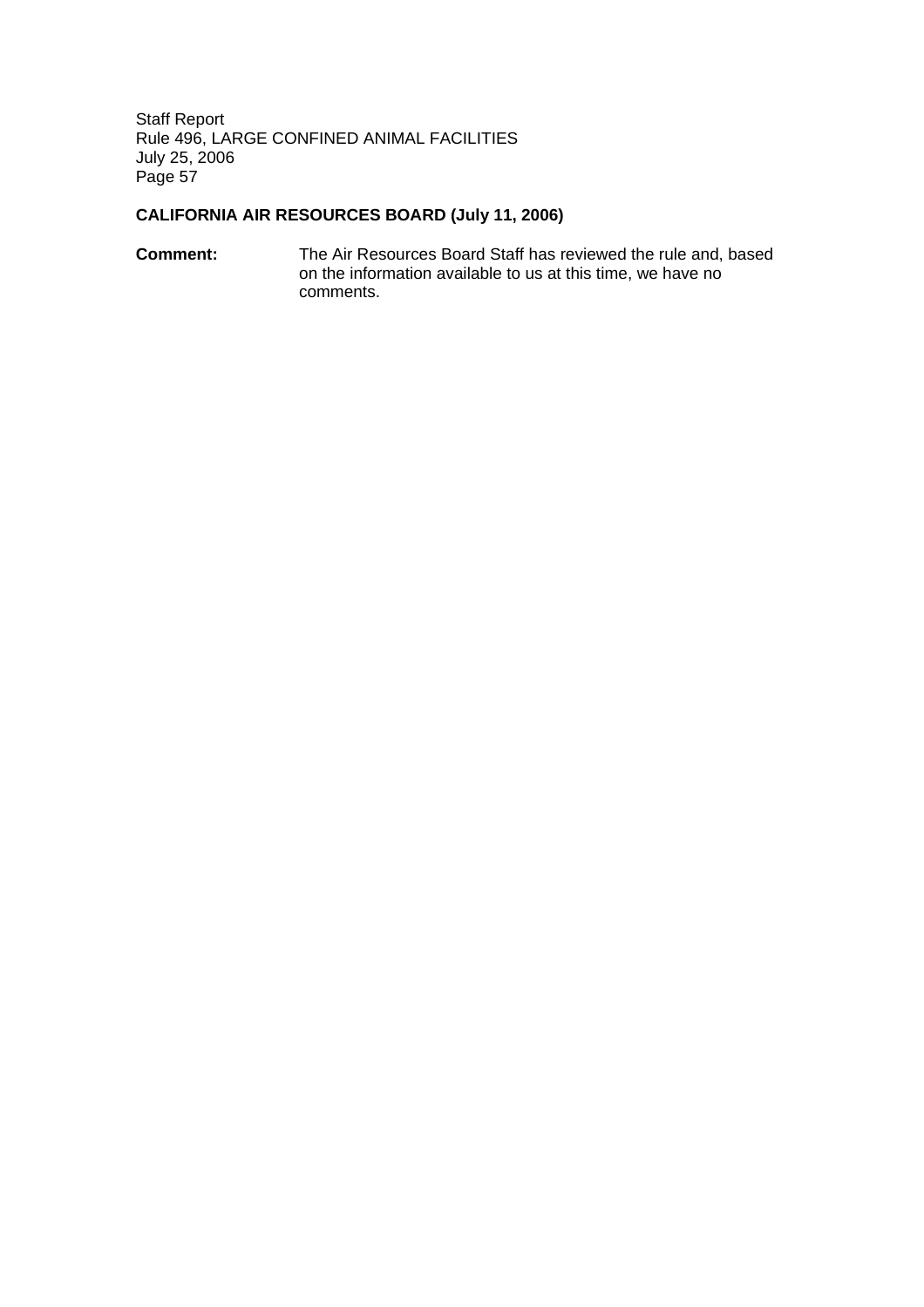**CALIFORNIA AIR RESOURCES BOARD (July 11, 2006)**

**Comment:** The Air Resources Board Staff has reviewed the rule and, based on the information available to us at this time, we have no comments.